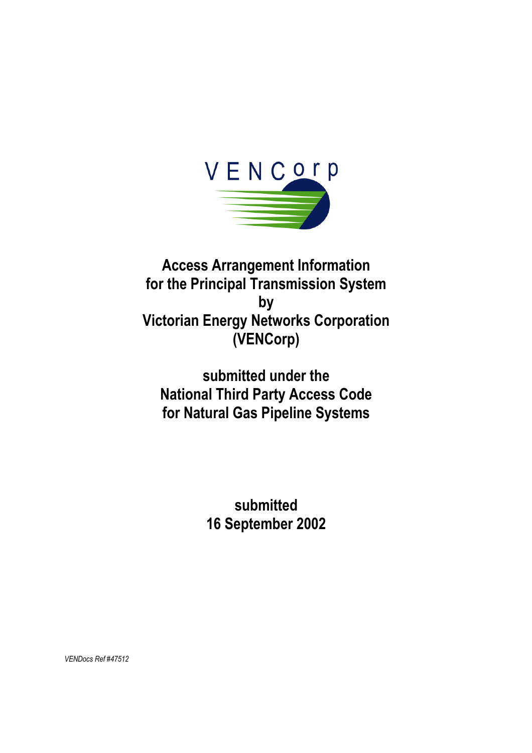VENCorp

# Access Arrangement Information for the Principal Transmission System by Victorian Energy Networks Corporation (VENCorp)

## submitted under the National Third Party Access Code for Natural Gas Pipeline Systems

## submitted 16 September 2002

*VENDocs Ref #47512*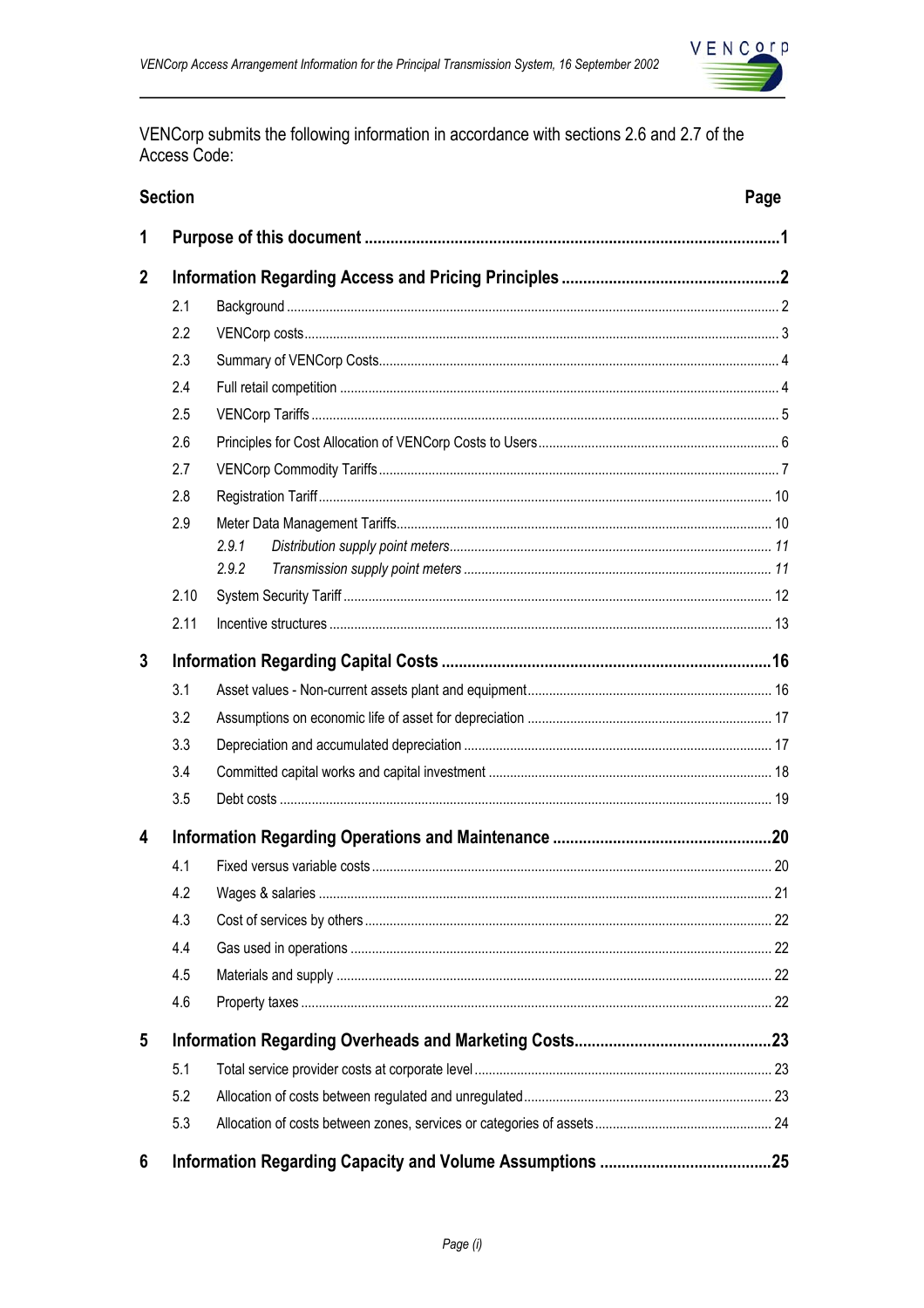VENCorp submits the following information in accordance with sections 2.6 and 2.7 of the Access Code:

| Section | | Page |
|---|---|---|
| **1** | **Purpose of this document** | **1** |
| **2** | **Information Regarding Access and Pricing Principles** | **2** |
| 2.1 | Background | 2 |
| 2.2 | VENCorp costs | 3 |
| 2.3 | Summary of VENCorp Costs | 4 |
| 2.4 | Full retail competition | 4 |
| 2.5 | VENCorp Tariffs | 5 |
| 2.6 | Principles for Cost Allocation of VENCorp Costs to Users | 6 |
| 2.7 | VENCorp Commodity Tariffs | 7 |
| 2.8 | Registration Tariff | 10 |
| 2.9 | Meter Data Management Tariffs | 10 |
| *2.9.1* | *Distribution supply point meters* | *11* |
| *2.9.2* | *Transmission supply point meters* | *11* |
| 2.10 | System Security Tariff | 12 |
| 2.11 | Incentive structures | 13 |
| **3** | **Information Regarding Capital Costs** | **16** |
| 3.1 | Asset values - Non-current assets plant and equipment | 16 |
| 3.2 | Assumptions on economic life of asset for depreciation | 17 |
| 3.3 | Depreciation and accumulated depreciation | 17 |
| 3.4 | Committed capital works and capital investment | 18 |
| 3.5 | Debt costs | 19 |
| **4** | **Information Regarding Operations and Maintenance** | **20** |
| 4.1 | Fixed versus variable costs | 20 |
| 4.2 | Wages & salaries | 21 |
| 4.3 | Cost of services by others | 22 |
| 4.4 | Gas used in operations | 22 |
| 4.5 | Materials and supply | 22 |
| 4.6 | Property taxes | 22 |
| **5** | **Information Regarding Overheads and Marketing Costs** | **23** |
| 5.1 | Total service provider costs at corporate level | 23 |
| 5.2 | Allocation of costs between regulated and unregulated | 23 |
| 5.3 | Allocation of costs between zones, services or categories of assets | 24 |
| **6** | **Information Regarding Capacity and Volume Assumptions** | **25** |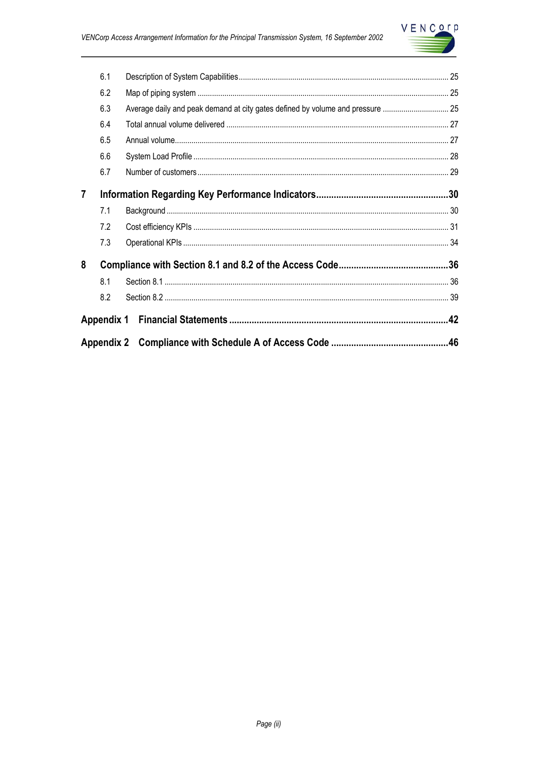6.1 Description of System Capabilities ........ 25

6.2 Map of piping system ........ 25

6.3 Average daily and peak demand at city gates defined by volume and pressure ........ 25

6.4 Total annual volume delivered ........ 27

6.5 Annual volume ........ 27

6.6 System Load Profile ........ 28

6.7 Number of customers ........ 29

**7 Information Regarding Key Performance Indicators ........ 30**

7.1 Background ........ 30

7.2 Cost efficiency KPIs ........ 31

7.3 Operational KPIs ........ 34

**8 Compliance with Section 8.1 and 8.2 of the Access Code ........ 36**

8.1 Section 8.1 ........ 36

8.2 Section 8.2 ........ 39

**Appendix 1 Financial Statements ........ 42**

**Appendix 2 Compliance with Schedule A of Access Code ........ 46**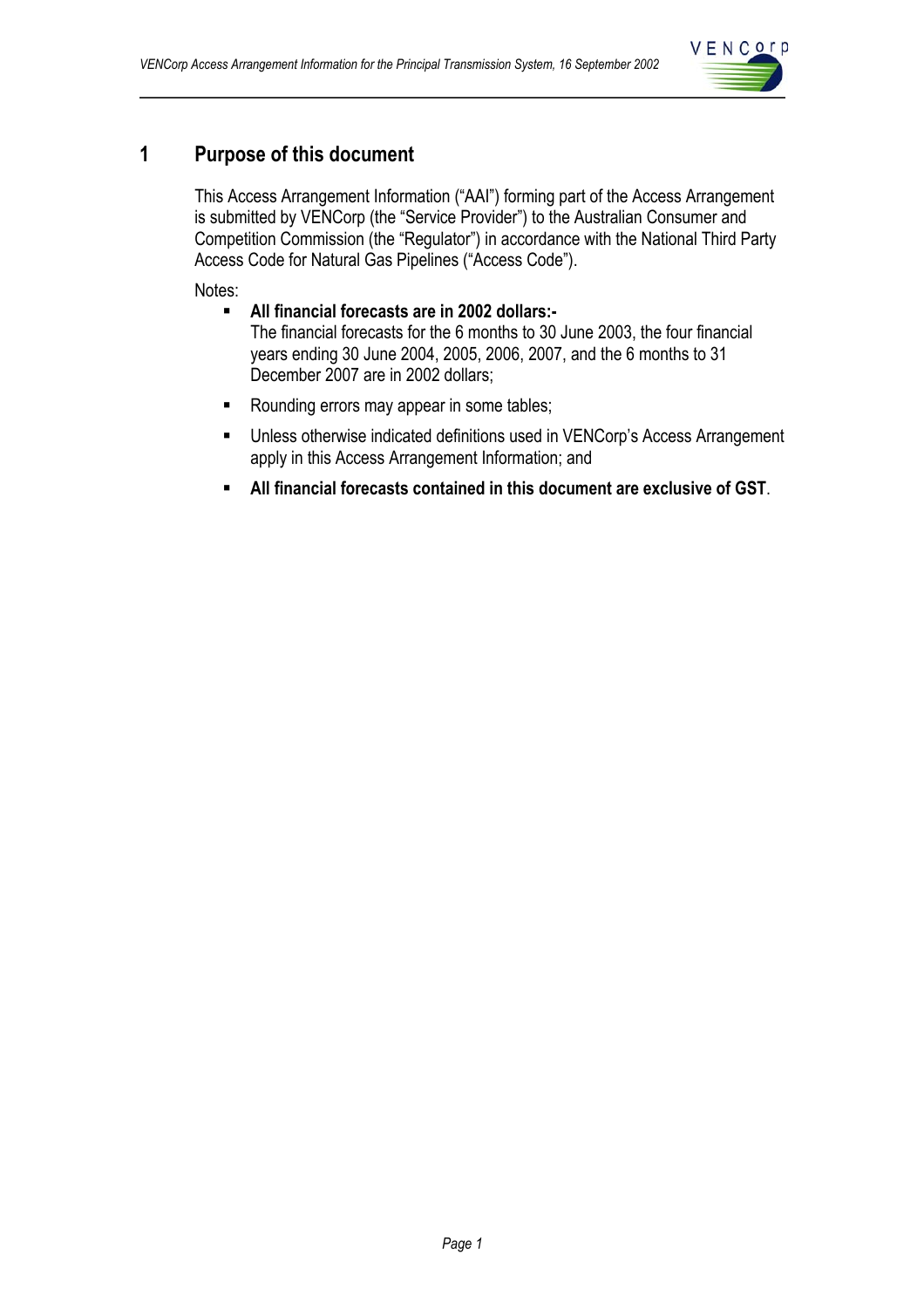# 1 Purpose of this document

This Access Arrangement Information ("AAI") forming part of the Access Arrangement is submitted by VENCorp (the "Service Provider") to the Australian Consumer and Competition Commission (the "Regulator") in accordance with the National Third Party Access Code for Natural Gas Pipelines ("Access Code").

Notes:

- **All financial forecasts are in 2002 dollars:-**
  The financial forecasts for the 6 months to 30 June 2003, the four financial years ending 30 June 2004, 2005, 2006, 2007, and the 6 months to 31 December 2007 are in 2002 dollars;
- Rounding errors may appear in some tables;
- Unless otherwise indicated definitions used in VENCorp's Access Arrangement apply in this Access Arrangement Information; and
- **All financial forecasts contained in this document are exclusive of GST**.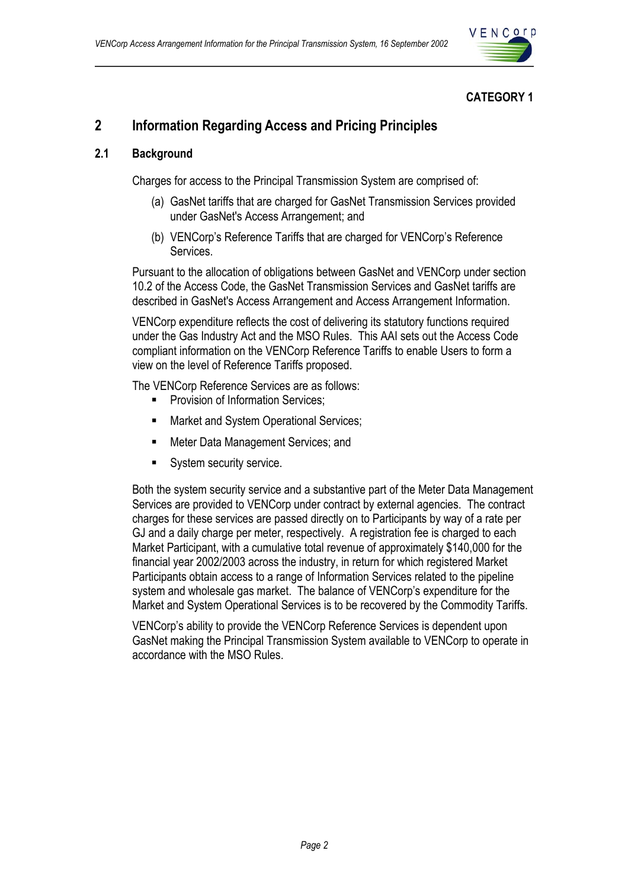**CATEGORY 1**

# 2 Information Regarding Access and Pricing Principles

## 2.1 Background

Charges for access to the Principal Transmission System are comprised of:

(a) GasNet tariffs that are charged for GasNet Transmission Services provided under GasNet's Access Arrangement; and

(b) VENCorp's Reference Tariffs that are charged for VENCorp's Reference Services.

Pursuant to the allocation of obligations between GasNet and VENCorp under section 10.2 of the Access Code, the GasNet Transmission Services and GasNet tariffs are described in GasNet's Access Arrangement and Access Arrangement Information.

VENCorp expenditure reflects the cost of delivering its statutory functions required under the Gas Industry Act and the MSO Rules. This AAI sets out the Access Code compliant information on the VENCorp Reference Tariffs to enable Users to form a view on the level of Reference Tariffs proposed.

The VENCorp Reference Services are as follows:

- Provision of Information Services;
- Market and System Operational Services;
- Meter Data Management Services; and
- System security service.

Both the system security service and a substantive part of the Meter Data Management Services are provided to VENCorp under contract by external agencies. The contract charges for these services are passed directly on to Participants by way of a rate per GJ and a daily charge per meter, respectively. A registration fee is charged to each Market Participant, with a cumulative total revenue of approximately $140,000 for the financial year 2002/2003 across the industry, in return for which registered Market Participants obtain access to a range of Information Services related to the pipeline system and wholesale gas market. The balance of VENCorp's expenditure for the Market and System Operational Services is to be recovered by the Commodity Tariffs.

VENCorp's ability to provide the VENCorp Reference Services is dependent upon GasNet making the Principal Transmission System available to VENCorp to operate in accordance with the MSO Rules.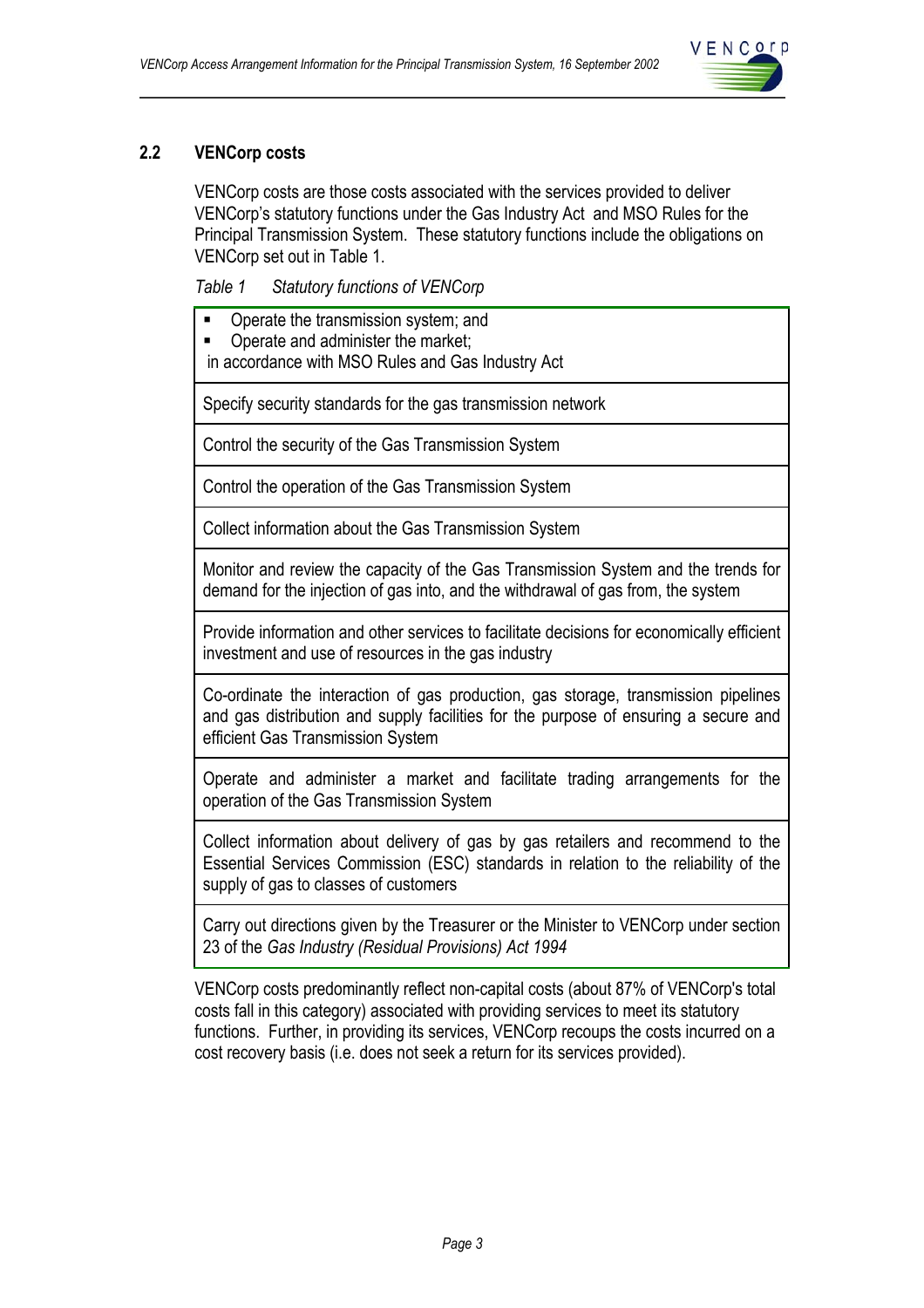## 2.2 VENCorp costs

VENCorp costs are those costs associated with the services provided to deliver VENCorp's statutory functions under the Gas Industry Act and MSO Rules for the Principal Transmission System. These statutory functions include the obligations on VENCorp set out in Table 1.

*Table 1 Statutory functions of VENCorp*

| Statutory functions of VENCorp |
|---|
| ▪ Operate the transmission system; and<br>▪ Operate and administer the market;<br>in accordance with MSO Rules and Gas Industry Act |
| Specify security standards for the gas transmission network |
| Control the security of the Gas Transmission System |
| Control the operation of the Gas Transmission System |
| Collect information about the Gas Transmission System |
| Monitor and review the capacity of the Gas Transmission System and the trends for demand for the injection of gas into, and the withdrawal of gas from, the system |
| Provide information and other services to facilitate decisions for economically efficient investment and use of resources in the gas industry |
| Co-ordinate the interaction of gas production, gas storage, transmission pipelines and gas distribution and supply facilities for the purpose of ensuring a secure and efficient Gas Transmission System |
| Operate and administer a market and facilitate trading arrangements for the operation of the Gas Transmission System |
| Collect information about delivery of gas by gas retailers and recommend to the Essential Services Commission (ESC) standards in relation to the reliability of the supply of gas to classes of customers |
| Carry out directions given by the Treasurer or the Minister to VENCorp under section 23 of the *Gas Industry (Residual Provisions) Act 1994* |

VENCorp costs predominantly reflect non-capital costs (about 87% of VENCorp's total costs fall in this category) associated with providing services to meet its statutory functions. Further, in providing its services, VENCorp recoups the costs incurred on a cost recovery basis (i.e. does not seek a return for its services provided).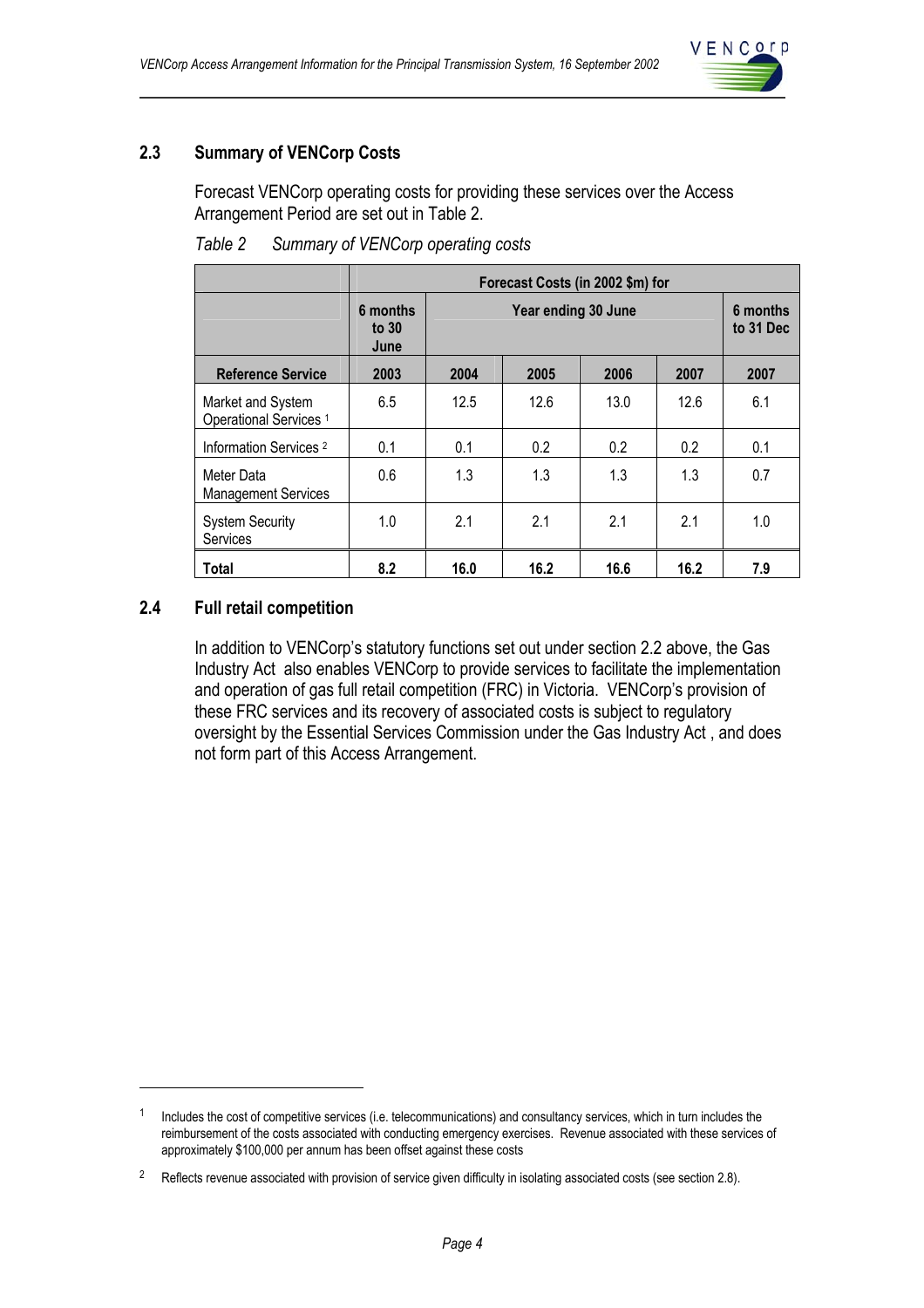## 2.3 Summary of VENCorp Costs

Forecast VENCorp operating costs for providing these services over the Access Arrangement Period are set out in Table 2.

*Table 2 Summary of VENCorp operating costs*

| | Forecast Costs (in 2002 $m) for | | | | | |
|---|---|---|---|---|---|---|
| | 6 months to 30 June | Year ending 30 June | | | | 6 months to 31 Dec |
| **Reference Service** | **2003** | **2004** | **2005** | **2006** | **2007** | **2007** |
| Market and System Operational Services [1] | 6.5 | 12.5 | 12.6 | 13.0 | 12.6 | 6.1 |
| Information Services [2] | 0.1 | 0.1 | 0.2 | 0.2 | 0.2 | 0.1 |
| Meter Data Management Services | 0.6 | 1.3 | 1.3 | 1.3 | 1.3 | 0.7 |
| System Security Services | 1.0 | 2.1 | 2.1 | 2.1 | 2.1 | 1.0 |
| **Total** | **8.2** | **16.0** | **16.2** | **16.6** | **16.2** | **7.9** |

## 2.4 Full retail competition

In addition to VENCorp's statutory functions set out under section 2.2 above, the Gas Industry Act also enables VENCorp to provide services to facilitate the implementation and operation of gas full retail competition (FRC) in Victoria. VENCorp's provision of these FRC services and its recovery of associated costs is subject to regulatory oversight by the Essential Services Commission under the Gas Industry Act , and does not form part of this Access Arrangement.

---

[1] Includes the cost of competitive services (i.e. telecommunications) and consultancy services, which in turn includes the reimbursement of the costs associated with conducting emergency exercises. Revenue associated with these services of approximately $100,000 per annum has been offset against these costs

[2] Reflects revenue associated with provision of service given difficulty in isolating associated costs (see section 2.8).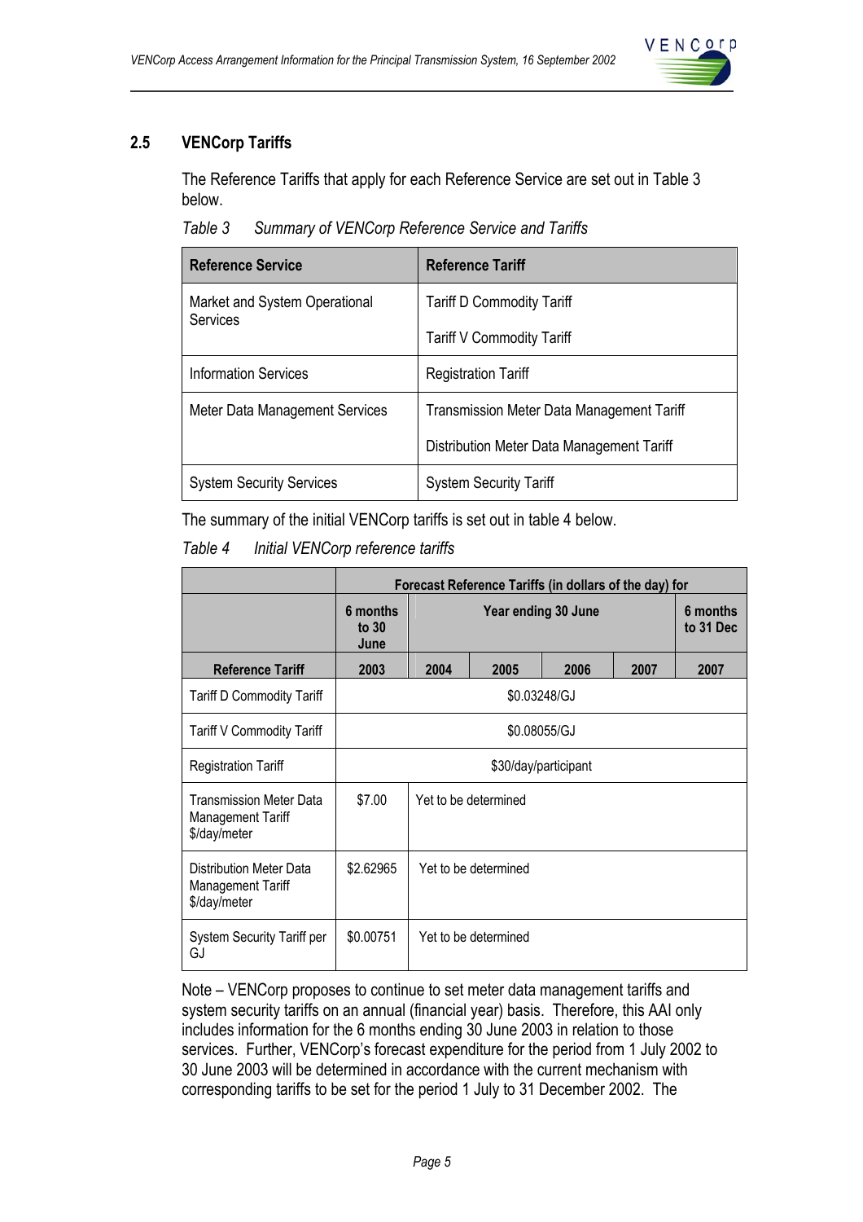## 2.5 VENCorp Tariffs

The Reference Tariffs that apply for each Reference Service are set out in Table 3 below.

*Table 3 Summary of VENCorp Reference Service and Tariffs*

| Reference Service | Reference Tariff |
|---|---|
| Market and System Operational Services | Tariff D Commodity Tariff |
| | Tariff V Commodity Tariff |
| Information Services | Registration Tariff |
| Meter Data Management Services | Transmission Meter Data Management Tariff |
| | Distribution Meter Data Management Tariff |
| System Security Services | System Security Tariff |

The summary of the initial VENCorp tariffs is set out in table 4 below.

*Table 4 Initial VENCorp reference tariffs*

| | Forecast Reference Tariffs (in dollars of the day) for | | | | | |
|---|---|---|---|---|---|---|
| | 6 months to 30 June | Year ending 30 June | | | | 6 months to 31 Dec |
| **Reference Tariff** | **2003** | **2004** | **2005** | **2006** | **2007** | **2007** |
| Tariff D Commodity Tariff | $0.03248/GJ | | | | | |
| Tariff V Commodity Tariff | $0.08055/GJ | | | | | |
| Registration Tariff | $30/day/participant | | | | | |
| Transmission Meter Data Management Tariff $/day/meter | $7.00 | Yet to be determined | | | | |
| Distribution Meter Data Management Tariff $/day/meter | $2.62965 | Yet to be determined | | | | |
| System Security Tariff per GJ | $0.00751 | Yet to be determined | | | | |

Note – VENCorp proposes to continue to set meter data management tariffs and system security tariffs on an annual (financial year) basis. Therefore, this AAI only includes information for the 6 months ending 30 June 2003 in relation to those services. Further, VENCorp's forecast expenditure for the period from 1 July 2002 to 30 June 2003 will be determined in accordance with the current mechanism with corresponding tariffs to be set for the period 1 July to 31 December 2002. The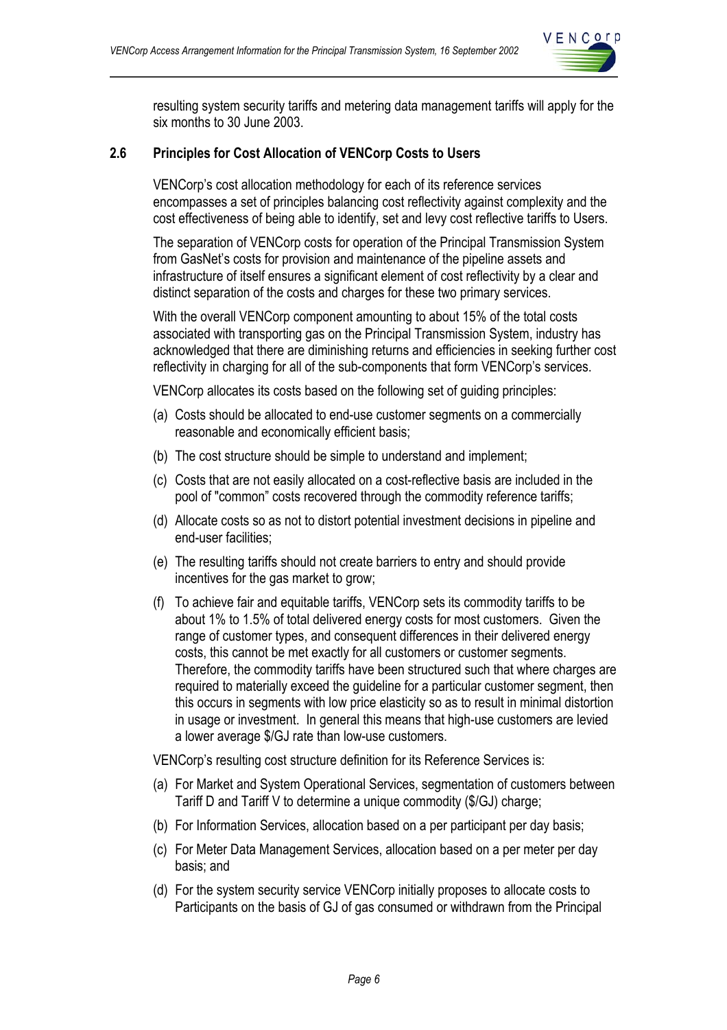resulting system security tariffs and metering data management tariffs will apply for the six months to 30 June 2003.

## 2.6 Principles for Cost Allocation of VENCorp Costs to Users

VENCorp's cost allocation methodology for each of its reference services encompasses a set of principles balancing cost reflectivity against complexity and the cost effectiveness of being able to identify, set and levy cost reflective tariffs to Users.

The separation of VENCorp costs for operation of the Principal Transmission System from GasNet's costs for provision and maintenance of the pipeline assets and infrastructure of itself ensures a significant element of cost reflectivity by a clear and distinct separation of the costs and charges for these two primary services.

With the overall VENCorp component amounting to about 15% of the total costs associated with transporting gas on the Principal Transmission System, industry has acknowledged that there are diminishing returns and efficiencies in seeking further cost reflectivity in charging for all of the sub-components that form VENCorp's services.

VENCorp allocates its costs based on the following set of guiding principles:

(a) Costs should be allocated to end-use customer segments on a commercially reasonable and economically efficient basis;

(b) The cost structure should be simple to understand and implement;

(c) Costs that are not easily allocated on a cost-reflective basis are included in the pool of "common" costs recovered through the commodity reference tariffs;

(d) Allocate costs so as not to distort potential investment decisions in pipeline and end-user facilities;

(e) The resulting tariffs should not create barriers to entry and should provide incentives for the gas market to grow;

(f) To achieve fair and equitable tariffs, VENCorp sets its commodity tariffs to be about 1% to 1.5% of total delivered energy costs for most customers. Given the range of customer types, and consequent differences in their delivered energy costs, this cannot be met exactly for all customers or customer segments. Therefore, the commodity tariffs have been structured such that where charges are required to materially exceed the guideline for a particular customer segment, then this occurs in segments with low price elasticity so as to result in minimal distortion in usage or investment. In general this means that high-use customers are levied a lower average $/GJ rate than low-use customers.

VENCorp's resulting cost structure definition for its Reference Services is:

(a) For Market and System Operational Services, segmentation of customers between Tariff D and Tariff V to determine a unique commodity ($/GJ) charge;

(b) For Information Services, allocation based on a per participant per day basis;

(c) For Meter Data Management Services, allocation based on a per meter per day basis; and

(d) For the system security service VENCorp initially proposes to allocate costs to Participants on the basis of GJ of gas consumed or withdrawn from the Principal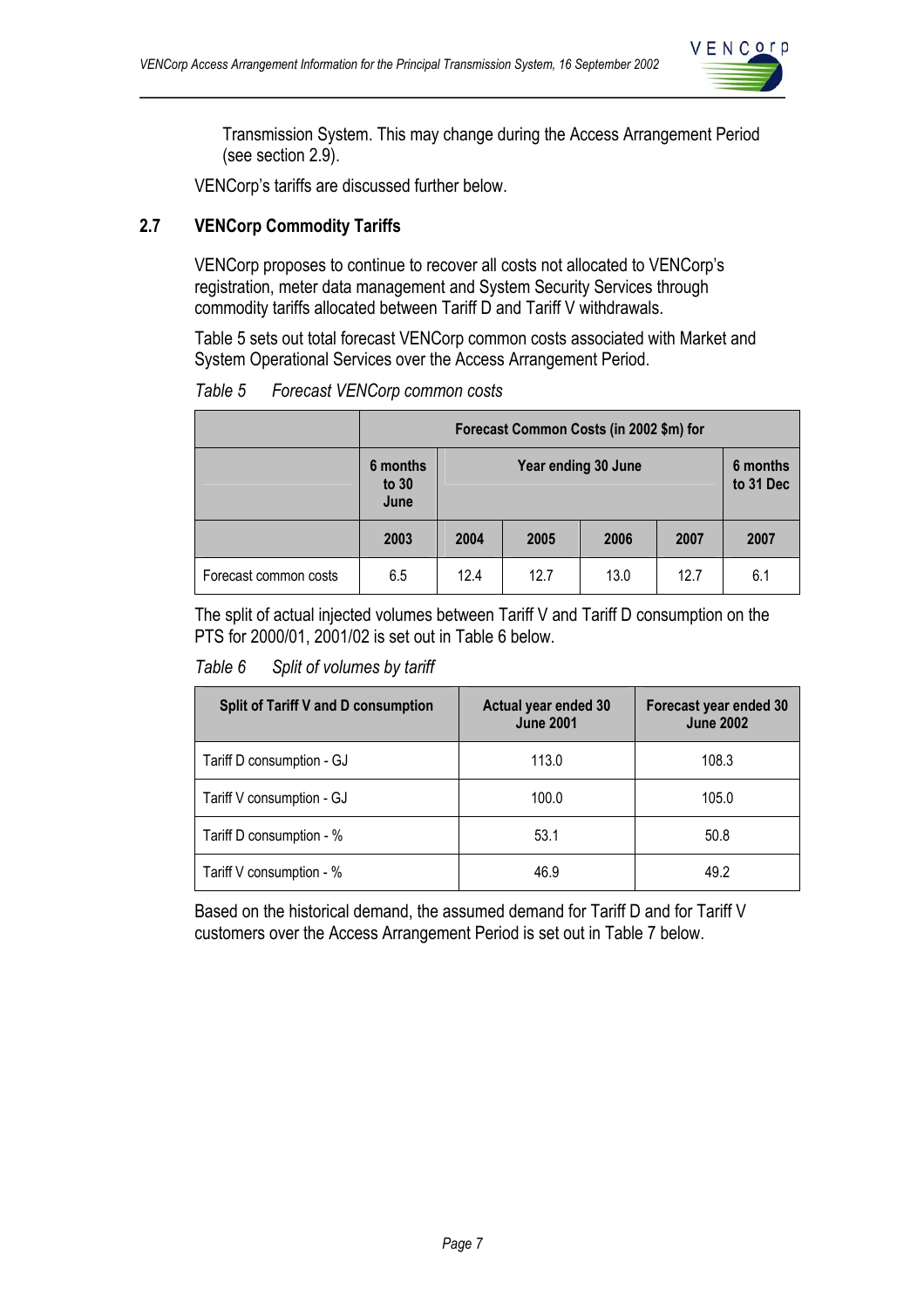Transmission System. This may change during the Access Arrangement Period (see section 2.9).

VENCorp's tariffs are discussed further below.

## 2.7 VENCorp Commodity Tariffs

VENCorp proposes to continue to recover all costs not allocated to VENCorp's registration, meter data management and System Security Services through commodity tariffs allocated between Tariff D and Tariff V withdrawals.

Table 5 sets out total forecast VENCorp common costs associated with Market and System Operational Services over the Access Arrangement Period.

*Table 5 Forecast VENCorp common costs*

| | Forecast Common Costs (in 2002 $m) for | | | | | |
|---|---|---|---|---|---|---|
| | 6 months to 30 June | Year ending 30 June | | | | 6 months to 31 Dec |
| | 2003 | 2004 | 2005 | 2006 | 2007 | 2007 |
| Forecast common costs | 6.5 | 12.4 | 12.7 | 13.0 | 12.7 | 6.1 |

The split of actual injected volumes between Tariff V and Tariff D consumption on the PTS for 2000/01, 2001/02 is set out in Table 6 below.

*Table 6 Split of volumes by tariff*

| Split of Tariff V and D consumption | Actual year ended 30 June 2001 | Forecast year ended 30 June 2002 |
|---|---|---|
| Tariff D consumption - GJ | 113.0 | 108.3 |
| Tariff V consumption - GJ | 100.0 | 105.0 |
| Tariff D consumption - % | 53.1 | 50.8 |
| Tariff V consumption - % | 46.9 | 49.2 |

Based on the historical demand, the assumed demand for Tariff D and for Tariff V customers over the Access Arrangement Period is set out in Table 7 below.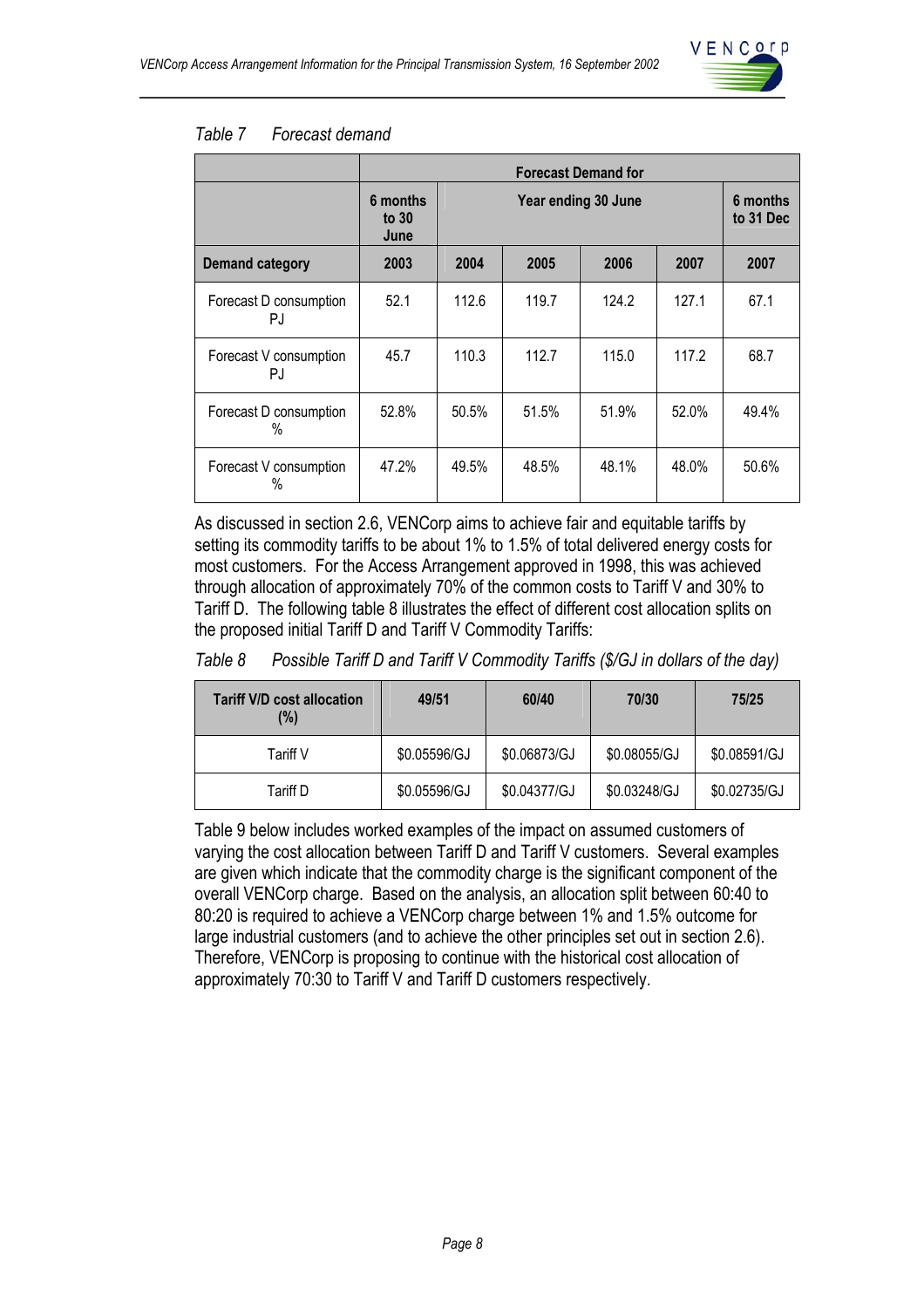*Table 7 Forecast demand*

| | Forecast Demand for | | | | | |
|---|---|---|---|---|---|---|
| | 6 months to 30 June | Year ending 30 June | | | | 6 months to 31 Dec |
| **Demand category** | **2003** | **2004** | **2005** | **2006** | **2007** | **2007** |
| Forecast D consumption PJ | 52.1 | 112.6 | 119.7 | 124.2 | 127.1 | 67.1 |
| Forecast V consumption PJ | 45.7 | 110.3 | 112.7 | 115.0 | 117.2 | 68.7 |
| Forecast D consumption % | 52.8% | 50.5% | 51.5% | 51.9% | 52.0% | 49.4% |
| Forecast V consumption % | 47.2% | 49.5% | 48.5% | 48.1% | 48.0% | 50.6% |

As discussed in section 2.6, VENCorp aims to achieve fair and equitable tariffs by setting its commodity tariffs to be about 1% to 1.5% of total delivered energy costs for most customers. For the Access Arrangement approved in 1998, this was achieved through allocation of approximately 70% of the common costs to Tariff V and 30% to Tariff D. The following table 8 illustrates the effect of different cost allocation splits on the proposed initial Tariff D and Tariff V Commodity Tariffs:

*Table 8 Possible Tariff D and Tariff V Commodity Tariffs ($/GJ in dollars of the day)*

| Tariff V/D cost allocation (%) | 49/51 | 60/40 | 70/30 | 75/25 |
|---|---|---|---|---|
| Tariff V | $0.05596/GJ | $0.06873/GJ | $0.08055/GJ | $0.08591/GJ |
| Tariff D | $0.05596/GJ | $0.04377/GJ | $0.03248/GJ | $0.02735/GJ |

Table 9 below includes worked examples of the impact on assumed customers of varying the cost allocation between Tariff D and Tariff V customers. Several examples are given which indicate that the commodity charge is the significant component of the overall VENCorp charge. Based on the analysis, an allocation split between 60:40 to 80:20 is required to achieve a VENCorp charge between 1% and 1.5% outcome for large industrial customers (and to achieve the other principles set out in section 2.6). Therefore, VENCorp is proposing to continue with the historical cost allocation of approximately 70:30 to Tariff V and Tariff D customers respectively.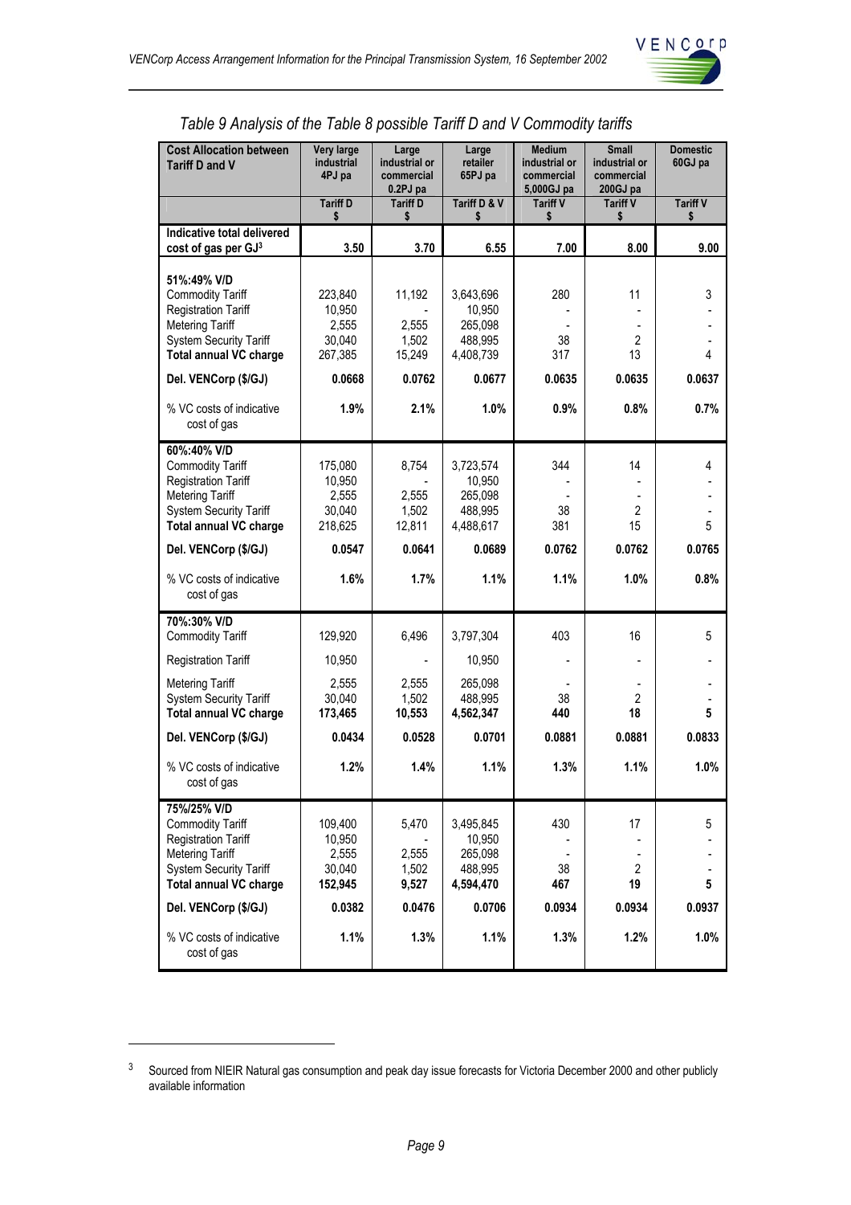*Table 9 Analysis of the Table 8 possible Tariff D and V Commodity tariffs*

| Cost Allocation between Tariff D and V | Very large industrial 4PJ pa | Large industrial or commercial 0.2PJ pa | Large retailer 65PJ pa | Medium industrial or commercial 5,000GJ pa | Small industrial or commercial 200GJ pa | Domestic 60GJ pa |
|---|---|---|---|---|---|---|
| | Tariff D $ | Tariff D $ | Tariff D & V $ | Tariff V $ | Tariff V $ | Tariff V $ |
| **Indicative total delivered cost of gas per GJ[3]** | **3.50** | **3.70** | **6.55** | **7.00** | **8.00** | **9.00** |
| **51%:49% V/D** | | | | | | |
| Commodity Tariff | 223,840 | 11,192 | 3,643,696 | 280 | 11 | 3 |
| Registration Tariff | 10,950 | - | 10,950 | - | - | - |
| Metering Tariff | 2,555 | 2,555 | 265,098 | - | - | - |
| System Security Tariff | 30,040 | 1,502 | 488,995 | 38 | 2 | - |
| **Total annual VC charge** | 267,385 | 15,249 | 4,408,739 | 317 | 13 | 4 |
| **Del. VENCorp ($/GJ)** | **0.0668** | **0.0762** | **0.0677** | **0.0635** | **0.0635** | **0.0637** |
| % VC costs of indicative cost of gas | **1.9%** | **2.1%** | **1.0%** | **0.9%** | **0.8%** | **0.7%** |
| **60%:40% V/D** | | | | | | |
| Commodity Tariff | 175,080 | 8,754 | 3,723,574 | 344 | 14 | 4 |
| Registration Tariff | 10,950 | - | 10,950 | - | - | - |
| Metering Tariff | 2,555 | 2,555 | 265,098 | - | - | - |
| System Security Tariff | 30,040 | 1,502 | 488,995 | 38 | 2 | - |
| **Total annual VC charge** | 218,625 | 12,811 | 4,488,617 | 381 | 15 | 5 |
| **Del. VENCorp ($/GJ)** | **0.0547** | **0.0641** | **0.0689** | **0.0762** | **0.0762** | **0.0765** |
| % VC costs of indicative cost of gas | **1.6%** | **1.7%** | **1.1%** | **1.1%** | **1.0%** | **0.8%** |
| **70%:30% V/D** | | | | | | |
| Commodity Tariff | 129,920 | 6,496 | 3,797,304 | 403 | 16 | 5 |
| Registration Tariff | 10,950 | - | 10,950 | - | - | - |
| Metering Tariff | 2,555 | 2,555 | 265,098 | - | - | - |
| System Security Tariff | 30,040 | 1,502 | 488,995 | 38 | 2 | - |
| **Total annual VC charge** | **173,465** | **10,553** | **4,562,347** | **440** | **18** | **5** |
| **Del. VENCorp ($/GJ)** | **0.0434** | **0.0528** | **0.0701** | **0.0881** | **0.0881** | **0.0833** |
| % VC costs of indicative cost of gas | **1.2%** | **1.4%** | **1.1%** | **1.3%** | **1.1%** | **1.0%** |
| **75%/25% V/D** | | | | | | |
| Commodity Tariff | 109,400 | 5,470 | 3,495,845 | 430 | 17 | 5 |
| Registration Tariff | 10,950 | - | 10,950 | - | - | - |
| Metering Tariff | 2,555 | 2,555 | 265,098 | - | - | - |
| System Security Tariff | 30,040 | 1,502 | 488,995 | 38 | 2 | - |
| **Total annual VC charge** | **152,945** | **9,527** | **4,594,470** | **467** | **19** | **5** |
| **Del. VENCorp ($/GJ)** | **0.0382** | **0.0476** | **0.0706** | **0.0934** | **0.0934** | **0.0937** |
| % VC costs of indicative cost of gas | **1.1%** | **1.3%** | **1.1%** | **1.3%** | **1.2%** | **1.0%** |

[3] Sourced from NIEIR Natural gas consumption and peak day issue forecasts for Victoria December 2000 and other publicly available information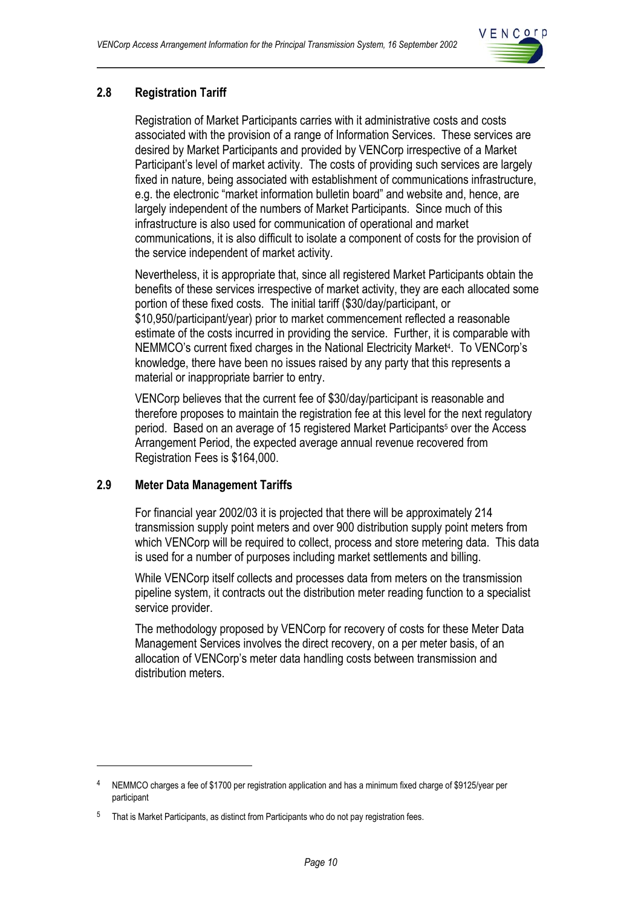## 2.8 Registration Tariff

Registration of Market Participants carries with it administrative costs and costs associated with the provision of a range of Information Services. These services are desired by Market Participants and provided by VENCorp irrespective of a Market Participant's level of market activity. The costs of providing such services are largely fixed in nature, being associated with establishment of communications infrastructure, e.g. the electronic "market information bulletin board" and website and, hence, are largely independent of the numbers of Market Participants. Since much of this infrastructure is also used for communication of operational and market communications, it is also difficult to isolate a component of costs for the provision of the service independent of market activity.

Nevertheless, it is appropriate that, since all registered Market Participants obtain the benefits of these services irrespective of market activity, they are each allocated some portion of these fixed costs. The initial tariff ($30/day/participant, or $10,950/participant/year) prior to market commencement reflected a reasonable estimate of the costs incurred in providing the service. Further, it is comparable with NEMMCO's current fixed charges in the National Electricity Market[4]. To VENCorp's knowledge, there have been no issues raised by any party that this represents a material or inappropriate barrier to entry.

VENCorp believes that the current fee of $30/day/participant is reasonable and therefore proposes to maintain the registration fee at this level for the next regulatory period. Based on an average of 15 registered Market Participants[5] over the Access Arrangement Period, the expected average annual revenue recovered from Registration Fees is $164,000.

## 2.9 Meter Data Management Tariffs

For financial year 2002/03 it is projected that there will be approximately 214 transmission supply point meters and over 900 distribution supply point meters from which VENCorp will be required to collect, process and store metering data. This data is used for a number of purposes including market settlements and billing.

While VENCorp itself collects and processes data from meters on the transmission pipeline system, it contracts out the distribution meter reading function to a specialist service provider.

The methodology proposed by VENCorp for recovery of costs for these Meter Data Management Services involves the direct recovery, on a per meter basis, of an allocation of VENCorp's meter data handling costs between transmission and distribution meters.

---

[4] NEMMCO charges a fee of $1700 per registration application and has a minimum fixed charge of $9125/year per participant

[5] That is Market Participants, as distinct from Participants who do not pay registration fees.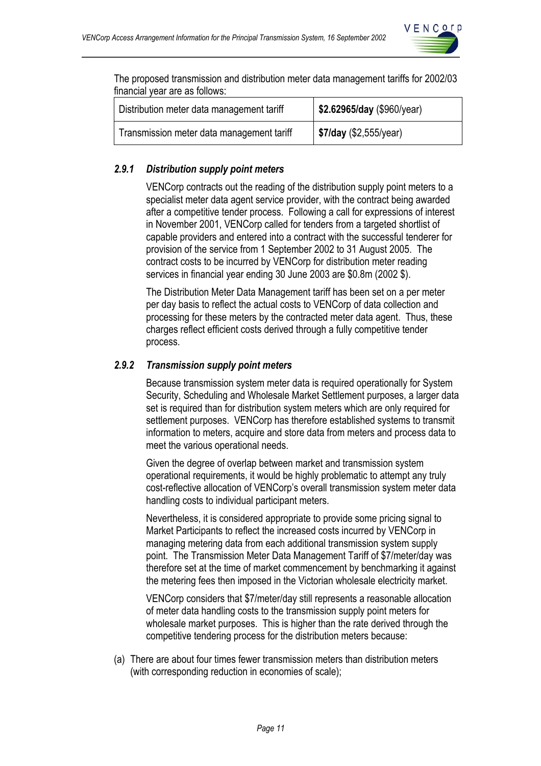The proposed transmission and distribution meter data management tariffs for 2002/03 financial year are as follows:

| Distribution meter data management tariff | **$2.62965/day** ($960/year) |
|---|---|
| Transmission meter data management tariff | **$7/day** ($2,555/year) |

### *2.9.1 Distribution supply point meters*

VENCorp contracts out the reading of the distribution supply point meters to a specialist meter data agent service provider, with the contract being awarded after a competitive tender process. Following a call for expressions of interest in November 2001, VENCorp called for tenders from a targeted shortlist of capable providers and entered into a contract with the successful tenderer for provision of the service from 1 September 2002 to 31 August 2005. The contract costs to be incurred by VENCorp for distribution meter reading services in financial year ending 30 June 2003 are $0.8m (2002 $).

The Distribution Meter Data Management tariff has been set on a per meter per day basis to reflect the actual costs to VENCorp of data collection and processing for these meters by the contracted meter data agent. Thus, these charges reflect efficient costs derived through a fully competitive tender process.

### *2.9.2 Transmission supply point meters*

Because transmission system meter data is required operationally for System Security, Scheduling and Wholesale Market Settlement purposes, a larger data set is required than for distribution system meters which are only required for settlement purposes. VENCorp has therefore established systems to transmit information to meters, acquire and store data from meters and process data to meet the various operational needs.

Given the degree of overlap between market and transmission system operational requirements, it would be highly problematic to attempt any truly cost-reflective allocation of VENCorp's overall transmission system meter data handling costs to individual participant meters.

Nevertheless, it is considered appropriate to provide some pricing signal to Market Participants to reflect the increased costs incurred by VENCorp in managing metering data from each additional transmission system supply point. The Transmission Meter Data Management Tariff of $7/meter/day was therefore set at the time of market commencement by benchmarking it against the metering fees then imposed in the Victorian wholesale electricity market.

VENCorp considers that $7/meter/day still represents a reasonable allocation of meter data handling costs to the transmission supply point meters for wholesale market purposes. This is higher than the rate derived through the competitive tendering process for the distribution meters because:

(a) There are about four times fewer transmission meters than distribution meters (with corresponding reduction in economies of scale);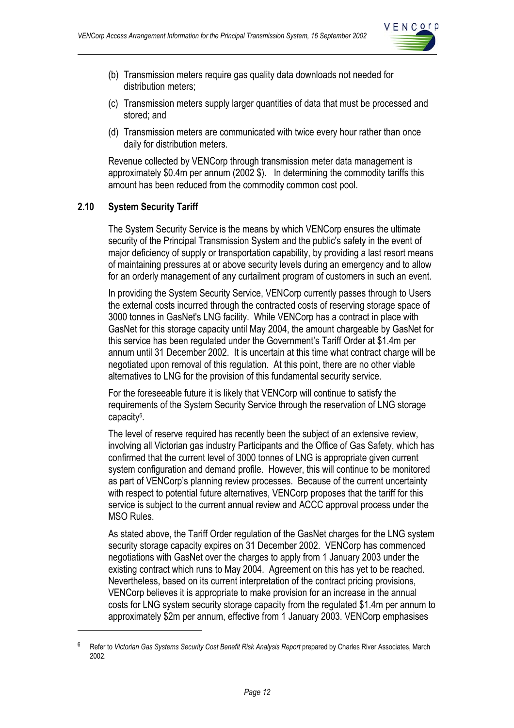(b) Transmission meters require gas quality data downloads not needed for distribution meters;

(c) Transmission meters supply larger quantities of data that must be processed and stored; and

(d) Transmission meters are communicated with twice every hour rather than once daily for distribution meters.

Revenue collected by VENCorp through transmission meter data management is approximately \$0.4m per annum (2002 \$). In determining the commodity tariffs this amount has been reduced from the commodity common cost pool.

## 2.10 System Security Tariff

The System Security Service is the means by which VENCorp ensures the ultimate security of the Principal Transmission System and the public's safety in the event of major deficiency of supply or transportation capability, by providing a last resort means of maintaining pressures at or above security levels during an emergency and to allow for an orderly management of any curtailment program of customers in such an event.

In providing the System Security Service, VENCorp currently passes through to Users the external costs incurred through the contracted costs of reserving storage space of 3000 tonnes in GasNet's LNG facility. While VENCorp has a contract in place with GasNet for this storage capacity until May 2004, the amount chargeable by GasNet for this service has been regulated under the Government's Tariff Order at \$1.4m per annum until 31 December 2002. It is uncertain at this time what contract charge will be negotiated upon removal of this regulation. At this point, there are no other viable alternatives to LNG for the provision of this fundamental security service.

For the foreseeable future it is likely that VENCorp will continue to satisfy the requirements of the System Security Service through the reservation of LNG storage capacity[6].

The level of reserve required has recently been the subject of an extensive review, involving all Victorian gas industry Participants and the Office of Gas Safety, which has confirmed that the current level of 3000 tonnes of LNG is appropriate given current system configuration and demand profile. However, this will continue to be monitored as part of VENCorp's planning review processes. Because of the current uncertainty with respect to potential future alternatives, VENCorp proposes that the tariff for this service is subject to the current annual review and ACCC approval process under the MSO Rules.

As stated above, the Tariff Order regulation of the GasNet charges for the LNG system security storage capacity expires on 31 December 2002. VENCorp has commenced negotiations with GasNet over the charges to apply from 1 January 2003 under the existing contract which runs to May 2004. Agreement on this has yet to be reached. Nevertheless, based on its current interpretation of the contract pricing provisions, VENCorp believes it is appropriate to make provision for an increase in the annual costs for LNG system security storage capacity from the regulated \$1.4m per annum to approximately \$2m per annum, effective from 1 January 2003. VENCorp emphasises

---

[6] Refer to *Victorian Gas Systems Security Cost Benefit Risk Analysis Report* prepared by Charles River Associates, March 2002.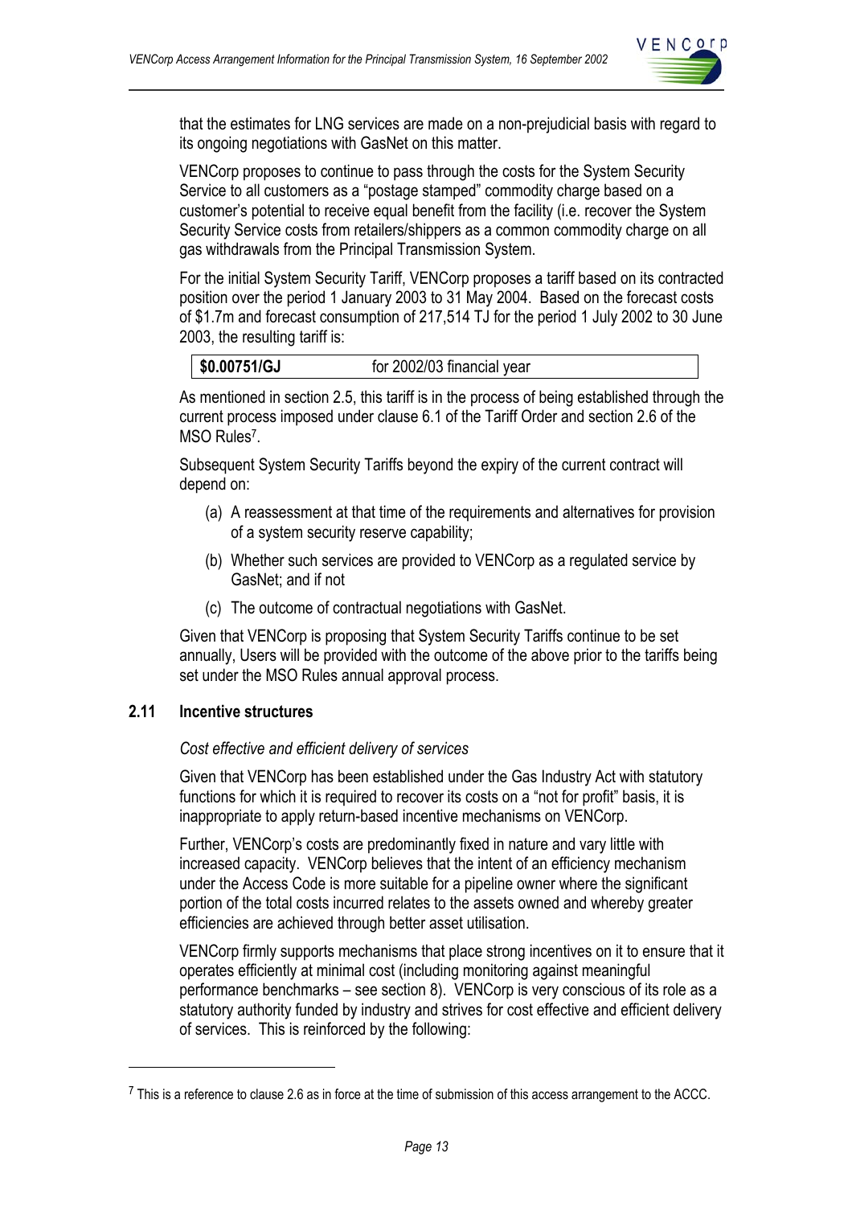that the estimates for LNG services are made on a non-prejudicial basis with regard to its ongoing negotiations with GasNet on this matter.

VENCorp proposes to continue to pass through the costs for the System Security Service to all customers as a "postage stamped" commodity charge based on a customer's potential to receive equal benefit from the facility (i.e. recover the System Security Service costs from retailers/shippers as a common commodity charge on all gas withdrawals from the Principal Transmission System.

For the initial System Security Tariff, VENCorp proposes a tariff based on its contracted position over the period 1 January 2003 to 31 May 2004. Based on the forecast costs of $1.7m and forecast consumption of 217,514 TJ for the period 1 July 2002 to 30 June 2003, the resulting tariff is:

| **$0.00751/GJ** | for 2002/03 financial year |
|---|---|

As mentioned in section 2.5, this tariff is in the process of being established through the current process imposed under clause 6.1 of the Tariff Order and section 2.6 of the MSO Rules[7].

Subsequent System Security Tariffs beyond the expiry of the current contract will depend on:

(a) A reassessment at that time of the requirements and alternatives for provision of a system security reserve capability;

(b) Whether such services are provided to VENCorp as a regulated service by GasNet; and if not

(c) The outcome of contractual negotiations with GasNet.

Given that VENCorp is proposing that System Security Tariffs continue to be set annually, Users will be provided with the outcome of the above prior to the tariffs being set under the MSO Rules annual approval process.

## 2.11 Incentive structures

*Cost effective and efficient delivery of services*

Given that VENCorp has been established under the Gas Industry Act with statutory functions for which it is required to recover its costs on a "not for profit" basis, it is inappropriate to apply return-based incentive mechanisms on VENCorp.

Further, VENCorp's costs are predominantly fixed in nature and vary little with increased capacity. VENCorp believes that the intent of an efficiency mechanism under the Access Code is more suitable for a pipeline owner where the significant portion of the total costs incurred relates to the assets owned and whereby greater efficiencies are achieved through better asset utilisation.

VENCorp firmly supports mechanisms that place strong incentives on it to ensure that it operates efficiently at minimal cost (including monitoring against meaningful performance benchmarks – see section 8). VENCorp is very conscious of its role as a statutory authority funded by industry and strives for cost effective and efficient delivery of services. This is reinforced by the following:

[7] This is a reference to clause 2.6 as in force at the time of submission of this access arrangement to the ACCC.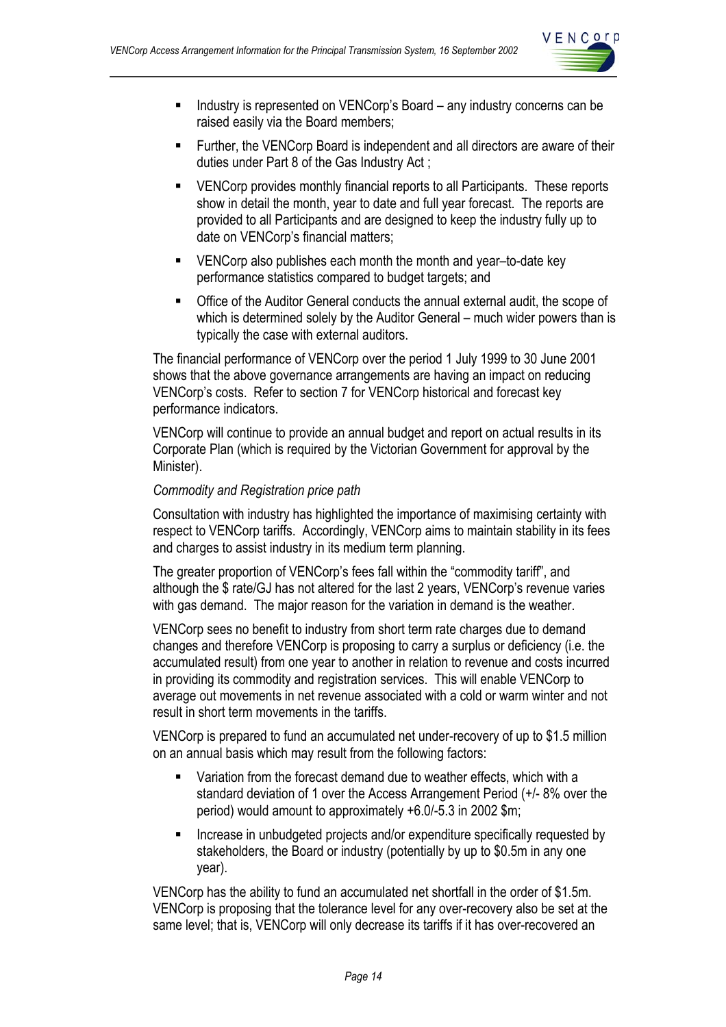- Industry is represented on VENCorp's Board – any industry concerns can be raised easily via the Board members;
- Further, the VENCorp Board is independent and all directors are aware of their duties under Part 8 of the Gas Industry Act ;
- VENCorp provides monthly financial reports to all Participants. These reports show in detail the month, year to date and full year forecast. The reports are provided to all Participants and are designed to keep the industry fully up to date on VENCorp's financial matters;
- VENCorp also publishes each month the month and year–to-date key performance statistics compared to budget targets; and
- Office of the Auditor General conducts the annual external audit, the scope of which is determined solely by the Auditor General – much wider powers than is typically the case with external auditors.

The financial performance of VENCorp over the period 1 July 1999 to 30 June 2001 shows that the above governance arrangements are having an impact on reducing VENCorp's costs. Refer to section 7 for VENCorp historical and forecast key performance indicators.

VENCorp will continue to provide an annual budget and report on actual results in its Corporate Plan (which is required by the Victorian Government for approval by the Minister).

*Commodity and Registration price path*

Consultation with industry has highlighted the importance of maximising certainty with respect to VENCorp tariffs. Accordingly, VENCorp aims to maintain stability in its fees and charges to assist industry in its medium term planning.

The greater proportion of VENCorp's fees fall within the "commodity tariff", and although the $ rate/GJ has not altered for the last 2 years, VENCorp's revenue varies with gas demand. The major reason for the variation in demand is the weather.

VENCorp sees no benefit to industry from short term rate charges due to demand changes and therefore VENCorp is proposing to carry a surplus or deficiency (i.e. the accumulated result) from one year to another in relation to revenue and costs incurred in providing its commodity and registration services. This will enable VENCorp to average out movements in net revenue associated with a cold or warm winter and not result in short term movements in the tariffs.

VENCorp is prepared to fund an accumulated net under-recovery of up to $1.5 million on an annual basis which may result from the following factors:

- Variation from the forecast demand due to weather effects, which with a standard deviation of 1 over the Access Arrangement Period (+/- 8% over the period) would amount to approximately +6.0/-5.3 in 2002 $m;
- Increase in unbudgeted projects and/or expenditure specifically requested by stakeholders, the Board or industry (potentially by up to $0.5m in any one year).

VENCorp has the ability to fund an accumulated net shortfall in the order of $1.5m. VENCorp is proposing that the tolerance level for any over-recovery also be set at the same level; that is, VENCorp will only decrease its tariffs if it has over-recovered an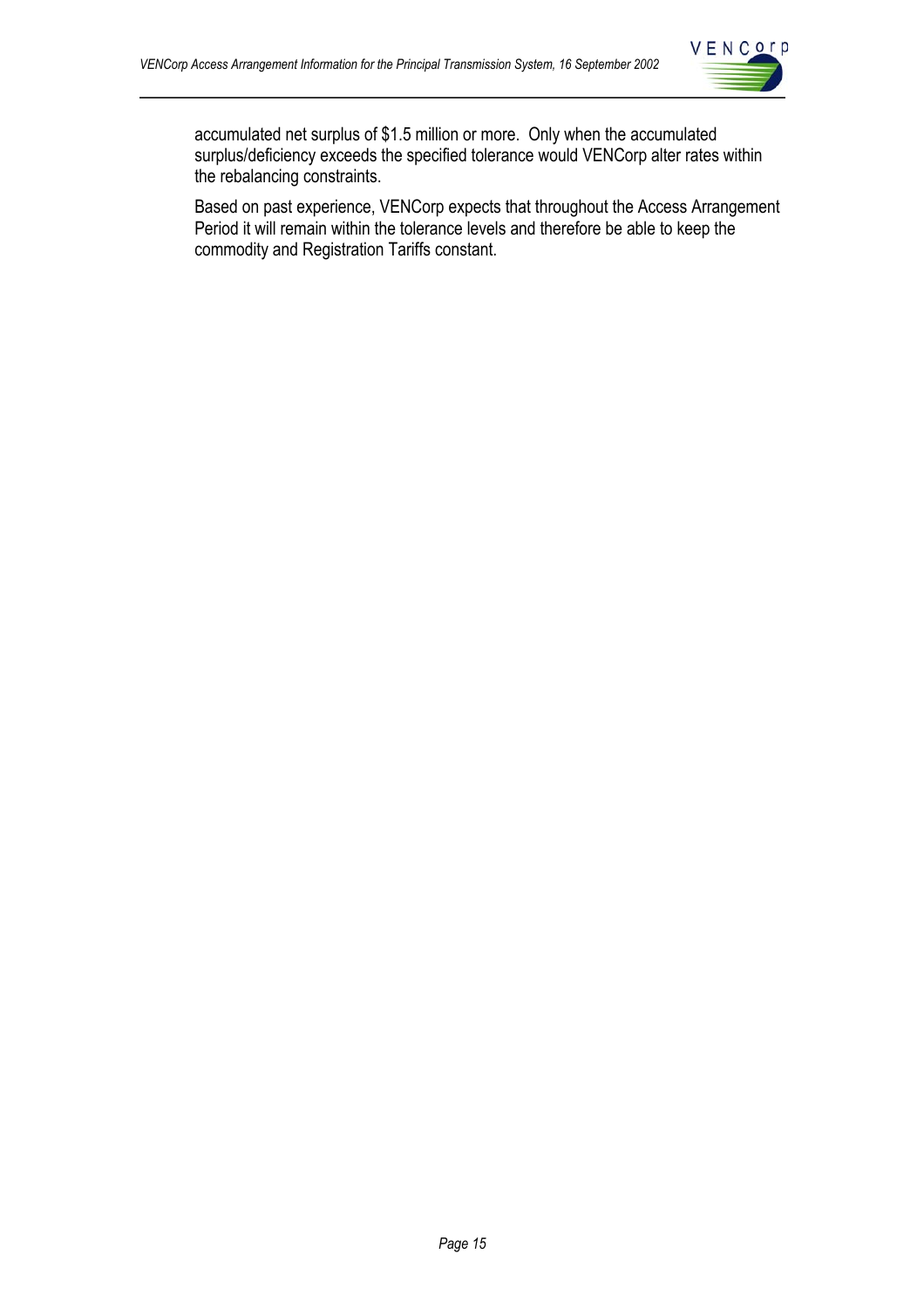accumulated net surplus of $1.5 million or more. Only when the accumulated surplus/deficiency exceeds the specified tolerance would VENCorp alter rates within the rebalancing constraints.

Based on past experience, VENCorp expects that throughout the Access Arrangement Period it will remain within the tolerance levels and therefore be able to keep the commodity and Registration Tariffs constant.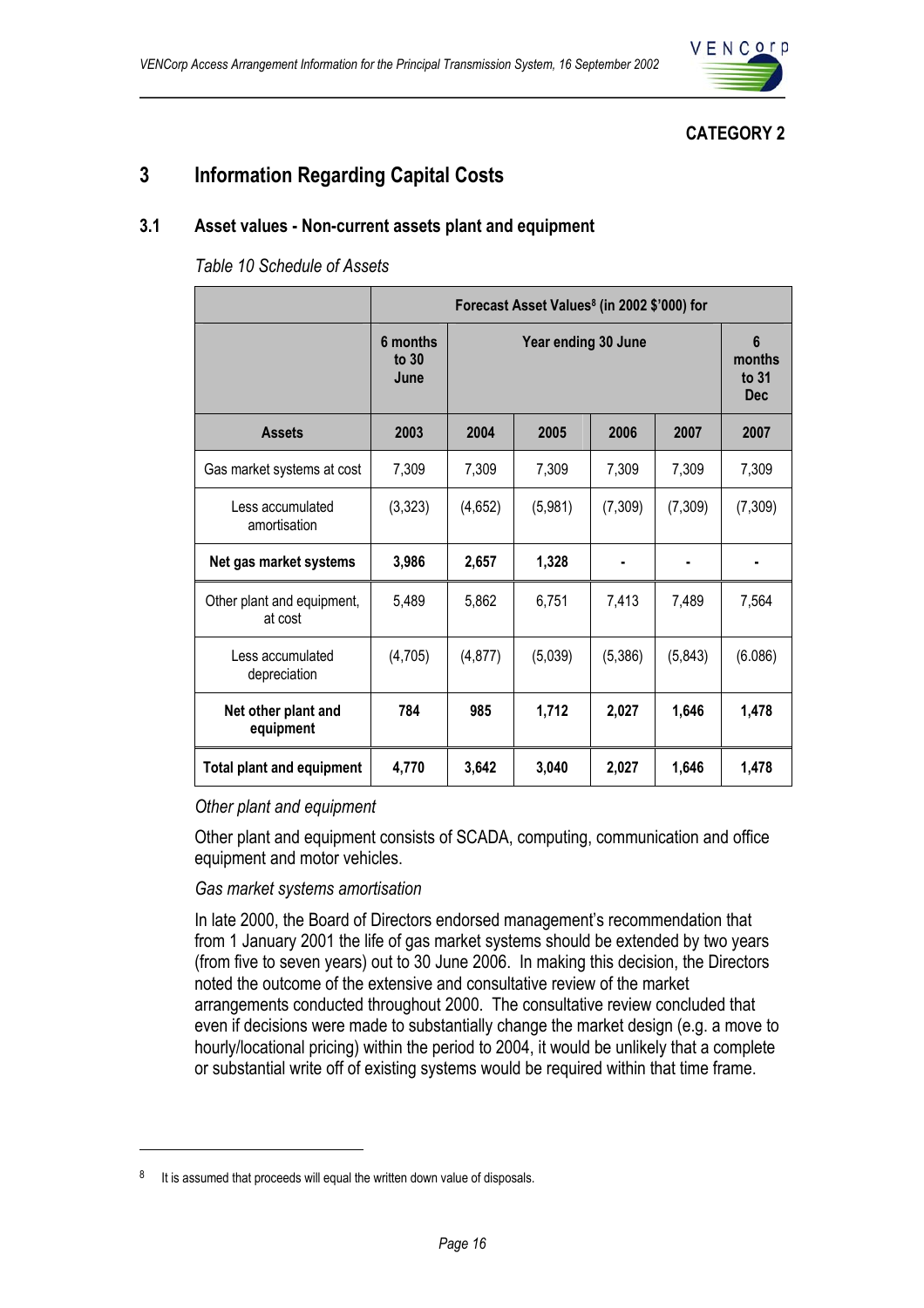**CATEGORY 2**

# 3 Information Regarding Capital Costs

## 3.1 Asset values - Non-current assets plant and equipment

*Table 10 Schedule of Assets*

| | Forecast Asset Values[8] (in 2002 $'000) for | | | | | |
|---|---|---|---|---|---|---|
| | 6 months to 30 June | Year ending 30 June | | | | 6 months to 31 Dec |
| **Assets** | **2003** | **2004** | **2005** | **2006** | **2007** | **2007** |
| Gas market systems at cost | 7,309 | 7,309 | 7,309 | 7,309 | 7,309 | 7,309 |
| Less accumulated amortisation | (3,323) | (4,652) | (5,981) | (7,309) | (7,309) | (7,309) |
| **Net gas market systems** | **3,986** | **2,657** | **1,328** | **-** | **-** | **-** |
| Other plant and equipment, at cost | 5,489 | 5,862 | 6,751 | 7,413 | 7,489 | 7,564 |
| Less accumulated depreciation | (4,705) | (4,877) | (5,039) | (5,386) | (5,843) | (6.086) |
| **Net other plant and equipment** | **784** | **985** | **1,712** | **2,027** | **1,646** | **1,478** |
| **Total plant and equipment** | **4,770** | **3,642** | **3,040** | **2,027** | **1,646** | **1,478** |

*Other plant and equipment*

Other plant and equipment consists of SCADA, computing, communication and office equipment and motor vehicles.

*Gas market systems amortisation*

In late 2000, the Board of Directors endorsed management's recommendation that from 1 January 2001 the life of gas market systems should be extended by two years (from five to seven years) out to 30 June 2006. In making this decision, the Directors noted the outcome of the extensive and consultative review of the market arrangements conducted throughout 2000. The consultative review concluded that even if decisions were made to substantially change the market design (e.g. a move to hourly/locational pricing) within the period to 2004, it would be unlikely that a complete or substantial write off of existing systems would be required within that time frame.

[8] It is assumed that proceeds will equal the written down value of disposals.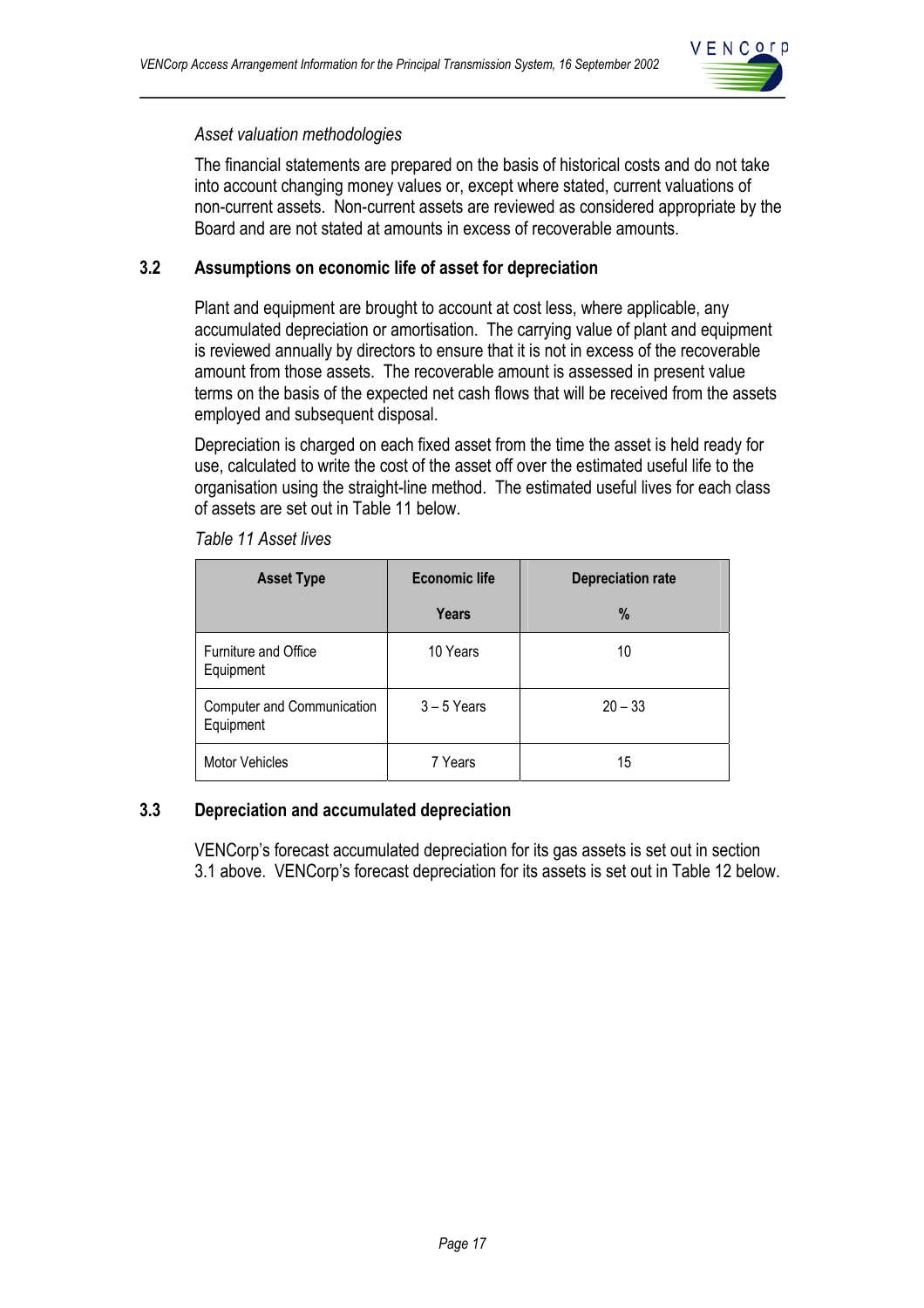*Asset valuation methodologies*

The financial statements are prepared on the basis of historical costs and do not take into account changing money values or, except where stated, current valuations of non-current assets. Non-current assets are reviewed as considered appropriate by the Board and are not stated at amounts in excess of recoverable amounts.

## 3.2 Assumptions on economic life of asset for depreciation

Plant and equipment are brought to account at cost less, where applicable, any accumulated depreciation or amortisation. The carrying value of plant and equipment is reviewed annually by directors to ensure that it is not in excess of the recoverable amount from those assets. The recoverable amount is assessed in present value terms on the basis of the expected net cash flows that will be received from the assets employed and subsequent disposal.

Depreciation is charged on each fixed asset from the time the asset is held ready for use, calculated to write the cost of the asset off over the estimated useful life to the organisation using the straight-line method. The estimated useful lives for each class of assets are set out in Table 11 below.

*Table 11 Asset lives*

| Asset Type | Economic life Years | Depreciation rate % |
|---|---|---|
| Furniture and Office Equipment | 10 Years | 10 |
| Computer and Communication Equipment | 3 – 5 Years | 20 – 33 |
| Motor Vehicles | 7 Years | 15 |

## 3.3 Depreciation and accumulated depreciation

VENCorp's forecast accumulated depreciation for its gas assets is set out in section 3.1 above. VENCorp's forecast depreciation for its assets is set out in Table 12 below.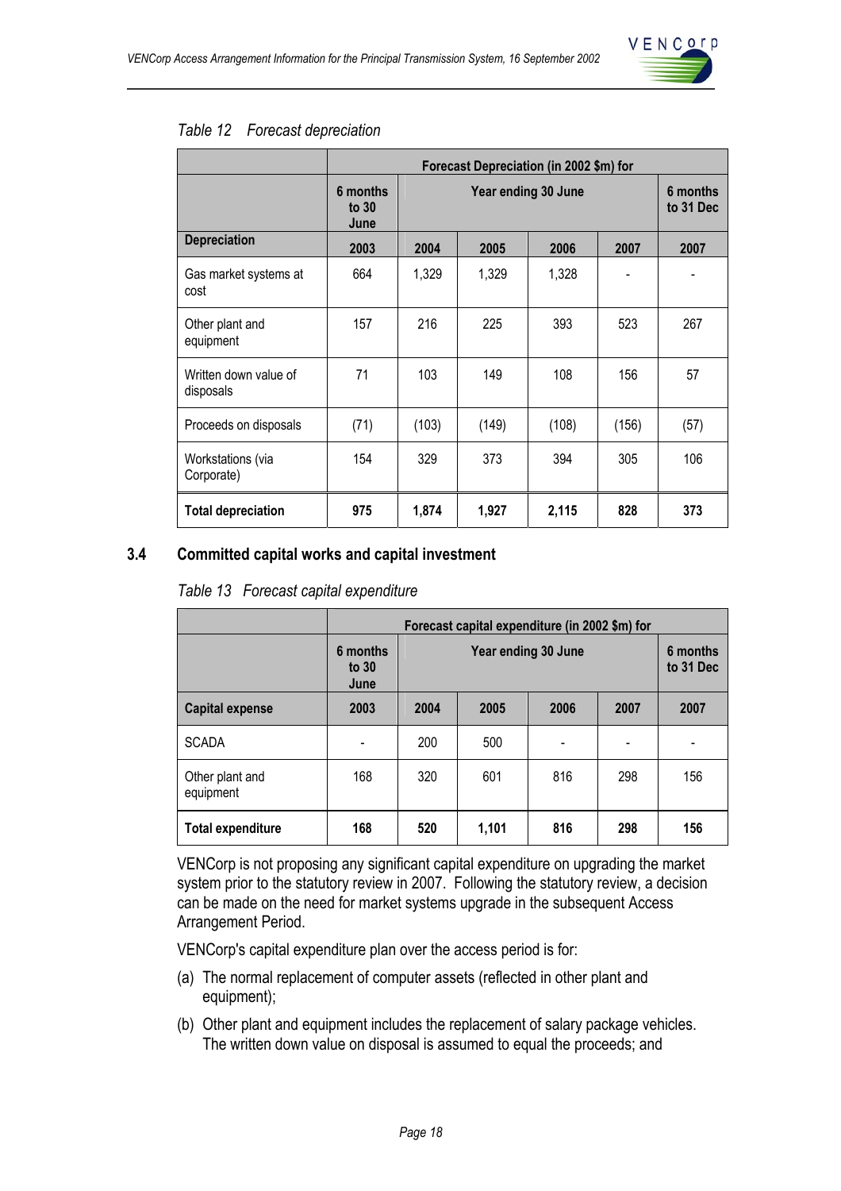*Table 12 Forecast depreciation*

| | Forecast Depreciation (in 2002 $m) for | | | | | |
|---|---|---|---|---|---|---|
| | 6 months to 30 June | Year ending 30 June | | | | 6 months to 31 Dec |
| **Depreciation** | **2003** | **2004** | **2005** | **2006** | **2007** | **2007** |
| Gas market systems at cost | 664 | 1,329 | 1,329 | 1,328 | - | - |
| Other plant and equipment | 157 | 216 | 225 | 393 | 523 | 267 |
| Written down value of disposals | 71 | 103 | 149 | 108 | 156 | 57 |
| Proceeds on disposals | (71) | (103) | (149) | (108) | (156) | (57) |
| Workstations (via Corporate) | 154 | 329 | 373 | 394 | 305 | 106 |
| **Total depreciation** | **975** | **1,874** | **1,927** | **2,115** | **828** | **373** |

## 3.4 Committed capital works and capital investment

*Table 13 Forecast capital expenditure*

| | Forecast capital expenditure (in 2002 $m) for | | | | | |
|---|---|---|---|---|---|---|
| | 6 months to 30 June | Year ending 30 June | | | | 6 months to 31 Dec |
| **Capital expense** | **2003** | **2004** | **2005** | **2006** | **2007** | **2007** |
| SCADA | - | 200 | 500 | - | - | - |
| Other plant and equipment | 168 | 320 | 601 | 816 | 298 | 156 |
| **Total expenditure** | **168** | **520** | **1,101** | **816** | **298** | **156** |

VENCorp is not proposing any significant capital expenditure on upgrading the market system prior to the statutory review in 2007. Following the statutory review, a decision can be made on the need for market systems upgrade in the subsequent Access Arrangement Period.

VENCorp's capital expenditure plan over the access period is for:

(a) The normal replacement of computer assets (reflected in other plant and equipment);

(b) Other plant and equipment includes the replacement of salary package vehicles. The written down value on disposal is assumed to equal the proceeds; and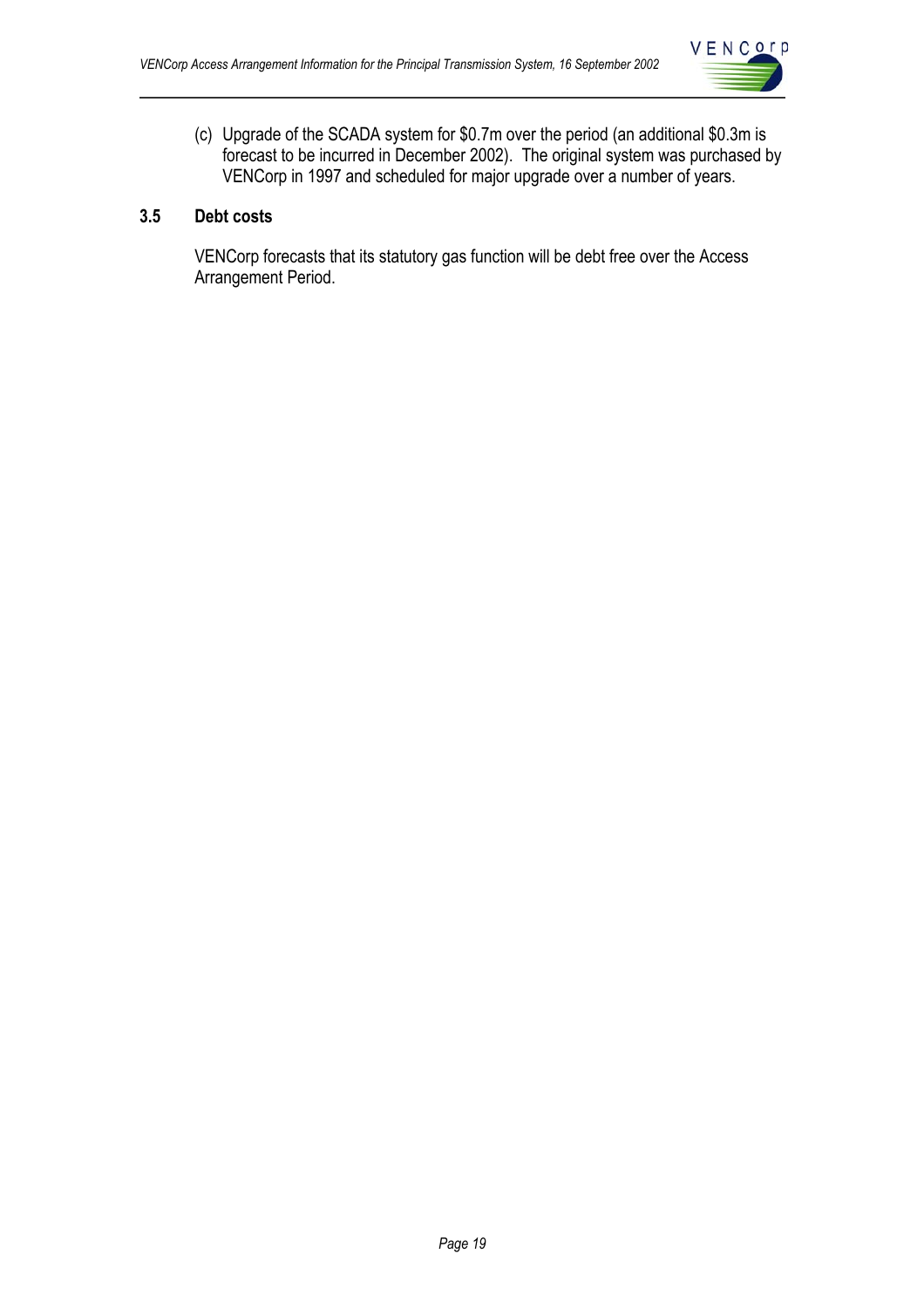(c) Upgrade of the SCADA system for $0.7m over the period (an additional $0.3m is forecast to be incurred in December 2002). The original system was purchased by VENCorp in 1997 and scheduled for major upgrade over a number of years.

## 3.5 Debt costs

VENCorp forecasts that its statutory gas function will be debt free over the Access Arrangement Period.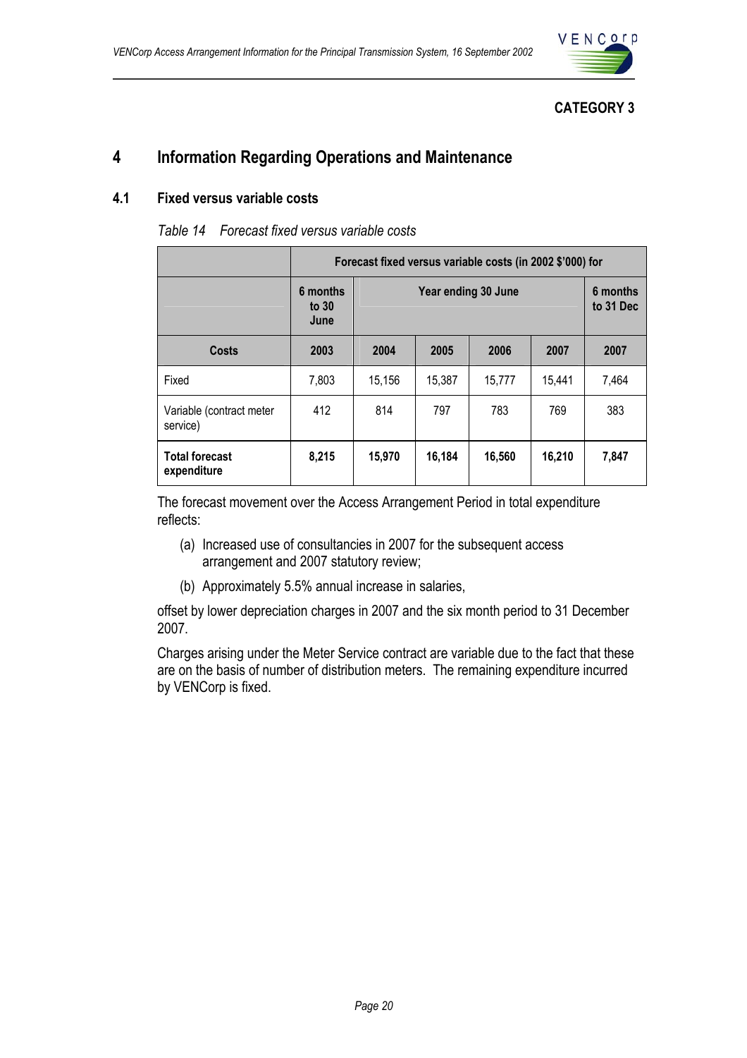**CATEGORY 3**

# 4 Information Regarding Operations and Maintenance

## 4.1 Fixed versus variable costs

*Table 14 Forecast fixed versus variable costs*

| | Forecast fixed versus variable costs (in 2002 $'000) for | | | | | |
|---|---|---|---|---|---|---|
| | 6 months to 30 June | Year ending 30 June | | | | 6 months to 31 Dec |
| **Costs** | **2003** | **2004** | **2005** | **2006** | **2007** | **2007** |
| Fixed | 7,803 | 15,156 | 15,387 | 15,777 | 15,441 | 7,464 |
| Variable (contract meter service) | 412 | 814 | 797 | 783 | 769 | 383 |
| **Total forecast expenditure** | **8,215** | **15,970** | **16,184** | **16,560** | **16,210** | **7,847** |

The forecast movement over the Access Arrangement Period in total expenditure reflects:

(a) Increased use of consultancies in 2007 for the subsequent access arrangement and 2007 statutory review;

(b) Approximately 5.5% annual increase in salaries,

offset by lower depreciation charges in 2007 and the six month period to 31 December 2007.

Charges arising under the Meter Service contract are variable due to the fact that these are on the basis of number of distribution meters. The remaining expenditure incurred by VENCorp is fixed.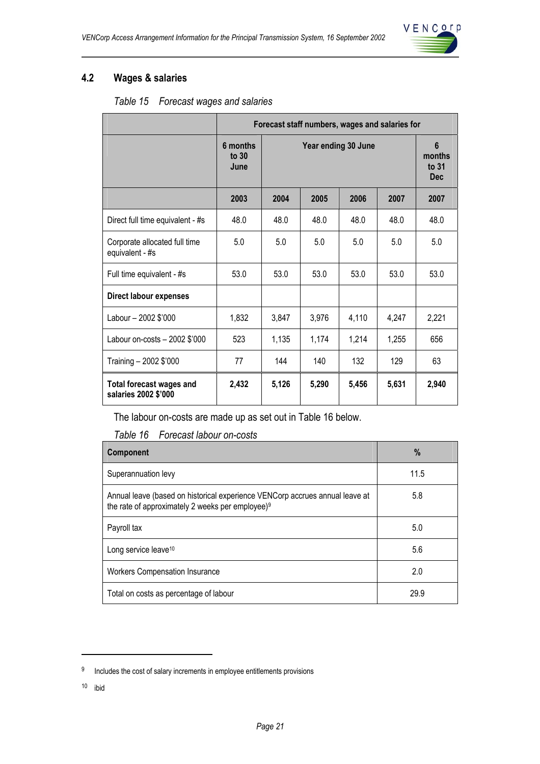## 4.2 Wages & salaries

*Table 15 Forecast wages and salaries*

| | Forecast staff numbers, wages and salaries for | | | | | |
|---|---|---|---|---|---|---|
| | 6 months to 30 June | Year ending 30 June | | | | 6 months to 31 Dec |
| | 2003 | 2004 | 2005 | 2006 | 2007 | 2007 |
| Direct full time equivalent - #s | 48.0 | 48.0 | 48.0 | 48.0 | 48.0 | 48.0 |
| Corporate allocated full time equivalent - #s | 5.0 | 5.0 | 5.0 | 5.0 | 5.0 | 5.0 |
| Full time equivalent - #s | 53.0 | 53.0 | 53.0 | 53.0 | 53.0 | 53.0 |
| **Direct labour expenses** | | | | | | |
| Labour – 2002 $'000 | 1,832 | 3,847 | 3,976 | 4,110 | 4,247 | 2,221 |
| Labour on-costs – 2002 $'000 | 523 | 1,135 | 1,174 | 1,214 | 1,255 | 656 |
| Training – 2002 $'000 | 77 | 144 | 140 | 132 | 129 | 63 |
| **Total forecast wages and salaries 2002 $'000** | **2,432** | **5,126** | **5,290** | **5,456** | **5,631** | **2,940** |

The labour on-costs are made up as set out in Table 16 below.

*Table 16 Forecast labour on-costs*

| Component | % |
|---|---|
| Superannuation levy | 11.5 |
| Annual leave (based on historical experience VENCorp accrues annual leave at the rate of approximately 2 weeks per employee)[9] | 5.8 |
| Payroll tax | 5.0 |
| Long service leave[10] | 5.6 |
| Workers Compensation Insurance | 2.0 |
| Total on costs as percentage of labour | 29.9 |

[9] Includes the cost of salary increments in employee entitlements provisions

[10] ibid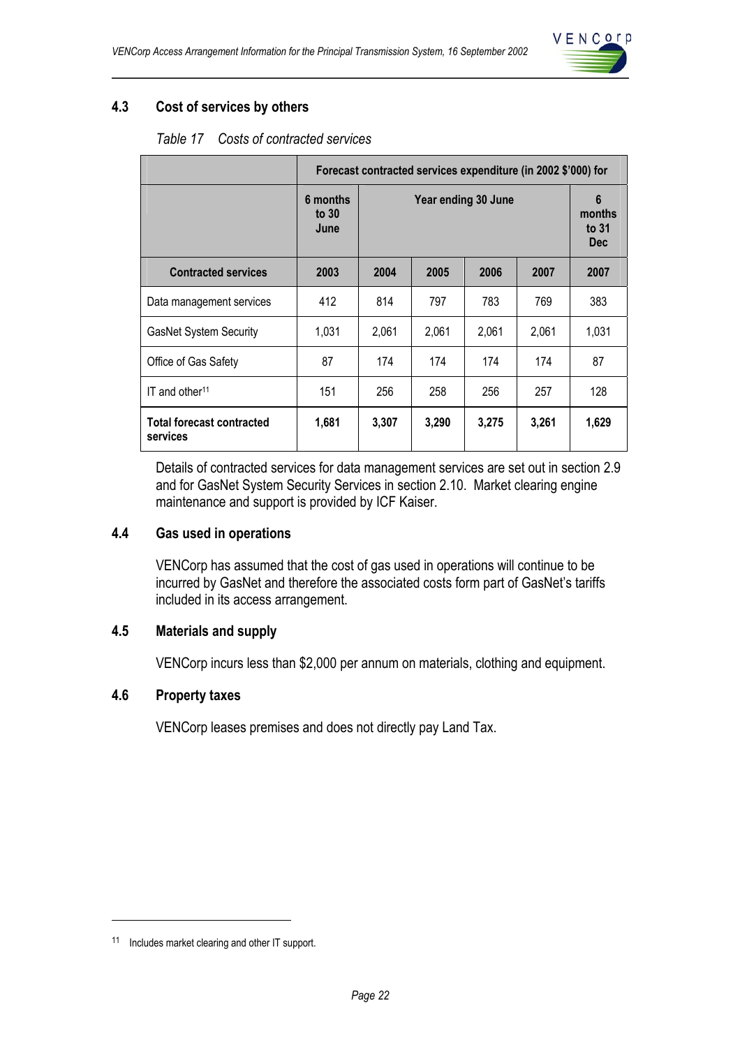### 4.3 Cost of services by others

*Table 17 Costs of contracted services*

| | Forecast contracted services expenditure (in 2002 $'000) for | | | | | |
|---|---|---|---|---|---|---|
| | 6 months to 30 June | Year ending 30 June | | | | 6 months to 31 Dec |
| **Contracted services** | **2003** | **2004** | **2005** | **2006** | **2007** | **2007** |
| Data management services | 412 | 814 | 797 | 783 | 769 | 383 |
| GasNet System Security | 1,031 | 2,061 | 2,061 | 2,061 | 2,061 | 1,031 |
| Office of Gas Safety | 87 | 174 | 174 | 174 | 174 | 87 |
| IT and other[11] | 151 | 256 | 258 | 256 | 257 | 128 |
| **Total forecast contracted services** | **1,681** | **3,307** | **3,290** | **3,275** | **3,261** | **1,629** |

Details of contracted services for data management services are set out in section 2.9 and for GasNet System Security Services in section 2.10. Market clearing engine maintenance and support is provided by ICF Kaiser.

### 4.4 Gas used in operations

VENCorp has assumed that the cost of gas used in operations will continue to be incurred by GasNet and therefore the associated costs form part of GasNet's tariffs included in its access arrangement.

### 4.5 Materials and supply

VENCorp incurs less than $2,000 per annum on materials, clothing and equipment.

### 4.6 Property taxes

VENCorp leases premises and does not directly pay Land Tax.

[11] Includes market clearing and other IT support.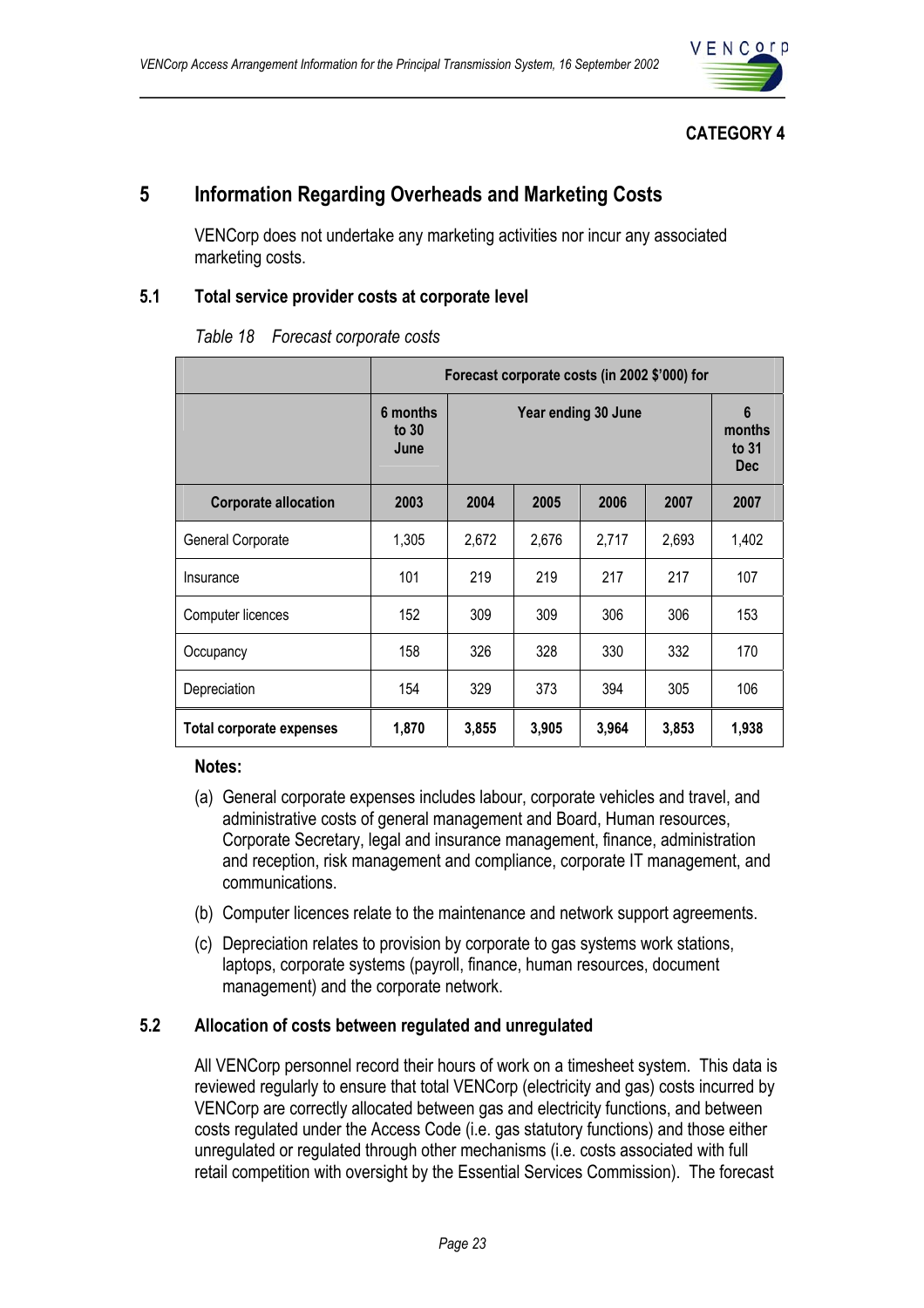**CATEGORY 4**

# 5 Information Regarding Overheads and Marketing Costs

VENCorp does not undertake any marketing activities nor incur any associated marketing costs.

## 5.1 Total service provider costs at corporate level

*Table 18 Forecast corporate costs*

| | Forecast corporate costs (in 2002 $'000) for | | | | | |
|---|---|---|---|---|---|---|
| | **6 months to 30 June** | **Year ending 30 June** | | | | **6 months to 31 Dec** |
| **Corporate allocation** | **2003** | **2004** | **2005** | **2006** | **2007** | **2007** |
| General Corporate | 1,305 | 2,672 | 2,676 | 2,717 | 2,693 | 1,402 |
| Insurance | 101 | 219 | 219 | 217 | 217 | 107 |
| Computer licences | 152 | 309 | 309 | 306 | 306 | 153 |
| Occupancy | 158 | 326 | 328 | 330 | 332 | 170 |
| Depreciation | 154 | 329 | 373 | 394 | 305 | 106 |
| **Total corporate expenses** | **1,870** | **3,855** | **3,905** | **3,964** | **3,853** | **1,938** |

**Notes:**

(a) General corporate expenses includes labour, corporate vehicles and travel, and administrative costs of general management and Board, Human resources, Corporate Secretary, legal and insurance management, finance, administration and reception, risk management and compliance, corporate IT management, and communications.

(b) Computer licences relate to the maintenance and network support agreements.

(c) Depreciation relates to provision by corporate to gas systems work stations, laptops, corporate systems (payroll, finance, human resources, document management) and the corporate network.

## 5.2 Allocation of costs between regulated and unregulated

All VENCorp personnel record their hours of work on a timesheet system. This data is reviewed regularly to ensure that total VENCorp (electricity and gas) costs incurred by VENCorp are correctly allocated between gas and electricity functions, and between costs regulated under the Access Code (i.e. gas statutory functions) and those either unregulated or regulated through other mechanisms (i.e. costs associated with full retail competition with oversight by the Essential Services Commission). The forecast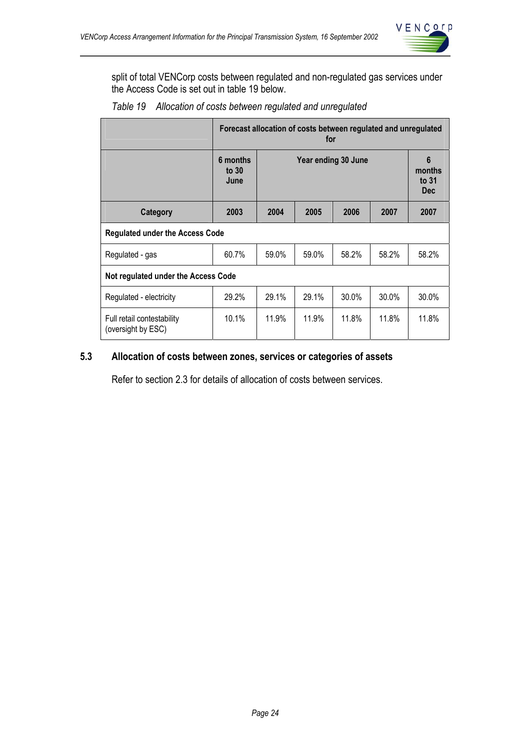split of total VENCorp costs between regulated and non-regulated gas services under the Access Code is set out in table 19 below.

*Table 19 Allocation of costs between regulated and unregulated*

| | Forecast allocation of costs between regulated and unregulated for | | | | | |
|---|---|---|---|---|---|---|
| | **6 months to 30 June** | **Year ending 30 June** | | | | **6 months to 31 Dec** |
| **Category** | **2003** | **2004** | **2005** | **2006** | **2007** | **2007** |
| **Regulated under the Access Code** | | | | | | |
| Regulated - gas | 60.7% | 59.0% | 59.0% | 58.2% | 58.2% | 58.2% |
| **Not regulated under the Access Code** | | | | | | |
| Regulated - electricity | 29.2% | 29.1% | 29.1% | 30.0% | 30.0% | 30.0% |
| Full retail contestability (oversight by ESC) | 10.1% | 11.9% | 11.9% | 11.8% | 11.8% | 11.8% |

## 5.3 Allocation of costs between zones, services or categories of assets

Refer to section 2.3 for details of allocation of costs between services.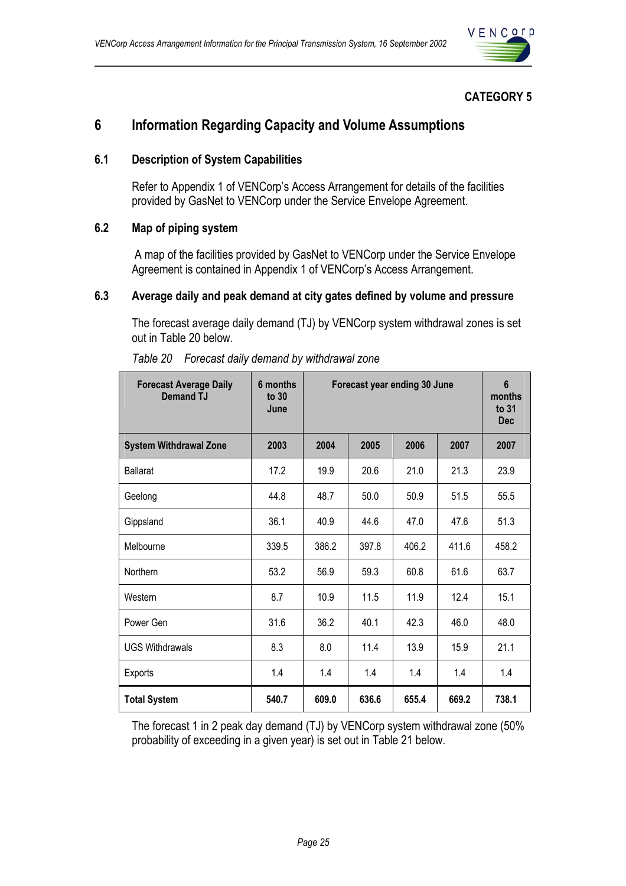**CATEGORY 5**

# 6 Information Regarding Capacity and Volume Assumptions

## 6.1 Description of System Capabilities

Refer to Appendix 1 of VENCorp's Access Arrangement for details of the facilities provided by GasNet to VENCorp under the Service Envelope Agreement.

## 6.2 Map of piping system

A map of the facilities provided by GasNet to VENCorp under the Service Envelope Agreement is contained in Appendix 1 of VENCorp's Access Arrangement.

## 6.3 Average daily and peak demand at city gates defined by volume and pressure

The forecast average daily demand (TJ) by VENCorp system withdrawal zones is set out in Table 20 below.

*Table 20 Forecast daily demand by withdrawal zone*

| Forecast Average Daily Demand TJ | 6 months to 30 June | Forecast year ending 30 June | | | | 6 months to 31 Dec |
|---|---|---|---|---|---|---|
| **System Withdrawal Zone** | **2003** | **2004** | **2005** | **2006** | **2007** | **2007** |
| Ballarat | 17.2 | 19.9 | 20.6 | 21.0 | 21.3 | 23.9 |
| Geelong | 44.8 | 48.7 | 50.0 | 50.9 | 51.5 | 55.5 |
| Gippsland | 36.1 | 40.9 | 44.6 | 47.0 | 47.6 | 51.3 |
| Melbourne | 339.5 | 386.2 | 397.8 | 406.2 | 411.6 | 458.2 |
| Northern | 53.2 | 56.9 | 59.3 | 60.8 | 61.6 | 63.7 |
| Western | 8.7 | 10.9 | 11.5 | 11.9 | 12.4 | 15.1 |
| Power Gen | 31.6 | 36.2 | 40.1 | 42.3 | 46.0 | 48.0 |
| UGS Withdrawals | 8.3 | 8.0 | 11.4 | 13.9 | 15.9 | 21.1 |
| Exports | 1.4 | 1.4 | 1.4 | 1.4 | 1.4 | 1.4 |
| **Total System** | **540.7** | **609.0** | **636.6** | **655.4** | **669.2** | **738.1** |

The forecast 1 in 2 peak day demand (TJ) by VENCorp system withdrawal zone (50% probability of exceeding in a given year) is set out in Table 21 below.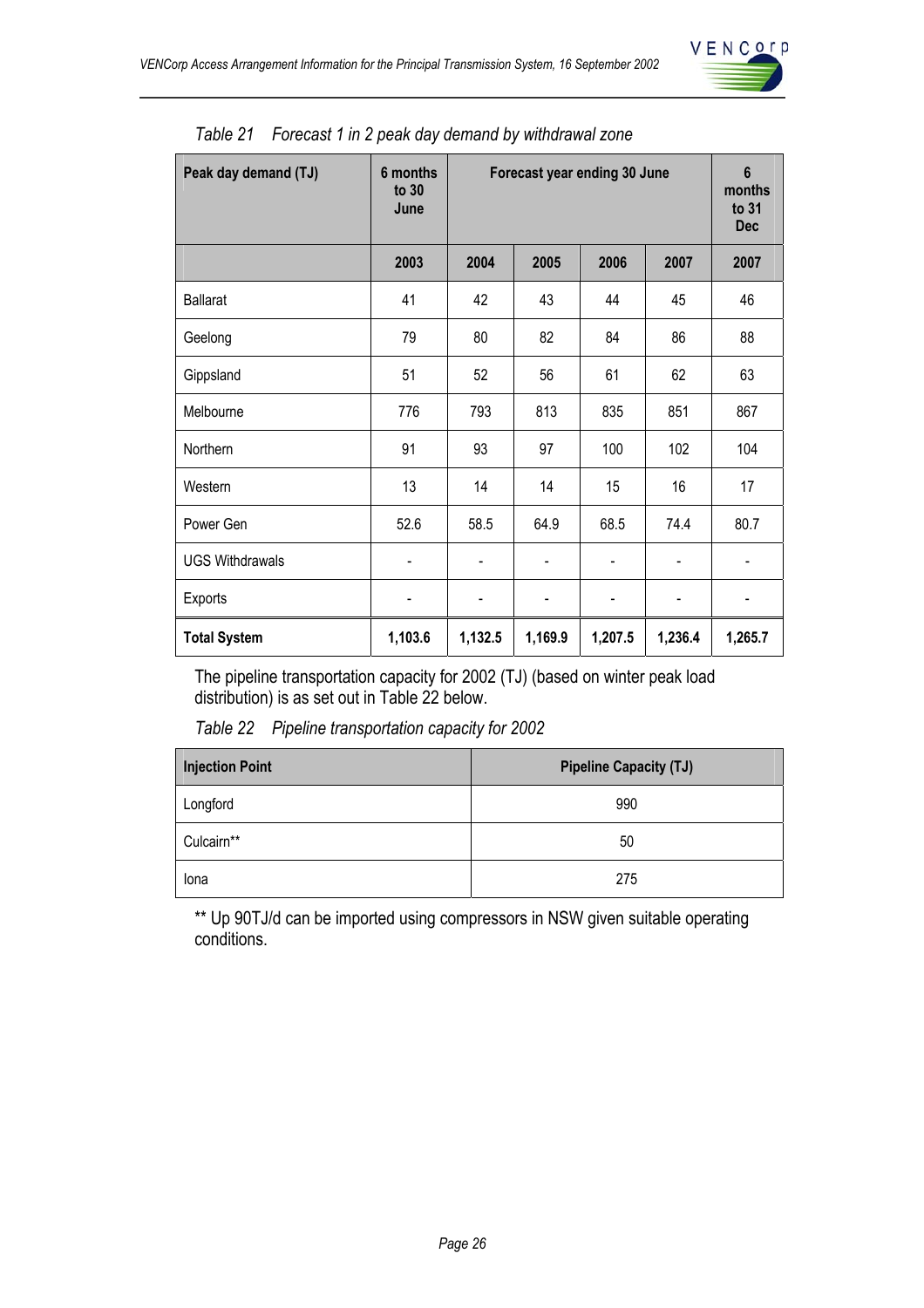*Table 21 Forecast 1 in 2 peak day demand by withdrawal zone*

| Peak day demand (TJ) | 6 months to 30 June | Forecast year ending 30 June | | | | 6 months to 31 Dec |
|---|---|---|---|---|---|---|
| | **2003** | **2004** | **2005** | **2006** | **2007** | **2007** |
| Ballarat | 41 | 42 | 43 | 44 | 45 | 46 |
| Geelong | 79 | 80 | 82 | 84 | 86 | 88 |
| Gippsland | 51 | 52 | 56 | 61 | 62 | 63 |
| Melbourne | 776 | 793 | 813 | 835 | 851 | 867 |
| Northern | 91 | 93 | 97 | 100 | 102 | 104 |
| Western | 13 | 14 | 14 | 15 | 16 | 17 |
| Power Gen | 52.6 | 58.5 | 64.9 | 68.5 | 74.4 | 80.7 |
| UGS Withdrawals | - | - | - | - | - | - |
| Exports | - | - | - | - | - | - |
| **Total System** | **1,103.6** | **1,132.5** | **1,169.9** | **1,207.5** | **1,236.4** | **1,265.7** |

The pipeline transportation capacity for 2002 (TJ) (based on winter peak load distribution) is as set out in Table 22 below.

*Table 22 Pipeline transportation capacity for 2002*

| Injection Point | Pipeline Capacity (TJ) |
|---|---|
| Longford | 990 |
| Culcairn** | 50 |
| Iona | 275 |

** Up 90TJ/d can be imported using compressors in NSW given suitable operating conditions.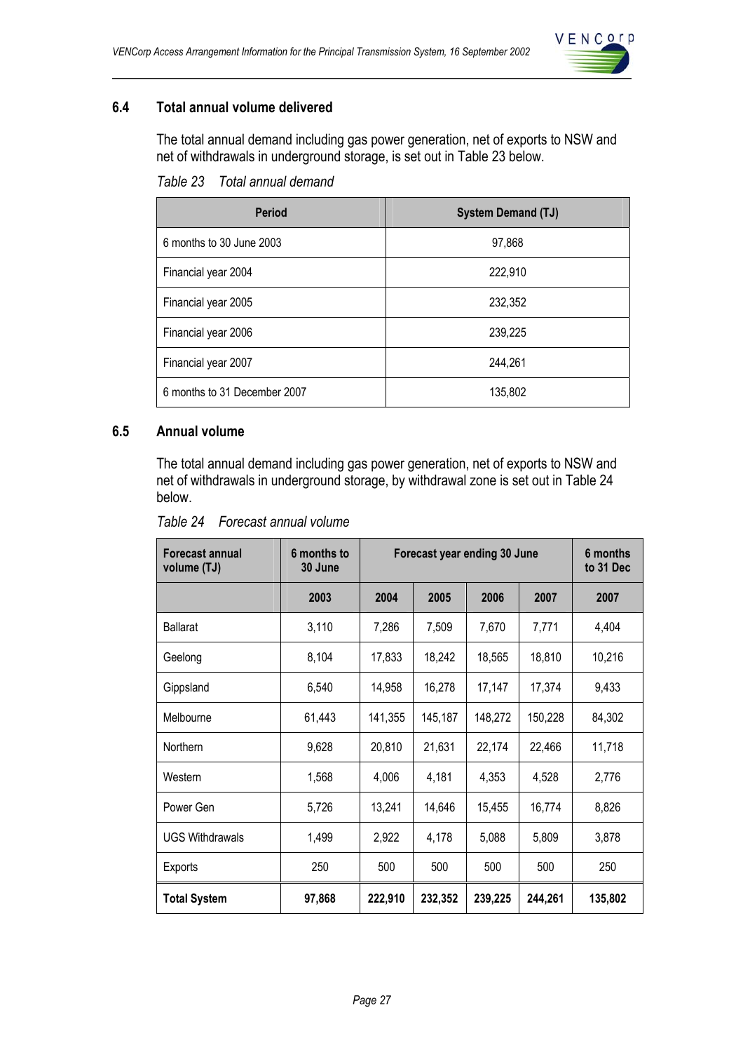## 6.4 Total annual volume delivered

The total annual demand including gas power generation, net of exports to NSW and net of withdrawals in underground storage, is set out in Table 23 below.

*Table 23 Total annual demand*

| Period | System Demand (TJ) |
|---|---|
| 6 months to 30 June 2003 | 97,868 |
| Financial year 2004 | 222,910 |
| Financial year 2005 | 232,352 |
| Financial year 2006 | 239,225 |
| Financial year 2007 | 244,261 |
| 6 months to 31 December 2007 | 135,802 |

## 6.5 Annual volume

The total annual demand including gas power generation, net of exports to NSW and net of withdrawals in underground storage, by withdrawal zone is set out in Table 24 below.

*Table 24 Forecast annual volume*

| Forecast annual volume (TJ) | 6 months to 30 June | Forecast year ending 30 June | | | | 6 months to 31 Dec |
|---|---|---|---|---|---|---|
| | 2003 | 2004 | 2005 | 2006 | 2007 | 2007 |
| Ballarat | 3,110 | 7,286 | 7,509 | 7,670 | 7,771 | 4,404 |
| Geelong | 8,104 | 17,833 | 18,242 | 18,565 | 18,810 | 10,216 |
| Gippsland | 6,540 | 14,958 | 16,278 | 17,147 | 17,374 | 9,433 |
| Melbourne | 61,443 | 141,355 | 145,187 | 148,272 | 150,228 | 84,302 |
| Northern | 9,628 | 20,810 | 21,631 | 22,174 | 22,466 | 11,718 |
| Western | 1,568 | 4,006 | 4,181 | 4,353 | 4,528 | 2,776 |
| Power Gen | 5,726 | 13,241 | 14,646 | 15,455 | 16,774 | 8,826 |
| UGS Withdrawals | 1,499 | 2,922 | 4,178 | 5,088 | 5,809 | 3,878 |
| Exports | 250 | 500 | 500 | 500 | 500 | 250 |
| **Total System** | **97,868** | **222,910** | **232,352** | **239,225** | **244,261** | **135,802** |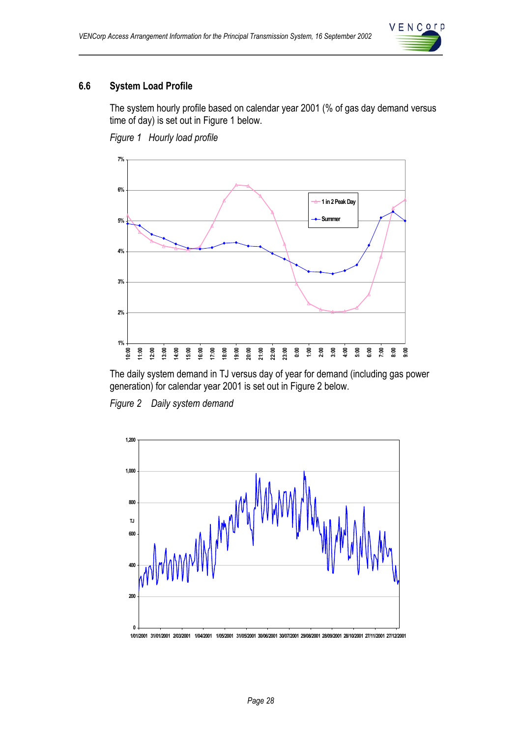### 6.6 System Load Profile

The system hourly profile based on calendar year 2001 (% of gas day demand versus time of day) is set out in Figure 1 below.

*Figure 1 Hourly load profile*

The daily system demand in TJ versus day of year for demand (including gas power generation) for calendar year 2001 is set out in Figure 2 below.

*Figure 2 Daily system demand*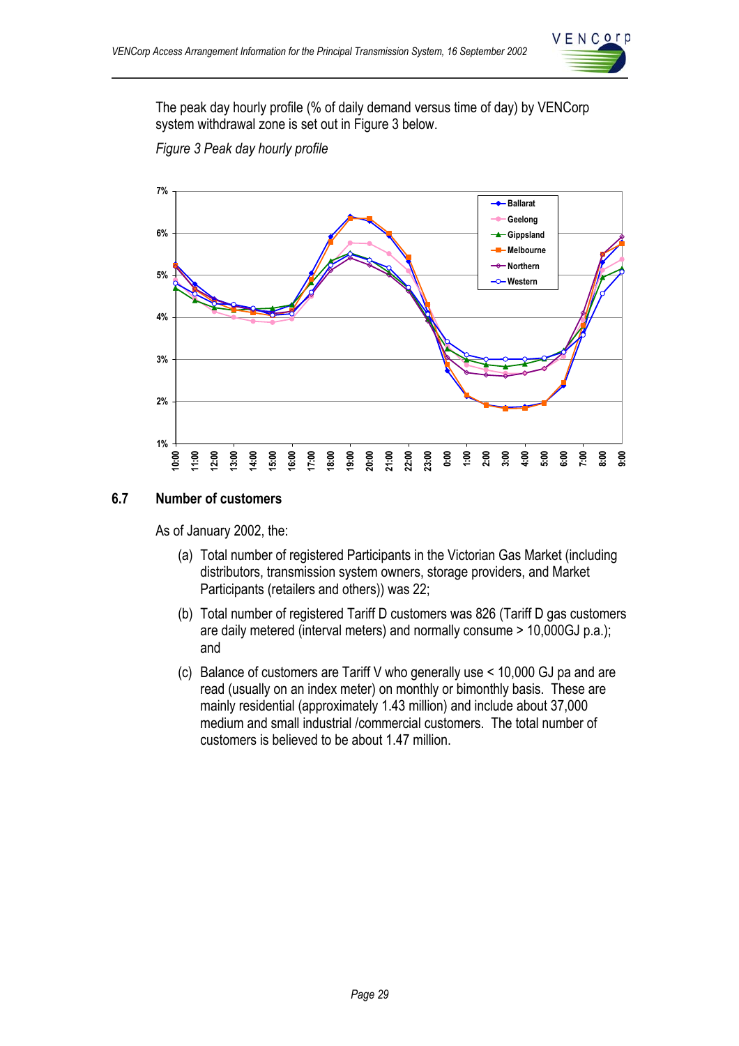The peak day hourly profile (% of daily demand versus time of day) by VENCorp system withdrawal zone is set out in Figure 3 below.

*Figure 3 Peak day hourly profile*

## 6.7 Number of customers

As of January 2002, the:

(a) Total number of registered Participants in the Victorian Gas Market (including distributors, transmission system owners, storage providers, and Market Participants (retailers and others)) was 22;

(b) Total number of registered Tariff D customers was 826 (Tariff D gas customers are daily metered (interval meters) and normally consume > 10,000GJ p.a.); and

(c) Balance of customers are Tariff V who generally use < 10,000 GJ pa and are read (usually on an index meter) on monthly or bimonthly basis. These are mainly residential (approximately 1.43 million) and include about 37,000 medium and small industrial /commercial customers. The total number of customers is believed to be about 1.47 million.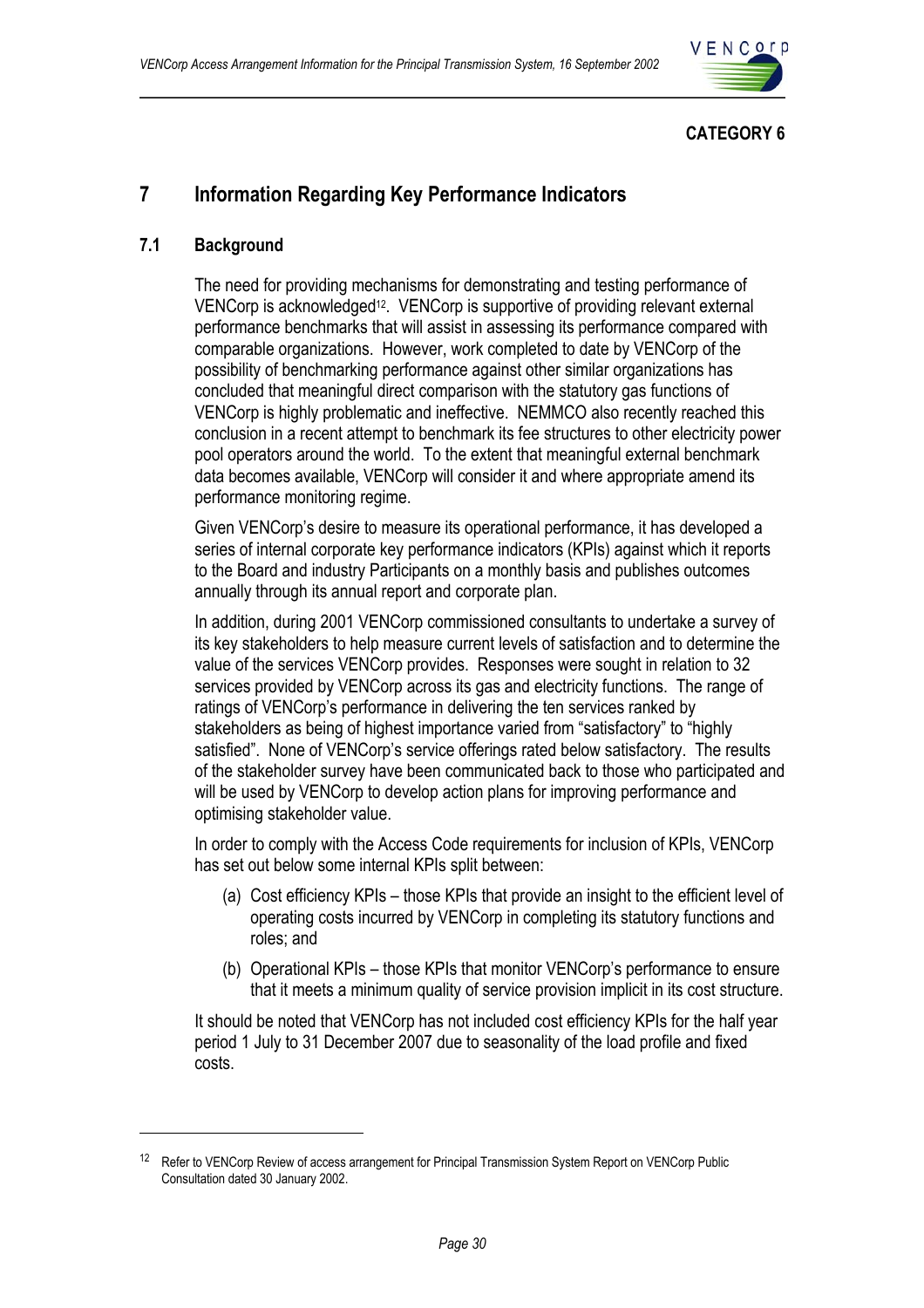**CATEGORY 6**

# 7 Information Regarding Key Performance Indicators

## 7.1 Background

The need for providing mechanisms for demonstrating and testing performance of VENCorp is acknowledged[12]. VENCorp is supportive of providing relevant external performance benchmarks that will assist in assessing its performance compared with comparable organizations. However, work completed to date by VENCorp of the possibility of benchmarking performance against other similar organizations has concluded that meaningful direct comparison with the statutory gas functions of VENCorp is highly problematic and ineffective. NEMMCO also recently reached this conclusion in a recent attempt to benchmark its fee structures to other electricity power pool operators around the world. To the extent that meaningful external benchmark data becomes available, VENCorp will consider it and where appropriate amend its performance monitoring regime.

Given VENCorp's desire to measure its operational performance, it has developed a series of internal corporate key performance indicators (KPIs) against which it reports to the Board and industry Participants on a monthly basis and publishes outcomes annually through its annual report and corporate plan.

In addition, during 2001 VENCorp commissioned consultants to undertake a survey of its key stakeholders to help measure current levels of satisfaction and to determine the value of the services VENCorp provides. Responses were sought in relation to 32 services provided by VENCorp across its gas and electricity functions. The range of ratings of VENCorp's performance in delivering the ten services ranked by stakeholders as being of highest importance varied from "satisfactory" to "highly satisfied". None of VENCorp's service offerings rated below satisfactory. The results of the stakeholder survey have been communicated back to those who participated and will be used by VENCorp to develop action plans for improving performance and optimising stakeholder value.

In order to comply with the Access Code requirements for inclusion of KPIs, VENCorp has set out below some internal KPIs split between:

(a) Cost efficiency KPIs – those KPIs that provide an insight to the efficient level of operating costs incurred by VENCorp in completing its statutory functions and roles; and

(b) Operational KPIs – those KPIs that monitor VENCorp's performance to ensure that it meets a minimum quality of service provision implicit in its cost structure.

It should be noted that VENCorp has not included cost efficiency KPIs for the half year period 1 July to 31 December 2007 due to seasonality of the load profile and fixed costs.

---

[12] Refer to VENCorp Review of access arrangement for Principal Transmission System Report on VENCorp Public Consultation dated 30 January 2002.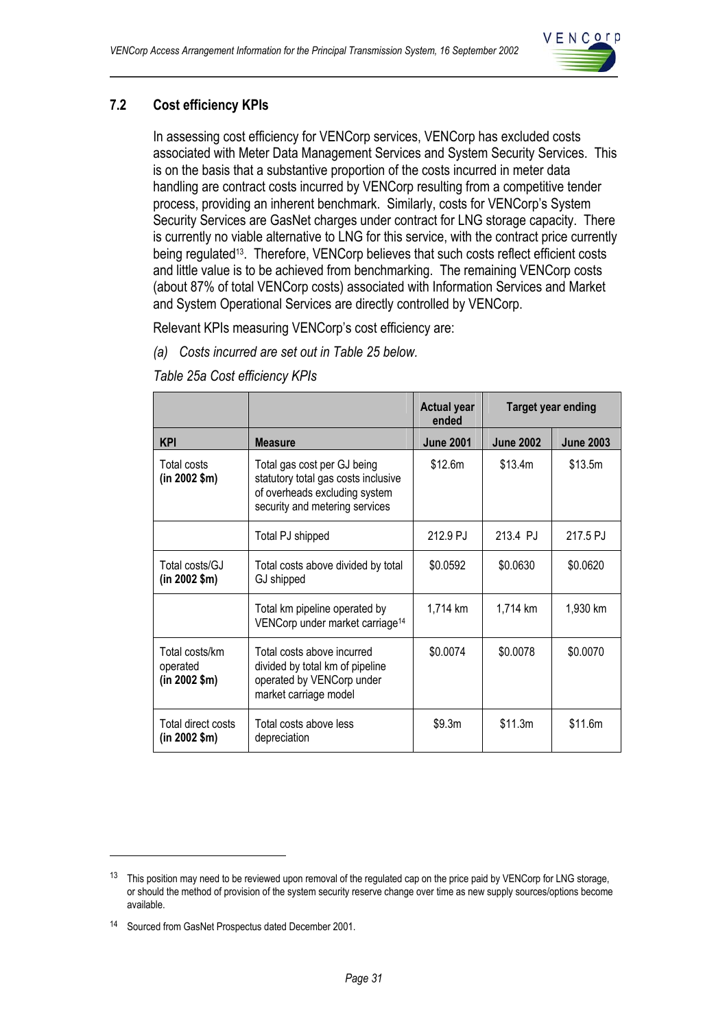## 7.2 Cost efficiency KPIs

In assessing cost efficiency for VENCorp services, VENCorp has excluded costs associated with Meter Data Management Services and System Security Services. This is on the basis that a substantive proportion of the costs incurred in meter data handling are contract costs incurred by VENCorp resulting from a competitive tender process, providing an inherent benchmark. Similarly, costs for VENCorp's System Security Services are GasNet charges under contract for LNG storage capacity. There is currently no viable alternative to LNG for this service, with the contract price currently being regulated[13]. Therefore, VENCorp believes that such costs reflect efficient costs and little value is to be achieved from benchmarking. The remaining VENCorp costs (about 87% of total VENCorp costs) associated with Information Services and Market and System Operational Services are directly controlled by VENCorp.

Relevant KPIs measuring VENCorp's cost efficiency are:

*(a) Costs incurred are set out in Table 25 below.*

*Table 25a Cost efficiency KPIs*

| | | **Actual year ended** | **Target year ending** | |
|---|---|---|---|---|
| **KPI** | **Measure** | **June 2001** | **June 2002** | **June 2003** |
| Total costs **(in 2002 $m)** | Total gas cost per GJ being statutory total gas costs inclusive of overheads excluding system security and metering services | $12.6m | $13.4m | $13.5m |
| | Total PJ shipped | 212.9 PJ | 213.4 PJ | 217.5 PJ |
| Total costs/GJ **(in 2002 $m)** | Total costs above divided by total GJ shipped | $0.0592 | $0.0630 | $0.0620 |
| | Total km pipeline operated by VENCorp under market carriage[14] | 1,714 km | 1,714 km | 1,930 km |
| Total costs/km operated **(in 2002 $m)** | Total costs above incurred divided by total km of pipeline operated by VENCorp under market carriage model | $0.0074 | $0.0078 | $0.0070 |
| Total direct costs **(in 2002 $m)** | Total costs above less depreciation | $9.3m | $11.3m | $11.6m |

[13] This position may need to be reviewed upon removal of the regulated cap on the price paid by VENCorp for LNG storage, or should the method of provision of the system security reserve change over time as new supply sources/options become available.

[14] Sourced from GasNet Prospectus dated December 2001.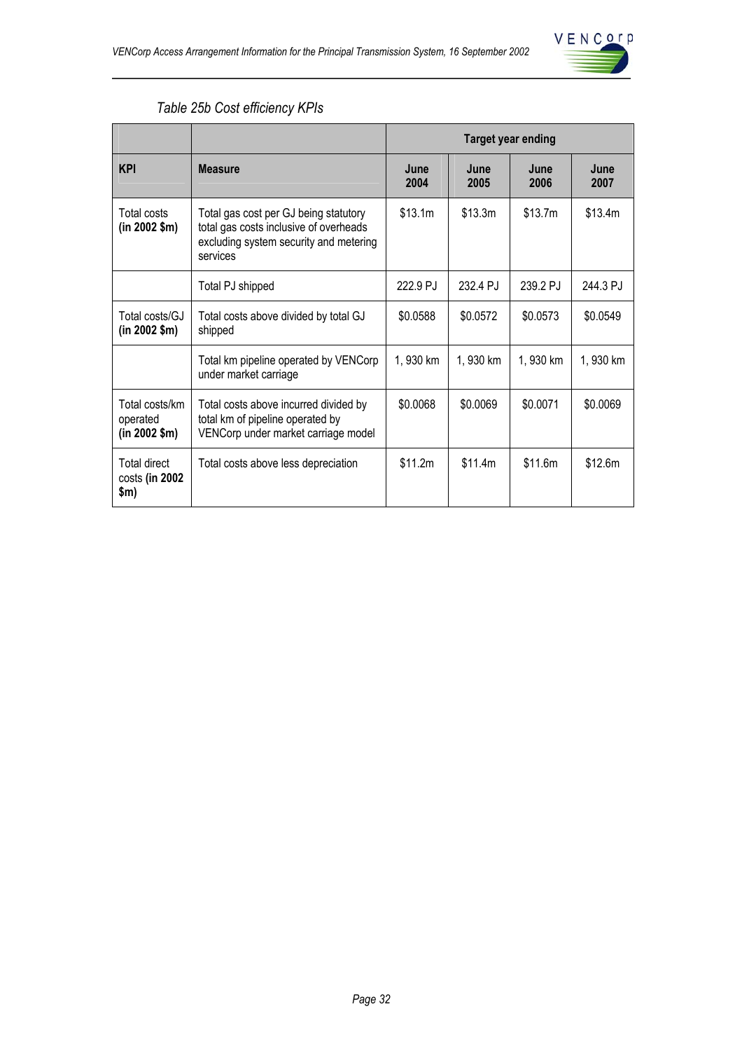*Table 25b Cost efficiency KPIs*

| KPI | Measure | Target year ending | | | |
|---|---|---|---|---|---|
| | | **June 2004** | **June 2005** | **June 2006** | **June 2007** |
| Total costs **(in 2002 $m)** | Total gas cost per GJ being statutory total gas costs inclusive of overheads excluding system security and metering services | $13.1m | $13.3m | $13.7m | $13.4m |
| | Total PJ shipped | 222.9 PJ | 232.4 PJ | 239.2 PJ | 244.3 PJ |
| Total costs/GJ **(in 2002 $m)** | Total costs above divided by total GJ shipped | $0.0588 | $0.0572 | $0.0573 | $0.0549 |
| | Total km pipeline operated by VENCorp under market carriage | 1, 930 km | 1, 930 km | 1, 930 km | 1, 930 km |
| Total costs/km operated **(in 2002 $m)** | Total costs above incurred divided by total km of pipeline operated by VENCorp under market carriage model | $0.0068 | $0.0069 | $0.0071 | $0.0069 |
| Total direct costs **(in 2002 $m)** | Total costs above less depreciation | $11.2m | $11.4m | $11.6m | $12.6m |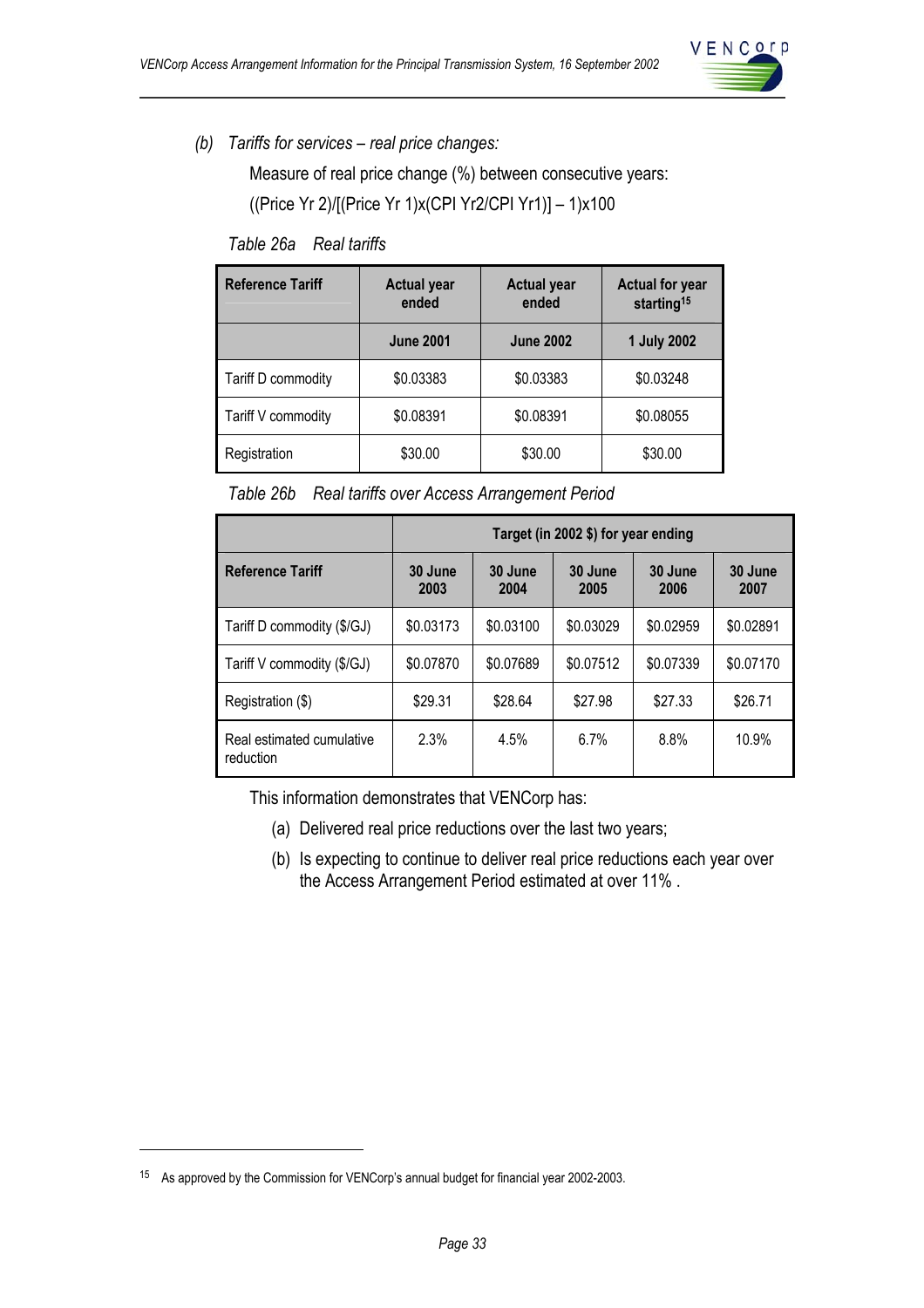*(b) Tariffs for services – real price changes:*

Measure of real price change (%) between consecutive years:

((Price Yr 2)/[(Price Yr 1)x(CPI Yr2/CPI Yr1)] – 1)x100

*Table 26a Real tariffs*

| **Reference Tariff** | **Actual year ended** | **Actual year ended** | **Actual for year starting**[15] |
|---|---|---|---|
| | **June 2001** | **June 2002** | **1 July 2002** |
| Tariff D commodity | $0.03383 | $0.03383 | $0.03248 |
| Tariff V commodity | $0.08391 | $0.08391 | $0.08055 |
| Registration | $30.00 | $30.00 | $30.00 |

*Table 26b Real tariffs over Access Arrangement Period*

| | **Target (in 2002 $) for year ending** | | | | |
|---|---|---|---|---|---|
| **Reference Tariff** | **30 June 2003** | **30 June 2004** | **30 June 2005** | **30 June 2006** | **30 June 2007** |
| Tariff D commodity ($/GJ) | $0.03173 | $0.03100 | $0.03029 | $0.02959 | $0.02891 |
| Tariff V commodity ($/GJ) | $0.07870 | $0.07689 | $0.07512 | $0.07339 | $0.07170 |
| Registration ($) | $29.31 | $28.64 | $27.98 | $27.33 | $26.71 |
| Real estimated cumulative reduction | 2.3% | 4.5% | 6.7% | 8.8% | 10.9% |

This information demonstrates that VENCorp has:

(a) Delivered real price reductions over the last two years;

(b) Is expecting to continue to deliver real price reductions each year over the Access Arrangement Period estimated at over 11% .

---

[15] As approved by the Commission for VENCorp's annual budget for financial year 2002-2003.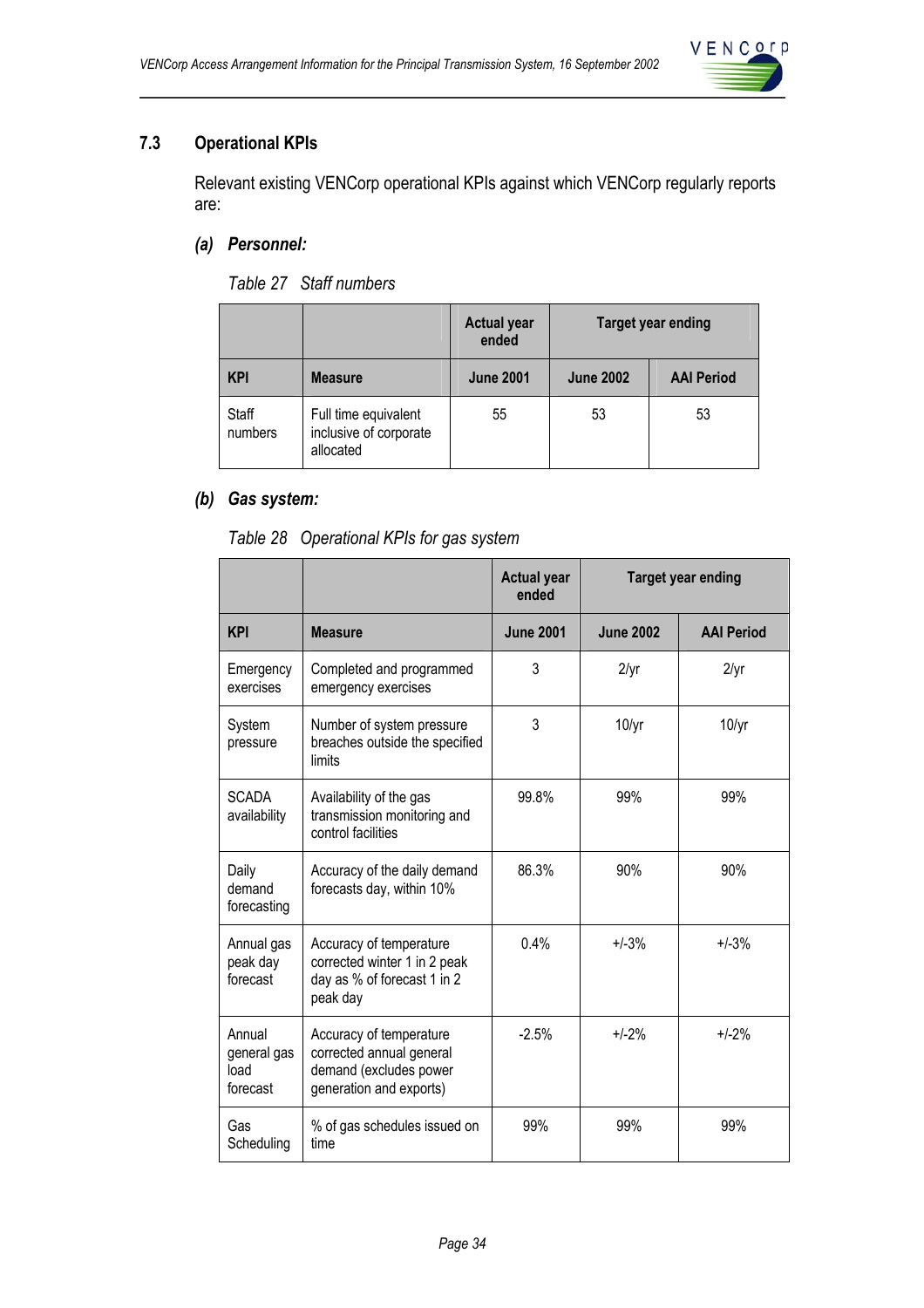### 7.3 Operational KPIs

Relevant existing VENCorp operational KPIs against which VENCorp regularly reports are:

#### *(a) Personnel:*

*Table 27 Staff numbers*

| | | Actual year ended | Target year ending | |
|---|---|---|---|---|
| **KPI** | **Measure** | **June 2001** | **June 2002** | **AAI Period** |
| Staff numbers | Full time equivalent inclusive of corporate allocated | 55 | 53 | 53 |

#### *(b) Gas system:*

*Table 28 Operational KPIs for gas system*

| | | Actual year ended | Target year ending | |
|---|---|---|---|---|
| **KPI** | **Measure** | **June 2001** | **June 2002** | **AAI Period** |
| Emergency exercises | Completed and programmed emergency exercises | 3 | 2/yr | 2/yr |
| System pressure | Number of system pressure breaches outside the specified limits | 3 | 10/yr | 10/yr |
| SCADA availability | Availability of the gas transmission monitoring and control facilities | 99.8% | 99% | 99% |
| Daily demand forecasting | Accuracy of the daily demand forecasts day, within 10% | 86.3% | 90% | 90% |
| Annual gas peak day forecast | Accuracy of temperature corrected winter 1 in 2 peak day as % of forecast 1 in 2 peak day | 0.4% | +/-3% | +/-3% |
| Annual general gas load forecast | Accuracy of temperature corrected annual general demand (excludes power generation and exports) | -2.5% | +/-2% | +/-2% |
| Gas Scheduling | % of gas schedules issued on time | 99% | 99% | 99% |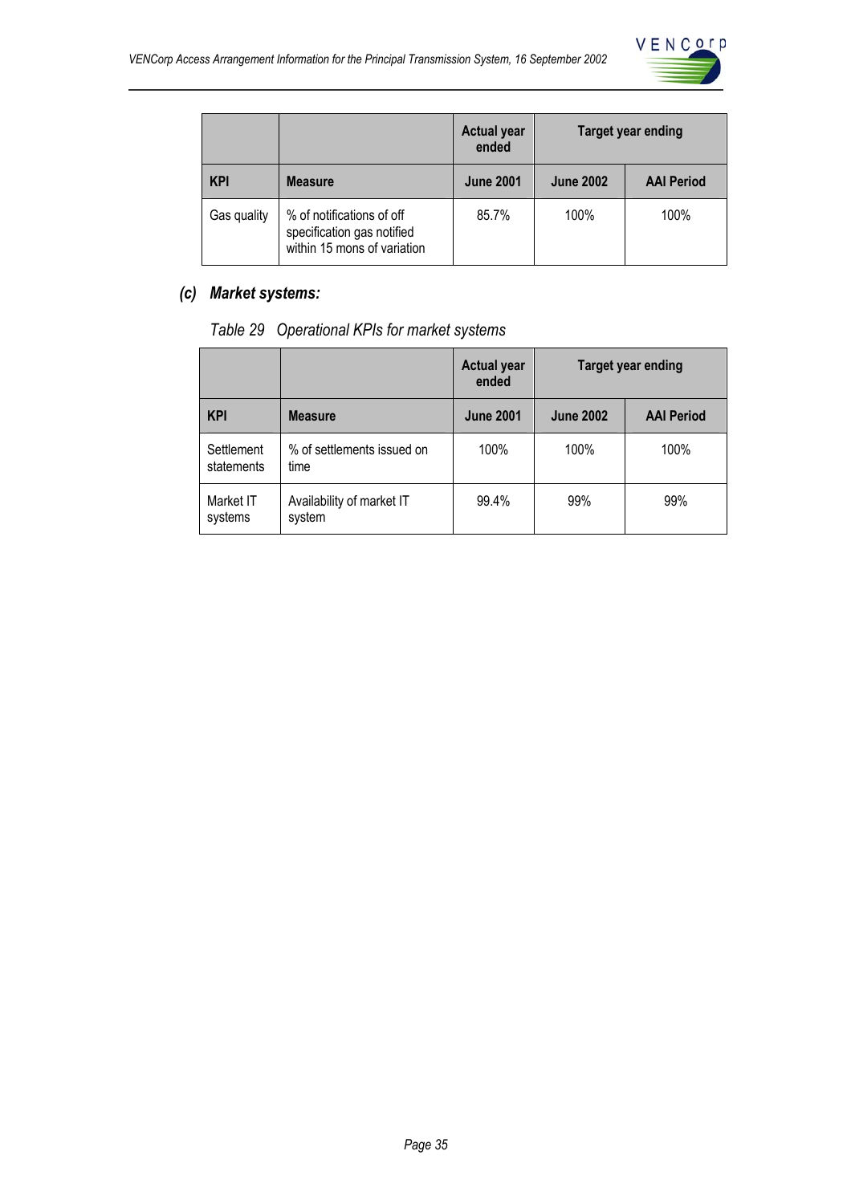| | | Actual year ended | Target year ending | |
|---|---|---|---|---|
| **KPI** | **Measure** | **June 2001** | **June 2002** | **AAI Period** |
| Gas quality | % of notifications of off specification gas notified within 15 mons of variation | 85.7% | 100% | 100% |

### *(c) Market systems:*

*Table 29 Operational KPIs for market systems*

| | | Actual year ended | Target year ending | |
|---|---|---|---|---|
| **KPI** | **Measure** | **June 2001** | **June 2002** | **AAI Period** |
| Settlement statements | % of settlements issued on time | 100% | 100% | 100% |
| Market IT systems | Availability of market IT system | 99.4% | 99% | 99% |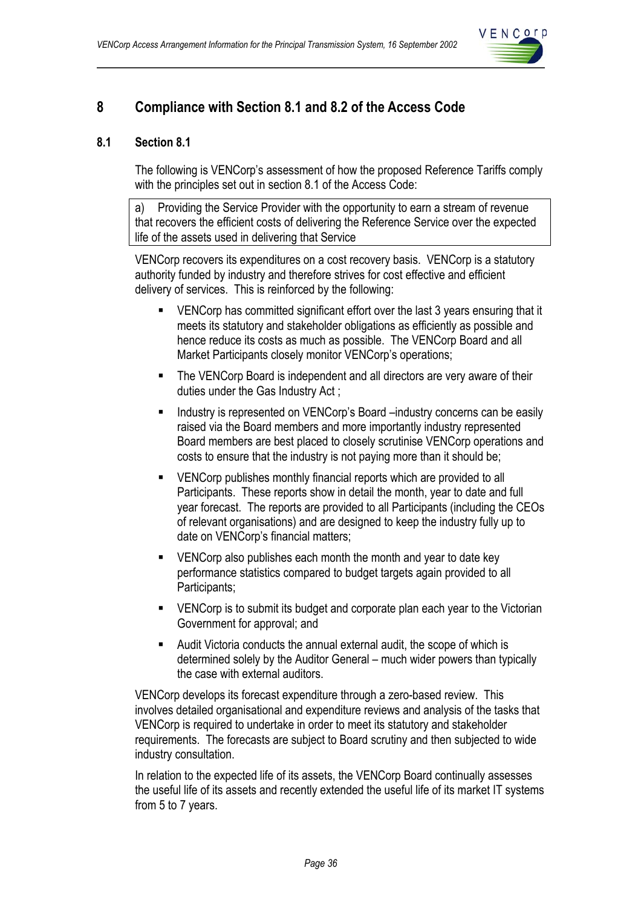# 8 Compliance with Section 8.1 and 8.2 of the Access Code

## 8.1 Section 8.1

The following is VENCorp's assessment of how the proposed Reference Tariffs comply with the principles set out in section 8.1 of the Access Code:

> a) Providing the Service Provider with the opportunity to earn a stream of revenue that recovers the efficient costs of delivering the Reference Service over the expected life of the assets used in delivering that Service

VENCorp recovers its expenditures on a cost recovery basis. VENCorp is a statutory authority funded by industry and therefore strives for cost effective and efficient delivery of services. This is reinforced by the following:

- VENCorp has committed significant effort over the last 3 years ensuring that it meets its statutory and stakeholder obligations as efficiently as possible and hence reduce its costs as much as possible. The VENCorp Board and all Market Participants closely monitor VENCorp's operations;
- The VENCorp Board is independent and all directors are very aware of their duties under the Gas Industry Act ;
- Industry is represented on VENCorp's Board –industry concerns can be easily raised via the Board members and more importantly industry represented Board members are best placed to closely scrutinise VENCorp operations and costs to ensure that the industry is not paying more than it should be;
- VENCorp publishes monthly financial reports which are provided to all Participants. These reports show in detail the month, year to date and full year forecast. The reports are provided to all Participants (including the CEOs of relevant organisations) and are designed to keep the industry fully up to date on VENCorp's financial matters;
- VENCorp also publishes each month the month and year to date key performance statistics compared to budget targets again provided to all Participants;
- VENCorp is to submit its budget and corporate plan each year to the Victorian Government for approval; and
- Audit Victoria conducts the annual external audit, the scope of which is determined solely by the Auditor General – much wider powers than typically the case with external auditors.

VENCorp develops its forecast expenditure through a zero-based review. This involves detailed organisational and expenditure reviews and analysis of the tasks that VENCorp is required to undertake in order to meet its statutory and stakeholder requirements. The forecasts are subject to Board scrutiny and then subjected to wide industry consultation.

In relation to the expected life of its assets, the VENCorp Board continually assesses the useful life of its assets and recently extended the useful life of its market IT systems from 5 to 7 years.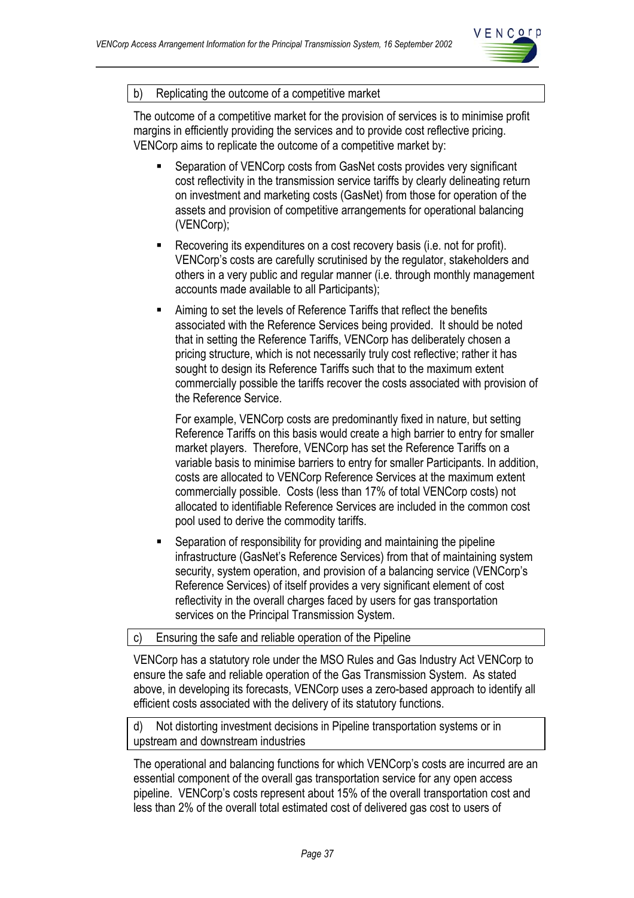### b) Replicating the outcome of a competitive market

The outcome of a competitive market for the provision of services is to minimise profit margins in efficiently providing the services and to provide cost reflective pricing. VENCorp aims to replicate the outcome of a competitive market by:

- Separation of VENCorp costs from GasNet costs provides very significant cost reflectivity in the transmission service tariffs by clearly delineating return on investment and marketing costs (GasNet) from those for operation of the assets and provision of competitive arrangements for operational balancing (VENCorp);

- Recovering its expenditures on a cost recovery basis (i.e. not for profit). VENCorp's costs are carefully scrutinised by the regulator, stakeholders and others in a very public and regular manner (i.e. through monthly management accounts made available to all Participants);

- Aiming to set the levels of Reference Tariffs that reflect the benefits associated with the Reference Services being provided. It should be noted that in setting the Reference Tariffs, VENCorp has deliberately chosen a pricing structure, which is not necessarily truly cost reflective; rather it has sought to design its Reference Tariffs such that to the maximum extent commercially possible the tariffs recover the costs associated with provision of the Reference Service.

  For example, VENCorp costs are predominantly fixed in nature, but setting Reference Tariffs on this basis would create a high barrier to entry for smaller market players. Therefore, VENCorp has set the Reference Tariffs on a variable basis to minimise barriers to entry for smaller Participants. In addition, costs are allocated to VENCorp Reference Services at the maximum extent commercially possible. Costs (less than 17% of total VENCorp costs) not allocated to identifiable Reference Services are included in the common cost pool used to derive the commodity tariffs.

- Separation of responsibility for providing and maintaining the pipeline infrastructure (GasNet's Reference Services) from that of maintaining system security, system operation, and provision of a balancing service (VENCorp's Reference Services) of itself provides a very significant element of cost reflectivity in the overall charges faced by users for gas transportation services on the Principal Transmission System.

### c) Ensuring the safe and reliable operation of the Pipeline

VENCorp has a statutory role under the MSO Rules and Gas Industry Act VENCorp to ensure the safe and reliable operation of the Gas Transmission System. As stated above, in developing its forecasts, VENCorp uses a zero-based approach to identify all efficient costs associated with the delivery of its statutory functions.

### d) Not distorting investment decisions in Pipeline transportation systems or in upstream and downstream industries

The operational and balancing functions for which VENCorp's costs are incurred are an essential component of the overall gas transportation service for any open access pipeline. VENCorp's costs represent about 15% of the overall transportation cost and less than 2% of the overall total estimated cost of delivered gas cost to users of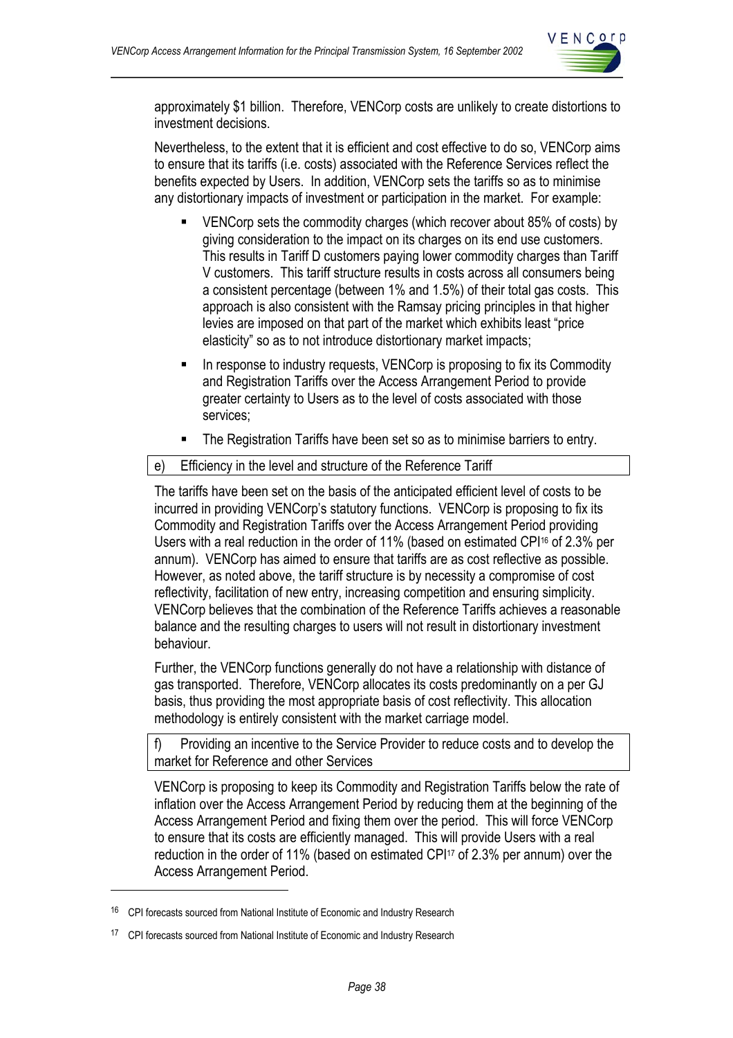approximately $1 billion. Therefore, VENCorp costs are unlikely to create distortions to investment decisions.

Nevertheless, to the extent that it is efficient and cost effective to do so, VENCorp aims to ensure that its tariffs (i.e. costs) associated with the Reference Services reflect the benefits expected by Users. In addition, VENCorp sets the tariffs so as to minimise any distortionary impacts of investment or participation in the market. For example:

- VENCorp sets the commodity charges (which recover about 85% of costs) by giving consideration to the impact on its charges on its end use customers. This results in Tariff D customers paying lower commodity charges than Tariff V customers. This tariff structure results in costs across all consumers being a consistent percentage (between 1% and 1.5%) of their total gas costs. This approach is also consistent with the Ramsay pricing principles in that higher levies are imposed on that part of the market which exhibits least "price elasticity" so as to not introduce distortionary market impacts;
- In response to industry requests, VENCorp is proposing to fix its Commodity and Registration Tariffs over the Access Arrangement Period to provide greater certainty to Users as to the level of costs associated with those services;
- The Registration Tariffs have been set so as to minimise barriers to entry.

#### e) Efficiency in the level and structure of the Reference Tariff

The tariffs have been set on the basis of the anticipated efficient level of costs to be incurred in providing VENCorp's statutory functions. VENCorp is proposing to fix its Commodity and Registration Tariffs over the Access Arrangement Period providing Users with a real reduction in the order of 11% (based on estimated CPI[16] of 2.3% per annum). VENCorp has aimed to ensure that tariffs are as cost reflective as possible. However, as noted above, the tariff structure is by necessity a compromise of cost reflectivity, facilitation of new entry, increasing competition and ensuring simplicity. VENCorp believes that the combination of the Reference Tariffs achieves a reasonable balance and the resulting charges to users will not result in distortionary investment behaviour.

Further, the VENCorp functions generally do not have a relationship with distance of gas transported. Therefore, VENCorp allocates its costs predominantly on a per GJ basis, thus providing the most appropriate basis of cost reflectivity. This allocation methodology is entirely consistent with the market carriage model.

#### f) Providing an incentive to the Service Provider to reduce costs and to develop the market for Reference and other Services

VENCorp is proposing to keep its Commodity and Registration Tariffs below the rate of inflation over the Access Arrangement Period by reducing them at the beginning of the Access Arrangement Period and fixing them over the period. This will force VENCorp to ensure that its costs are efficiently managed. This will provide Users with a real reduction in the order of 11% (based on estimated CPI[17] of 2.3% per annum) over the Access Arrangement Period.

---

[16] CPI forecasts sourced from National Institute of Economic and Industry Research

[17] CPI forecasts sourced from National Institute of Economic and Industry Research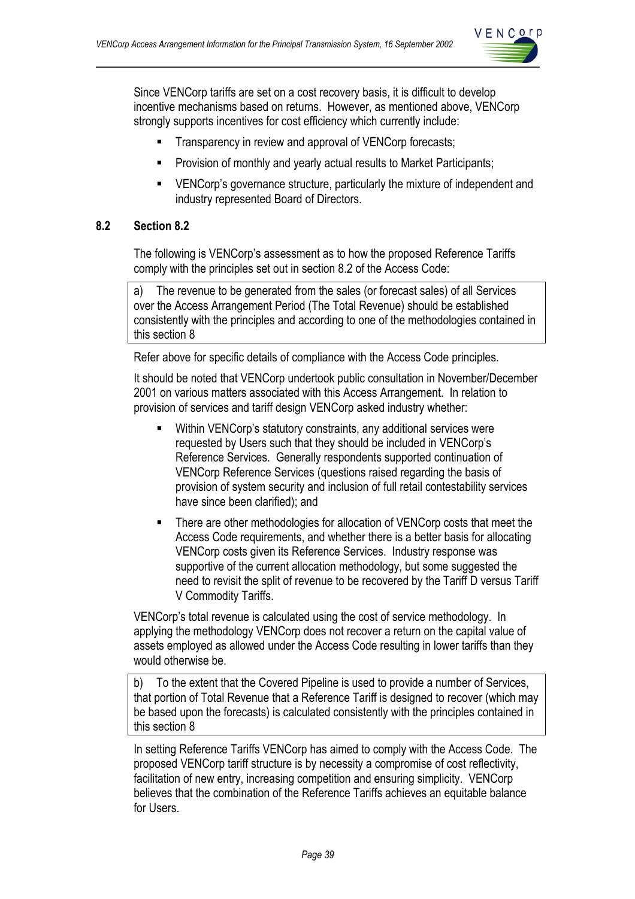Since VENCorp tariffs are set on a cost recovery basis, it is difficult to develop incentive mechanisms based on returns. However, as mentioned above, VENCorp strongly supports incentives for cost efficiency which currently include:

- Transparency in review and approval of VENCorp forecasts;
- Provision of monthly and yearly actual results to Market Participants;
- VENCorp's governance structure, particularly the mixture of independent and industry represented Board of Directors.

## 8.2 Section 8.2

The following is VENCorp's assessment as to how the proposed Reference Tariffs comply with the principles set out in section 8.2 of the Access Code:

> a) The revenue to be generated from the sales (or forecast sales) of all Services over the Access Arrangement Period (The Total Revenue) should be established consistently with the principles and according to one of the methodologies contained in this section 8

Refer above for specific details of compliance with the Access Code principles.

It should be noted that VENCorp undertook public consultation in November/December 2001 on various matters associated with this Access Arrangement. In relation to provision of services and tariff design VENCorp asked industry whether:

- Within VENCorp's statutory constraints, any additional services were requested by Users such that they should be included in VENCorp's Reference Services. Generally respondents supported continuation of VENCorp Reference Services (questions raised regarding the basis of provision of system security and inclusion of full retail contestability services have since been clarified); and
- There are other methodologies for allocation of VENCorp costs that meet the Access Code requirements, and whether there is a better basis for allocating VENCorp costs given its Reference Services. Industry response was supportive of the current allocation methodology, but some suggested the need to revisit the split of revenue to be recovered by the Tariff D versus Tariff V Commodity Tariffs.

VENCorp's total revenue is calculated using the cost of service methodology. In applying the methodology VENCorp does not recover a return on the capital value of assets employed as allowed under the Access Code resulting in lower tariffs than they would otherwise be.

> b) To the extent that the Covered Pipeline is used to provide a number of Services, that portion of Total Revenue that a Reference Tariff is designed to recover (which may be based upon the forecasts) is calculated consistently with the principles contained in this section 8

In setting Reference Tariffs VENCorp has aimed to comply with the Access Code. The proposed VENCorp tariff structure is by necessity a compromise of cost reflectivity, facilitation of new entry, increasing competition and ensuring simplicity. VENCorp believes that the combination of the Reference Tariffs achieves an equitable balance for Users.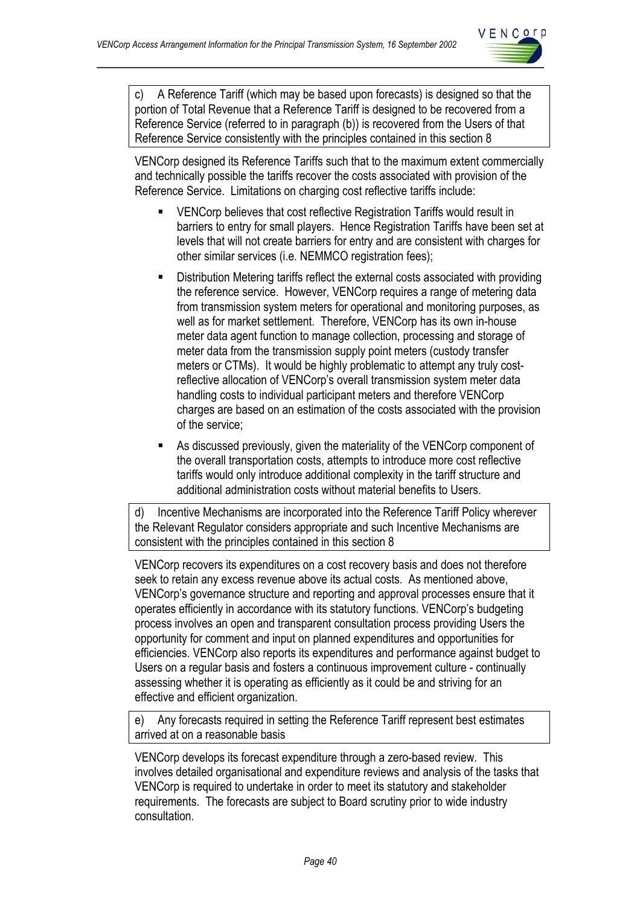> c) A Reference Tariff (which may be based upon forecasts) is designed so that the portion of Total Revenue that a Reference Tariff is designed to be recovered from a Reference Service (referred to in paragraph (b)) is recovered from the Users of that Reference Service consistently with the principles contained in this section 8

VENCorp designed its Reference Tariffs such that to the maximum extent commercially and technically possible the tariffs recover the costs associated with provision of the Reference Service. Limitations on charging cost reflective tariffs include:

- VENCorp believes that cost reflective Registration Tariffs would result in barriers to entry for small players. Hence Registration Tariffs have been set at levels that will not create barriers for entry and are consistent with charges for other similar services (i.e. NEMMCO registration fees);
- Distribution Metering tariffs reflect the external costs associated with providing the reference service. However, VENCorp requires a range of metering data from transmission system meters for operational and monitoring purposes, as well as for market settlement. Therefore, VENCorp has its own in-house meter data agent function to manage collection, processing and storage of meter data from the transmission supply point meters (custody transfer meters or CTMs). It would be highly problematic to attempt any truly cost-reflective allocation of VENCorp's overall transmission system meter data handling costs to individual participant meters and therefore VENCorp charges are based on an estimation of the costs associated with the provision of the service;
- As discussed previously, given the materiality of the VENCorp component of the overall transportation costs, attempts to introduce more cost reflective tariffs would only introduce additional complexity in the tariff structure and additional administration costs without material benefits to Users.

> d) Incentive Mechanisms are incorporated into the Reference Tariff Policy wherever the Relevant Regulator considers appropriate and such Incentive Mechanisms are consistent with the principles contained in this section 8

VENCorp recovers its expenditures on a cost recovery basis and does not therefore seek to retain any excess revenue above its actual costs. As mentioned above, VENCorp's governance structure and reporting and approval processes ensure that it operates efficiently in accordance with its statutory functions. VENCorp's budgeting process involves an open and transparent consultation process providing Users the opportunity for comment and input on planned expenditures and opportunities for efficiencies. VENCorp also reports its expenditures and performance against budget to Users on a regular basis and fosters a continuous improvement culture - continually assessing whether it is operating as efficiently as it could be and striving for an effective and efficient organization.

> e) Any forecasts required in setting the Reference Tariff represent best estimates arrived at on a reasonable basis

VENCorp develops its forecast expenditure through a zero-based review. This involves detailed organisational and expenditure reviews and analysis of the tasks that VENCorp is required to undertake in order to meet its statutory and stakeholder requirements. The forecasts are subject to Board scrutiny prior to wide industry consultation.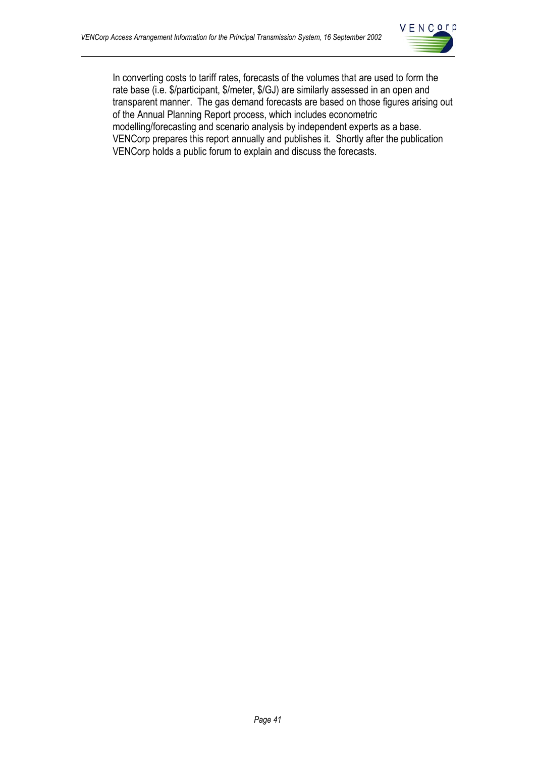In converting costs to tariff rates, forecasts of the volumes that are used to form the rate base (i.e. $/participant, $/meter, $/GJ) are similarly assessed in an open and transparent manner. The gas demand forecasts are based on those figures arising out of the Annual Planning Report process, which includes econometric modelling/forecasting and scenario analysis by independent experts as a base. VENCorp prepares this report annually and publishes it. Shortly after the publication VENCorp holds a public forum to explain and discuss the forecasts.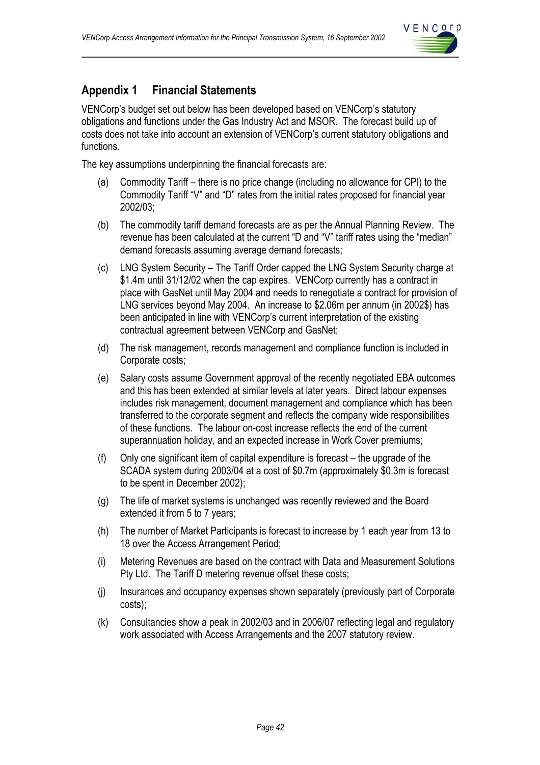## Appendix 1 Financial Statements

VENCorp's budget set out below has been developed based on VENCorp's statutory obligations and functions under the Gas Industry Act and MSOR. The forecast build up of costs does not take into account an extension of VENCorp's current statutory obligations and functions.

The key assumptions underpinning the financial forecasts are:

(a) Commodity Tariff – there is no price change (including no allowance for CPI) to the Commodity Tariff "V" and "D" rates from the initial rates proposed for financial year 2002/03;

(b) The commodity tariff demand forecasts are as per the Annual Planning Review. The revenue has been calculated at the current "D and "V" tariff rates using the "median" demand forecasts assuming average demand forecasts;

(c) LNG System Security – The Tariff Order capped the LNG System Security charge at $1.4m until 31/12/02 when the cap expires. VENCorp currently has a contract in place with GasNet until May 2004 and needs to renegotiate a contract for provision of LNG services beyond May 2004. An increase to $2.06m per annum (in 2002$) has been anticipated in line with VENCorp's current interpretation of the existing contractual agreement between VENCorp and GasNet;

(d) The risk management, records management and compliance function is included in Corporate costs;

(e) Salary costs assume Government approval of the recently negotiated EBA outcomes and this has been extended at similar levels at later years. Direct labour expenses includes risk management, document management and compliance which has been transferred to the corporate segment and reflects the company wide responsibilities of these functions. The labour on-cost increase reflects the end of the current superannuation holiday, and an expected increase in Work Cover premiums;

(f) Only one significant item of capital expenditure is forecast – the upgrade of the SCADA system during 2003/04 at a cost of $0.7m (approximately $0.3m is forecast to be spent in December 2002);

(g) The life of market systems is unchanged was recently reviewed and the Board extended it from 5 to 7 years;

(h) The number of Market Participants is forecast to increase by 1 each year from 13 to 18 over the Access Arrangement Period;

(i) Metering Revenues are based on the contract with Data and Measurement Solutions Pty Ltd. The Tariff D metering revenue offset these costs;

(j) Insurances and occupancy expenses shown separately (previously part of Corporate costs);

(k) Consultancies show a peak in 2002/03 and in 2006/07 reflecting legal and regulatory work associated with Access Arrangements and the 2007 statutory review.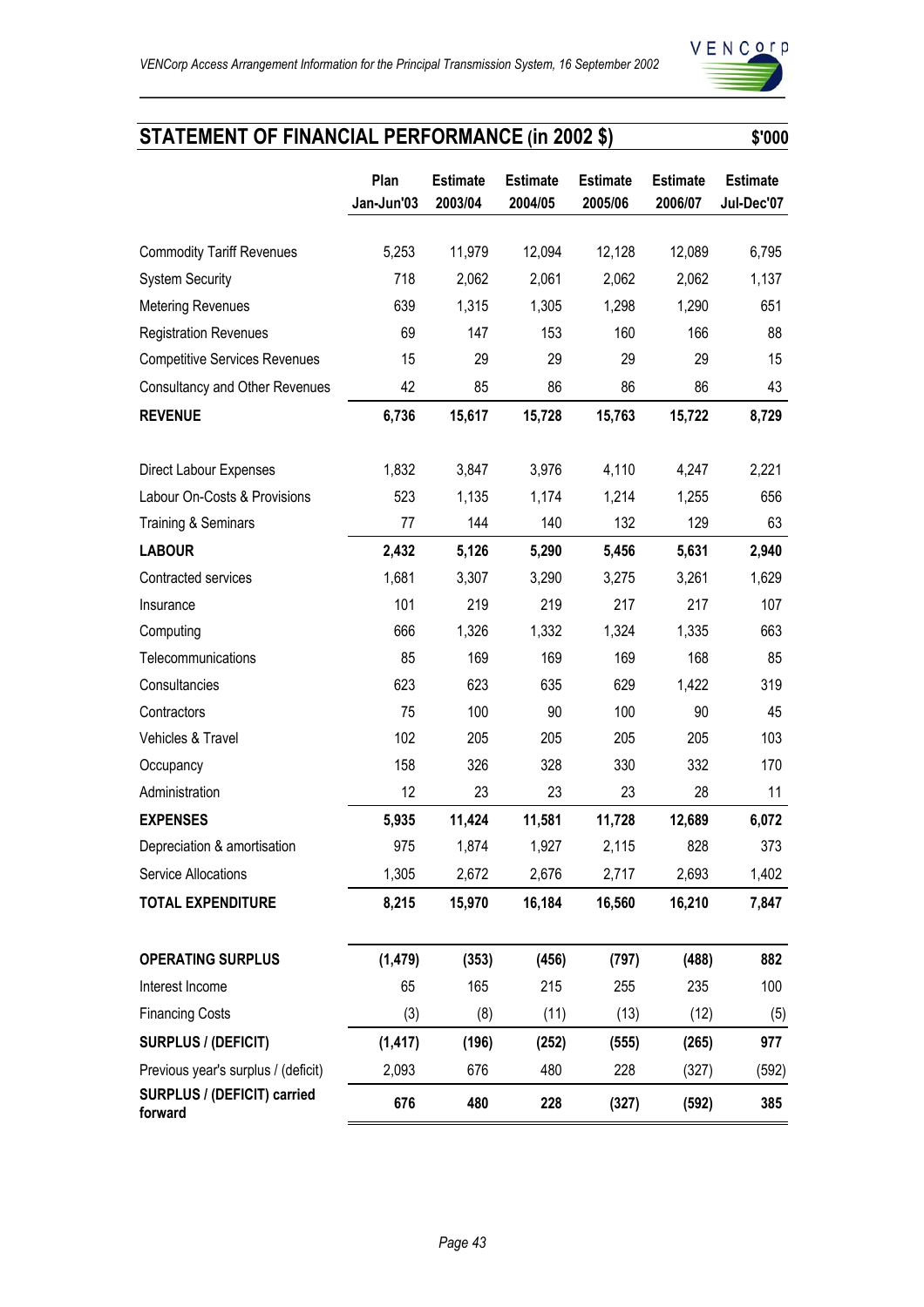## STATEMENT OF FINANCIAL PERFORMANCE (in 2002 $) — $'000

| | Plan Jan-Jun'03 | Estimate 2003/04 | Estimate 2004/05 | Estimate 2005/06 | Estimate 2006/07 | Estimate Jul-Dec'07 |
|---|---|---|---|---|---|---|
| Commodity Tariff Revenues | 5,253 | 11,979 | 12,094 | 12,128 | 12,089 | 6,795 |
| System Security | 718 | 2,062 | 2,061 | 2,062 | 2,062 | 1,137 |
| Metering Revenues | 639 | 1,315 | 1,305 | 1,298 | 1,290 | 651 |
| Registration Revenues | 69 | 147 | 153 | 160 | 166 | 88 |
| Competitive Services Revenues | 15 | 29 | 29 | 29 | 29 | 15 |
| Consultancy and Other Revenues | 42 | 85 | 86 | 86 | 86 | 43 |
| **REVENUE** | **6,736** | **15,617** | **15,728** | **15,763** | **15,722** | **8,729** |
| Direct Labour Expenses | 1,832 | 3,847 | 3,976 | 4,110 | 4,247 | 2,221 |
| Labour On-Costs & Provisions | 523 | 1,135 | 1,174 | 1,214 | 1,255 | 656 |
| Training & Seminars | 77 | 144 | 140 | 132 | 129 | 63 |
| **LABOUR** | **2,432** | **5,126** | **5,290** | **5,456** | **5,631** | **2,940** |
| Contracted services | 1,681 | 3,307 | 3,290 | 3,275 | 3,261 | 1,629 |
| Insurance | 101 | 219 | 219 | 217 | 217 | 107 |
| Computing | 666 | 1,326 | 1,332 | 1,324 | 1,335 | 663 |
| Telecommunications | 85 | 169 | 169 | 169 | 168 | 85 |
| Consultancies | 623 | 623 | 635 | 629 | 1,422 | 319 |
| Contractors | 75 | 100 | 90 | 100 | 90 | 45 |
| Vehicles & Travel | 102 | 205 | 205 | 205 | 205 | 103 |
| Occupancy | 158 | 326 | 328 | 330 | 332 | 170 |
| Administration | 12 | 23 | 23 | 23 | 28 | 11 |
| **EXPENSES** | **5,935** | **11,424** | **11,581** | **11,728** | **12,689** | **6,072** |
| Depreciation & amortisation | 975 | 1,874 | 1,927 | 2,115 | 828 | 373 |
| Service Allocations | 1,305 | 2,672 | 2,676 | 2,717 | 2,693 | 1,402 |
| **TOTAL EXPENDITURE** | **8,215** | **15,970** | **16,184** | **16,560** | **16,210** | **7,847** |
| **OPERATING SURPLUS** | **(1,479)** | **(353)** | **(456)** | **(797)** | **(488)** | **882** |
| Interest Income | 65 | 165 | 215 | 255 | 235 | 100 |
| Financing Costs | (3) | (8) | (11) | (13) | (12) | (5) |
| **SURPLUS / (DEFICIT)** | **(1,417)** | **(196)** | **(252)** | **(555)** | **(265)** | **977** |
| Previous year's surplus / (deficit) | 2,093 | 676 | 480 | 228 | (327) | (592) |
| **SURPLUS / (DEFICIT) carried forward** | **676** | **480** | **228** | **(327)** | **(592)** | **385** |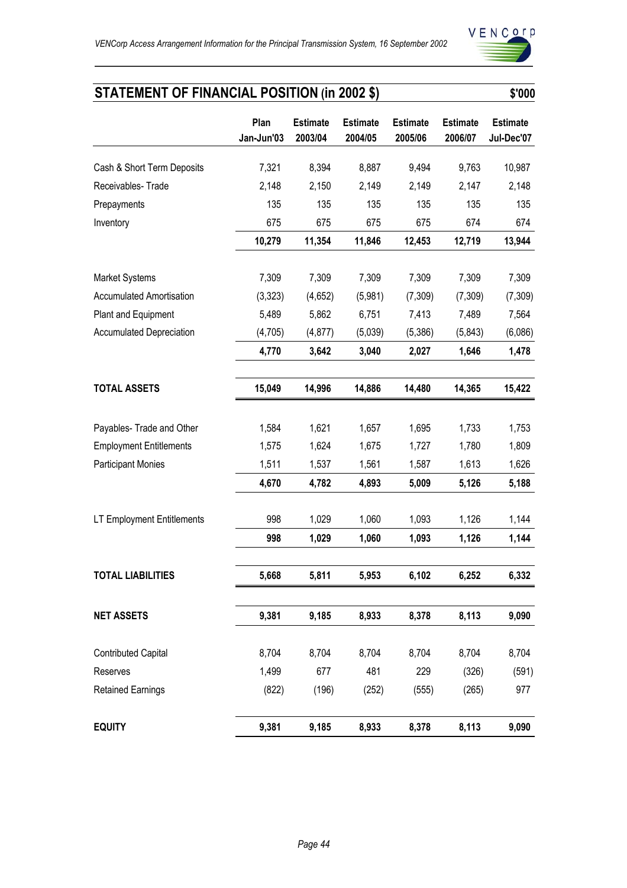## STATEMENT OF FINANCIAL POSITION (in 2002 $)

$'000

| | Plan Jan-Jun'03 | Estimate 2003/04 | Estimate 2004/05 | Estimate 2005/06 | Estimate 2006/07 | Estimate Jul-Dec'07 |
|---|---|---|---|---|---|---|
| Cash & Short Term Deposits | 7,321 | 8,394 | 8,887 | 9,494 | 9,763 | 10,987 |
| Receivables- Trade | 2,148 | 2,150 | 2,149 | 2,149 | 2,147 | 2,148 |
| Prepayments | 135 | 135 | 135 | 135 | 135 | 135 |
| Inventory | 675 | 675 | 675 | 675 | 674 | 674 |
| | **10,279** | **11,354** | **11,846** | **12,453** | **12,719** | **13,944** |
| Market Systems | 7,309 | 7,309 | 7,309 | 7,309 | 7,309 | 7,309 |
| Accumulated Amortisation | (3,323) | (4,652) | (5,981) | (7,309) | (7,309) | (7,309) |
| Plant and Equipment | 5,489 | 5,862 | 6,751 | 7,413 | 7,489 | 7,564 |
| Accumulated Depreciation | (4,705) | (4,877) | (5,039) | (5,386) | (5,843) | (6,086) |
| | **4,770** | **3,642** | **3,040** | **2,027** | **1,646** | **1,478** |
| **TOTAL ASSETS** | **15,049** | **14,996** | **14,886** | **14,480** | **14,365** | **15,422** |
| Payables- Trade and Other | 1,584 | 1,621 | 1,657 | 1,695 | 1,733 | 1,753 |
| Employment Entitlements | 1,575 | 1,624 | 1,675 | 1,727 | 1,780 | 1,809 |
| Participant Monies | 1,511 | 1,537 | 1,561 | 1,587 | 1,613 | 1,626 |
| | **4,670** | **4,782** | **4,893** | **5,009** | **5,126** | **5,188** |
| LT Employment Entitlements | 998 | 1,029 | 1,060 | 1,093 | 1,126 | 1,144 |
| | **998** | **1,029** | **1,060** | **1,093** | **1,126** | **1,144** |
| **TOTAL LIABILITIES** | **5,668** | **5,811** | **5,953** | **6,102** | **6,252** | **6,332** |
| **NET ASSETS** | **9,381** | **9,185** | **8,933** | **8,378** | **8,113** | **9,090** |
| Contributed Capital | 8,704 | 8,704 | 8,704 | 8,704 | 8,704 | 8,704 |
| Reserves | 1,499 | 677 | 481 | 229 | (326) | (591) |
| Retained Earnings | (822) | (196) | (252) | (555) | (265) | 977 |
| **EQUITY** | **9,381** | **9,185** | **8,933** | **8,378** | **8,113** | **9,090** |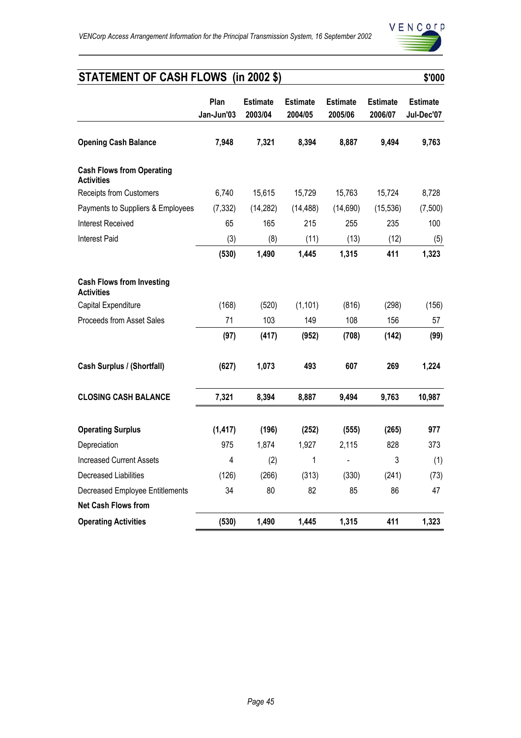## STATEMENT OF CASH FLOWS (in 2002 $) $'000

| | Plan Jan-Jun'03 | Estimate 2003/04 | Estimate 2004/05 | Estimate 2005/06 | Estimate 2006/07 | Estimate Jul-Dec'07 |
|---|---|---|---|---|---|---|
| **Opening Cash Balance** | **7,948** | **7,321** | **8,394** | **8,887** | **9,494** | **9,763** |
| **Cash Flows from Operating Activities** | | | | | | |
| Receipts from Customers | 6,740 | 15,615 | 15,729 | 15,763 | 15,724 | 8,728 |
| Payments to Suppliers & Employees | (7,332) | (14,282) | (14,488) | (14,690) | (15,536) | (7,500) |
| Interest Received | 65 | 165 | 215 | 255 | 235 | 100 |
| Interest Paid | (3) | (8) | (11) | (13) | (12) | (5) |
| | **(530)** | **1,490** | **1,445** | **1,315** | **411** | **1,323** |
| **Cash Flows from Investing Activities** | | | | | | |
| Capital Expenditure | (168) | (520) | (1,101) | (816) | (298) | (156) |
| Proceeds from Asset Sales | 71 | 103 | 149 | 108 | 156 | 57 |
| | **(97)** | **(417)** | **(952)** | **(708)** | **(142)** | **(99)** |
| **Cash Surplus / (Shortfall)** | **(627)** | **1,073** | **493** | **607** | **269** | **1,224** |
| **CLOSING CASH BALANCE** | **7,321** | **8,394** | **8,887** | **9,494** | **9,763** | **10,987** |
| **Operating Surplus** | **(1,417)** | **(196)** | **(252)** | **(555)** | **(265)** | **977** |
| Depreciation | 975 | 1,874 | 1,927 | 2,115 | 828 | 373 |
| Increased Current Assets | 4 | (2) | 1 | - | 3 | (1) |
| Decreased Liabilities | (126) | (266) | (313) | (330) | (241) | (73) |
| Decreased Employee Entitlements | 34 | 80 | 82 | 85 | 86 | 47 |
| **Net Cash Flows from Operating Activities** | **(530)** | **1,490** | **1,445** | **1,315** | **411** | **1,323** |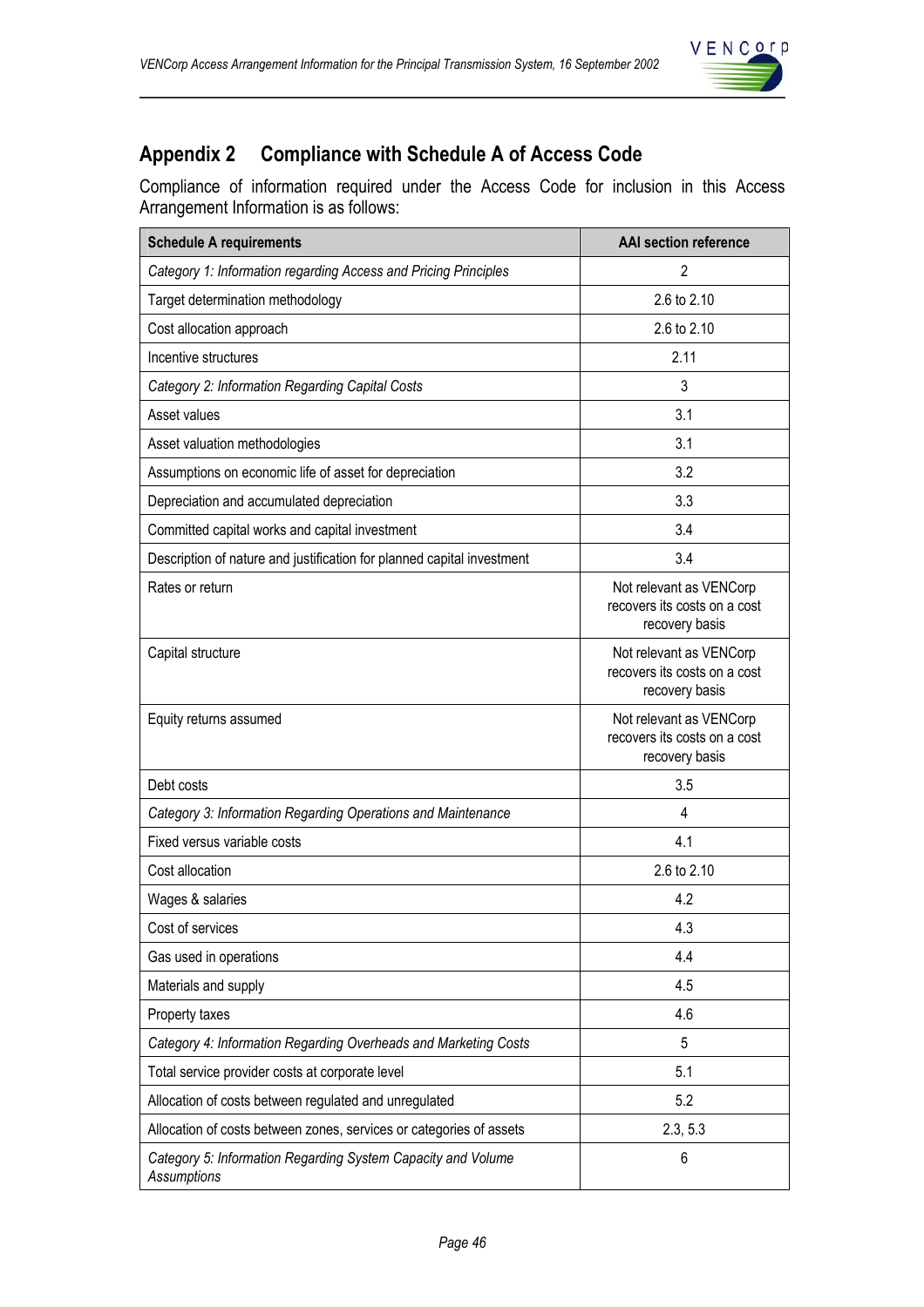## Appendix 2 Compliance with Schedule A of Access Code

Compliance of information required under the Access Code for inclusion in this Access Arrangement Information is as follows:

| Schedule A requirements | AAI section reference |
|---|---|
| *Category 1: Information regarding Access and Pricing Principles* | 2 |
| Target determination methodology | 2.6 to 2.10 |
| Cost allocation approach | 2.6 to 2.10 |
| Incentive structures | 2.11 |
| *Category 2: Information Regarding Capital Costs* | 3 |
| Asset values | 3.1 |
| Asset valuation methodologies | 3.1 |
| Assumptions on economic life of asset for depreciation | 3.2 |
| Depreciation and accumulated depreciation | 3.3 |
| Committed capital works and capital investment | 3.4 |
| Description of nature and justification for planned capital investment | 3.4 |
| Rates or return | Not relevant as VENCorp recovers its costs on a cost recovery basis |
| Capital structure | Not relevant as VENCorp recovers its costs on a cost recovery basis |
| Equity returns assumed | Not relevant as VENCorp recovers its costs on a cost recovery basis |
| Debt costs | 3.5 |
| *Category 3: Information Regarding Operations and Maintenance* | 4 |
| Fixed versus variable costs | 4.1 |
| Cost allocation | 2.6 to 2.10 |
| Wages & salaries | 4.2 |
| Cost of services | 4.3 |
| Gas used in operations | 4.4 |
| Materials and supply | 4.5 |
| Property taxes | 4.6 |
| *Category 4: Information Regarding Overheads and Marketing Costs* | 5 |
| Total service provider costs at corporate level | 5.1 |
| Allocation of costs between regulated and unregulated | 5.2 |
| Allocation of costs between zones, services or categories of assets | 2.3, 5.3 |
| *Category 5: Information Regarding System Capacity and Volume Assumptions* | 6 |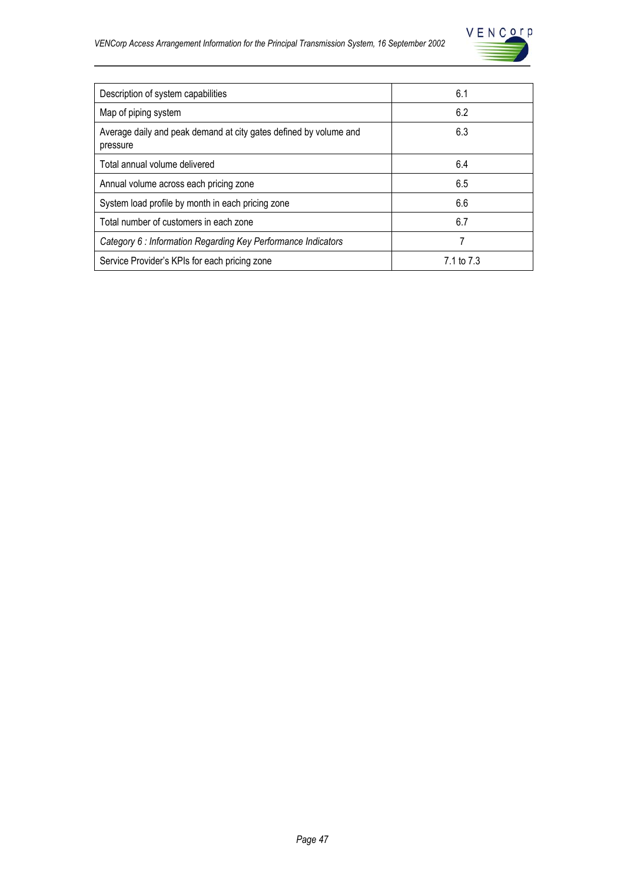| | |
|---|---|
| Description of system capabilities | 6.1 |
| Map of piping system | 6.2 |
| Average daily and peak demand at city gates defined by volume and pressure | 6.3 |
| Total annual volume delivered | 6.4 |
| Annual volume across each pricing zone | 6.5 |
| System load profile by month in each pricing zone | 6.6 |
| Total number of customers in each zone | 6.7 |
| *Category 6 : Information Regarding Key Performance Indicators* | 7 |
| Service Provider's KPIs for each pricing zone | 7.1 to 7.3 |